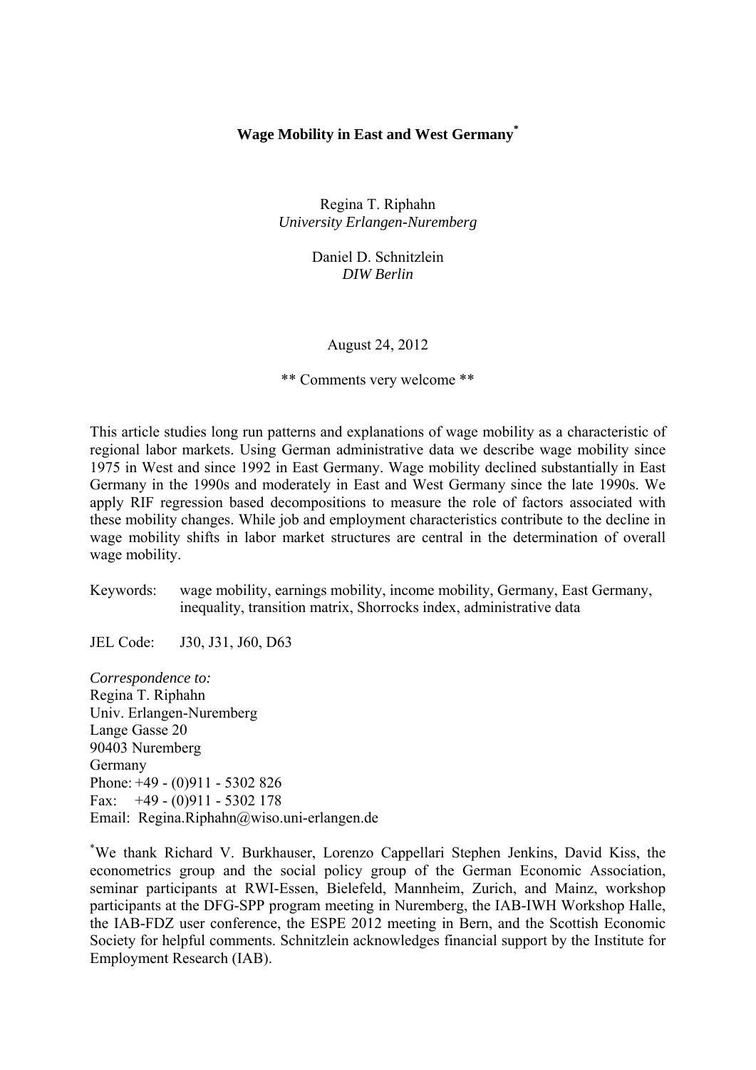**Wage Mobility in East and West Germany**[*]

Regina T. Riphahn
*University Erlangen-Nuremberg*

Daniel D. Schnitzlein
*DIW Berlin*

August 24, 2012

** Comments very welcome **

This article studies long run patterns and explanations of wage mobility as a characteristic of regional labor markets. Using German administrative data we describe wage mobility since 1975 in West and since 1992 in East Germany. Wage mobility declined substantially in East Germany in the 1990s and moderately in East and West Germany since the late 1990s. We apply RIF regression based decompositions to measure the role of factors associated with these mobility changes. While job and employment characteristics contribute to the decline in wage mobility shifts in labor market structures are central in the determination of overall wage mobility.

Keywords: wage mobility, earnings mobility, income mobility, Germany, East Germany, inequality, transition matrix, Shorrocks index, administrative data

JEL Code: J30, J31, J60, D63

*Correspondence to:*
Regina T. Riphahn
Univ. Erlangen-Nuremberg
Lange Gasse 20
90403 Nuremberg
Germany
Phone: +49 - (0)911 - 5302 826
Fax: +49 - (0)911 - 5302 178
Email: Regina.Riphahn@wiso.uni-erlangen.de

[*] We thank Richard V. Burkhauser, Lorenzo Cappellari Stephen Jenkins, David Kiss, the econometrics group and the social policy group of the German Economic Association, seminar participants at RWI-Essen, Bielefeld, Mannheim, Zurich, and Mainz, workshop participants at the DFG-SPP program meeting in Nuremberg, the IAB-IWH Workshop Halle, the IAB-FDZ user conference, the ESPE 2012 meeting in Bern, and the Scottish Economic Society for helpful comments. Schnitzlein acknowledges financial support by the Institute for Employment Research (IAB).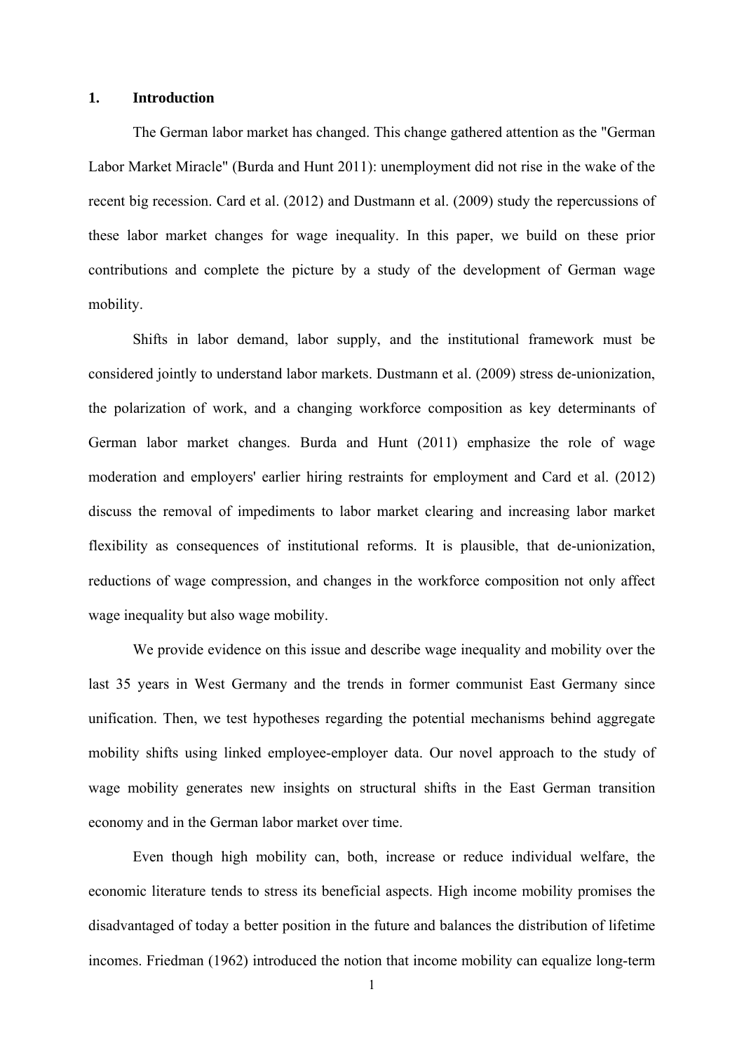## 1. Introduction

The German labor market has changed. This change gathered attention as the "German Labor Market Miracle" (Burda and Hunt 2011): unemployment did not rise in the wake of the recent big recession. Card et al. (2012) and Dustmann et al. (2009) study the repercussions of these labor market changes for wage inequality. In this paper, we build on these prior contributions and complete the picture by a study of the development of German wage mobility.

Shifts in labor demand, labor supply, and the institutional framework must be considered jointly to understand labor markets. Dustmann et al. (2009) stress de-unionization, the polarization of work, and a changing workforce composition as key determinants of German labor market changes. Burda and Hunt (2011) emphasize the role of wage moderation and employers' earlier hiring restraints for employment and Card et al. (2012) discuss the removal of impediments to labor market clearing and increasing labor market flexibility as consequences of institutional reforms. It is plausible, that de-unionization, reductions of wage compression, and changes in the workforce composition not only affect wage inequality but also wage mobility.

We provide evidence on this issue and describe wage inequality and mobility over the last 35 years in West Germany and the trends in former communist East Germany since unification. Then, we test hypotheses regarding the potential mechanisms behind aggregate mobility shifts using linked employee-employer data. Our novel approach to the study of wage mobility generates new insights on structural shifts in the East German transition economy and in the German labor market over time.

Even though high mobility can, both, increase or reduce individual welfare, the economic literature tends to stress its beneficial aspects. High income mobility promises the disadvantaged of today a better position in the future and balances the distribution of lifetime incomes. Friedman (1962) introduced the notion that income mobility can equalize long-term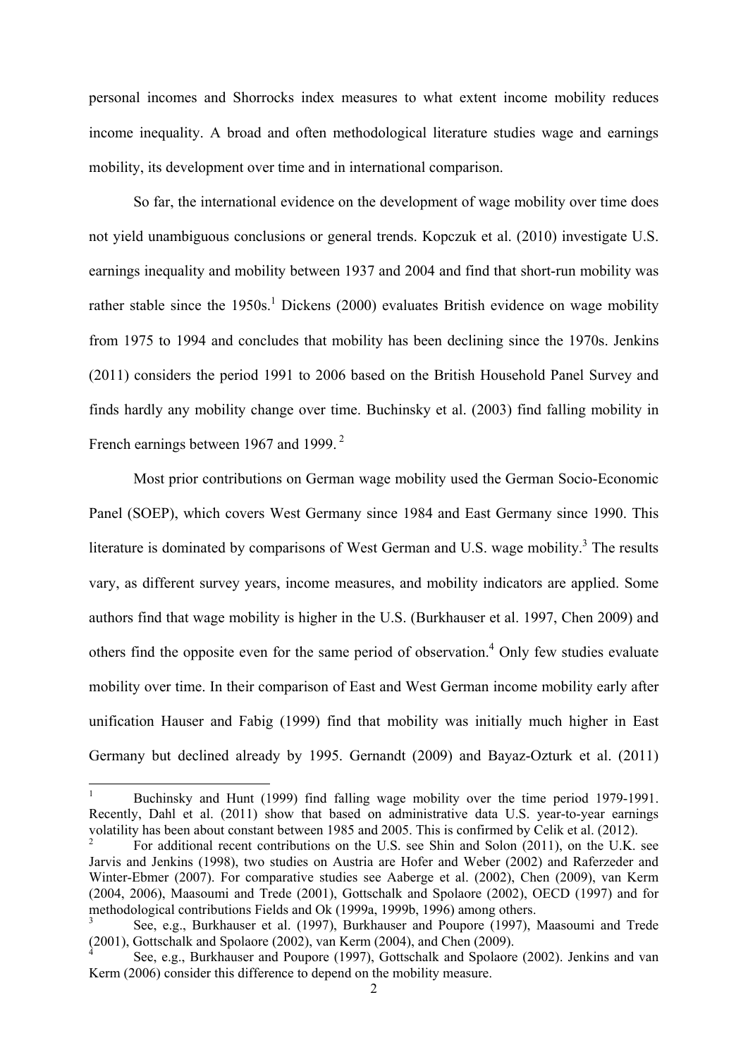personal incomes and Shorrocks index measures to what extent income mobility reduces income inequality. A broad and often methodological literature studies wage and earnings mobility, its development over time and in international comparison.

So far, the international evidence on the development of wage mobility over time does not yield unambiguous conclusions or general trends. Kopczuk et al. (2010) investigate U.S. earnings inequality and mobility between 1937 and 2004 and find that short-run mobility was rather stable since the 1950s.[1] Dickens (2000) evaluates British evidence on wage mobility from 1975 to 1994 and concludes that mobility has been declining since the 1970s. Jenkins (2011) considers the period 1991 to 2006 based on the British Household Panel Survey and finds hardly any mobility change over time. Buchinsky et al. (2003) find falling mobility in French earnings between 1967 and 1999.[2]

Most prior contributions on German wage mobility used the German Socio-Economic Panel (SOEP), which covers West Germany since 1984 and East Germany since 1990. This literature is dominated by comparisons of West German and U.S. wage mobility.[3] The results vary, as different survey years, income measures, and mobility indicators are applied. Some authors find that wage mobility is higher in the U.S. (Burkhauser et al. 1997, Chen 2009) and others find the opposite even for the same period of observation.[4] Only few studies evaluate mobility over time. In their comparison of East and West German income mobility early after unification Hauser and Fabig (1999) find that mobility was initially much higher in East Germany but declined already by 1995. Gernandt (2009) and Bayaz-Ozturk et al. (2011)

[1] Buchinsky and Hunt (1999) find falling wage mobility over the time period 1979-1991. Recently, Dahl et al. (2011) show that based on administrative data U.S. year-to-year earnings volatility has been about constant between 1985 and 2005. This is confirmed by Celik et al. (2012).

[2] For additional recent contributions on the U.S. see Shin and Solon (2011), on the U.K. see Jarvis and Jenkins (1998), two studies on Austria are Hofer and Weber (2002) and Raferzeder and Winter-Ebmer (2007). For comparative studies see Aaberge et al. (2002), Chen (2009), van Kerm (2004, 2006), Maasoumi and Trede (2001), Gottschalk and Spolaore (2002), OECD (1997) and for methodological contributions Fields and Ok (1999a, 1999b, 1996) among others.

[3] See, e.g., Burkhauser et al. (1997), Burkhauser and Poupore (1997), Maasoumi and Trede (2001), Gottschalk and Spolaore (2002), van Kerm (2004), and Chen (2009).

[4] See, e.g., Burkhauser and Poupore (1997), Gottschalk and Spolaore (2002). Jenkins and van Kerm (2006) consider this difference to depend on the mobility measure.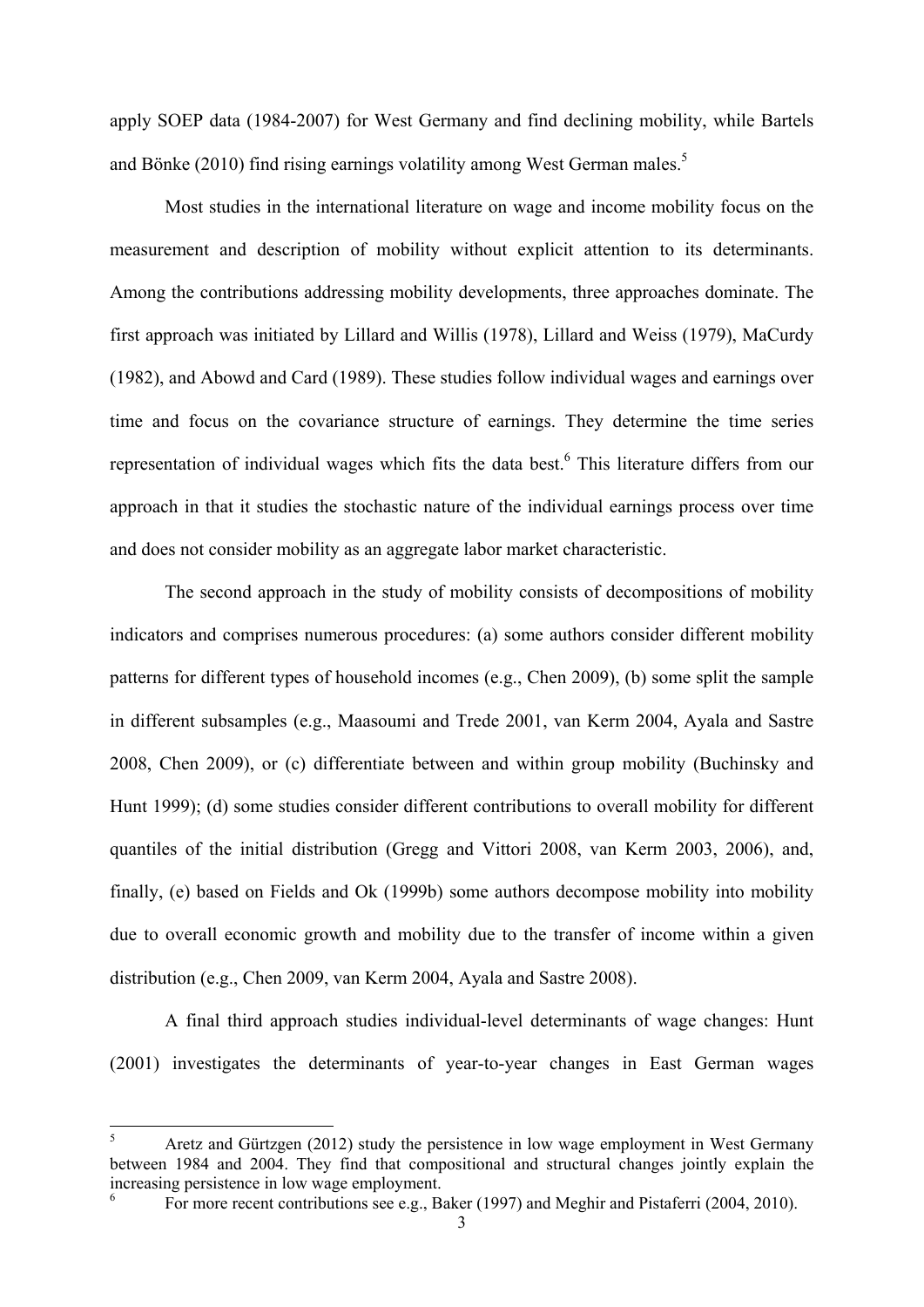apply SOEP data (1984-2007) for West Germany and find declining mobility, while Bartels and Bönke (2010) find rising earnings volatility among West German males.[5]

Most studies in the international literature on wage and income mobility focus on the measurement and description of mobility without explicit attention to its determinants. Among the contributions addressing mobility developments, three approaches dominate. The first approach was initiated by Lillard and Willis (1978), Lillard and Weiss (1979), MaCurdy (1982), and Abowd and Card (1989). These studies follow individual wages and earnings over time and focus on the covariance structure of earnings. They determine the time series representation of individual wages which fits the data best.[6] This literature differs from our approach in that it studies the stochastic nature of the individual earnings process over time and does not consider mobility as an aggregate labor market characteristic.

The second approach in the study of mobility consists of decompositions of mobility indicators and comprises numerous procedures: (a) some authors consider different mobility patterns for different types of household incomes (e.g., Chen 2009), (b) some split the sample in different subsamples (e.g., Maasoumi and Trede 2001, van Kerm 2004, Ayala and Sastre 2008, Chen 2009), or (c) differentiate between and within group mobility (Buchinsky and Hunt 1999); (d) some studies consider different contributions to overall mobility for different quantiles of the initial distribution (Gregg and Vittori 2008, van Kerm 2003, 2006), and, finally, (e) based on Fields and Ok (1999b) some authors decompose mobility into mobility due to overall economic growth and mobility due to the transfer of income within a given distribution (e.g., Chen 2009, van Kerm 2004, Ayala and Sastre 2008).

A final third approach studies individual-level determinants of wage changes: Hunt (2001) investigates the determinants of year-to-year changes in East German wages

---

[5] Aretz and Gürtzgen (2012) study the persistence in low wage employment in West Germany between 1984 and 2004. They find that compositional and structural changes jointly explain the increasing persistence in low wage employment.

[6] For more recent contributions see e.g., Baker (1997) and Meghir and Pistaferri (2004, 2010).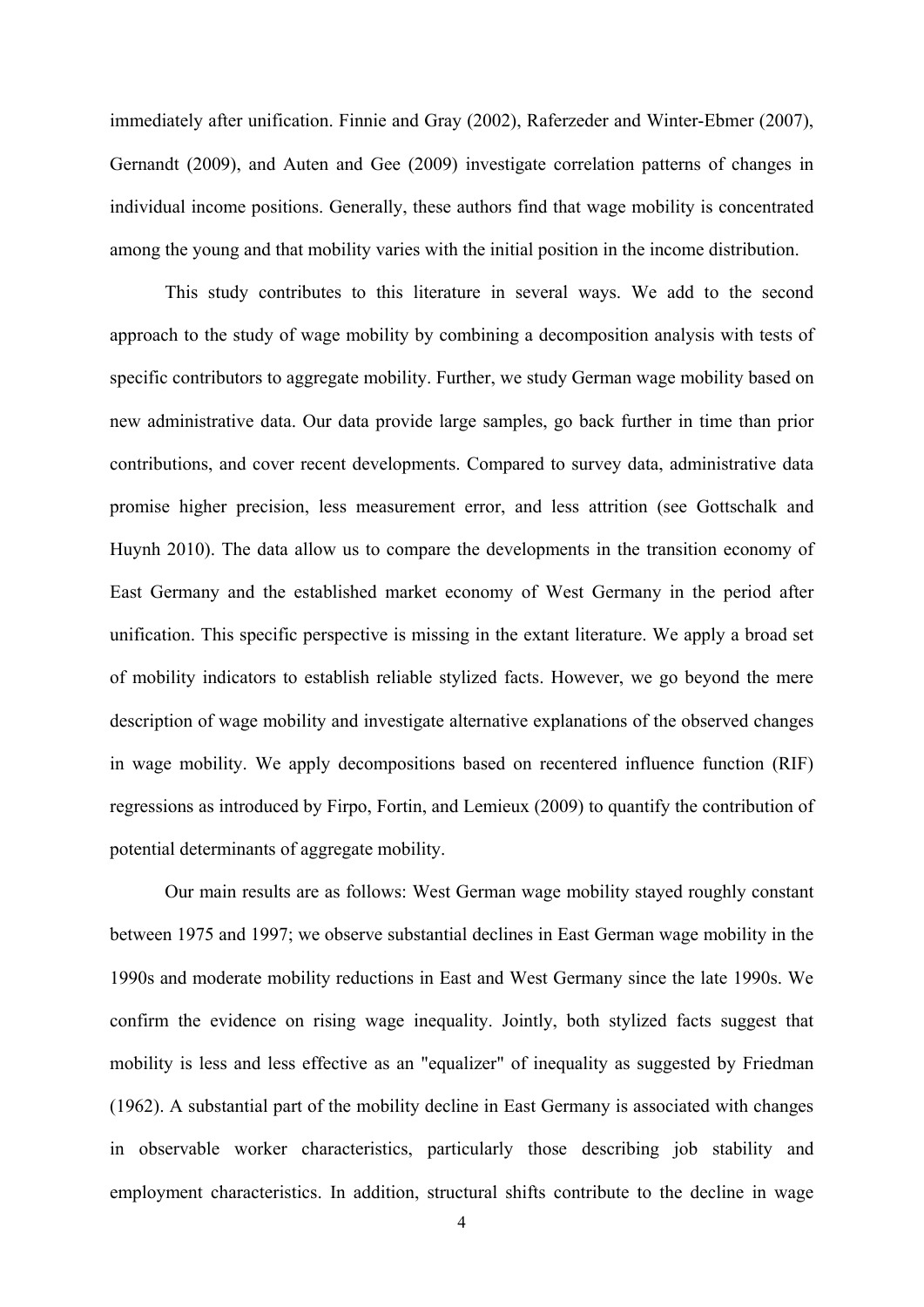immediately after unification. Finnie and Gray (2002), Raferzeder and Winter-Ebmer (2007), Gernandt (2009), and Auten and Gee (2009) investigate correlation patterns of changes in individual income positions. Generally, these authors find that wage mobility is concentrated among the young and that mobility varies with the initial position in the income distribution.

This study contributes to this literature in several ways. We add to the second approach to the study of wage mobility by combining a decomposition analysis with tests of specific contributors to aggregate mobility. Further, we study German wage mobility based on new administrative data. Our data provide large samples, go back further in time than prior contributions, and cover recent developments. Compared to survey data, administrative data promise higher precision, less measurement error, and less attrition (see Gottschalk and Huynh 2010). The data allow us to compare the developments in the transition economy of East Germany and the established market economy of West Germany in the period after unification. This specific perspective is missing in the extant literature. We apply a broad set of mobility indicators to establish reliable stylized facts. However, we go beyond the mere description of wage mobility and investigate alternative explanations of the observed changes in wage mobility. We apply decompositions based on recentered influence function (RIF) regressions as introduced by Firpo, Fortin, and Lemieux (2009) to quantify the contribution of potential determinants of aggregate mobility.

Our main results are as follows: West German wage mobility stayed roughly constant between 1975 and 1997; we observe substantial declines in East German wage mobility in the 1990s and moderate mobility reductions in East and West Germany since the late 1990s. We confirm the evidence on rising wage inequality. Jointly, both stylized facts suggest that mobility is less and less effective as an "equalizer" of inequality as suggested by Friedman (1962). A substantial part of the mobility decline in East Germany is associated with changes in observable worker characteristics, particularly those describing job stability and employment characteristics. In addition, structural shifts contribute to the decline in wage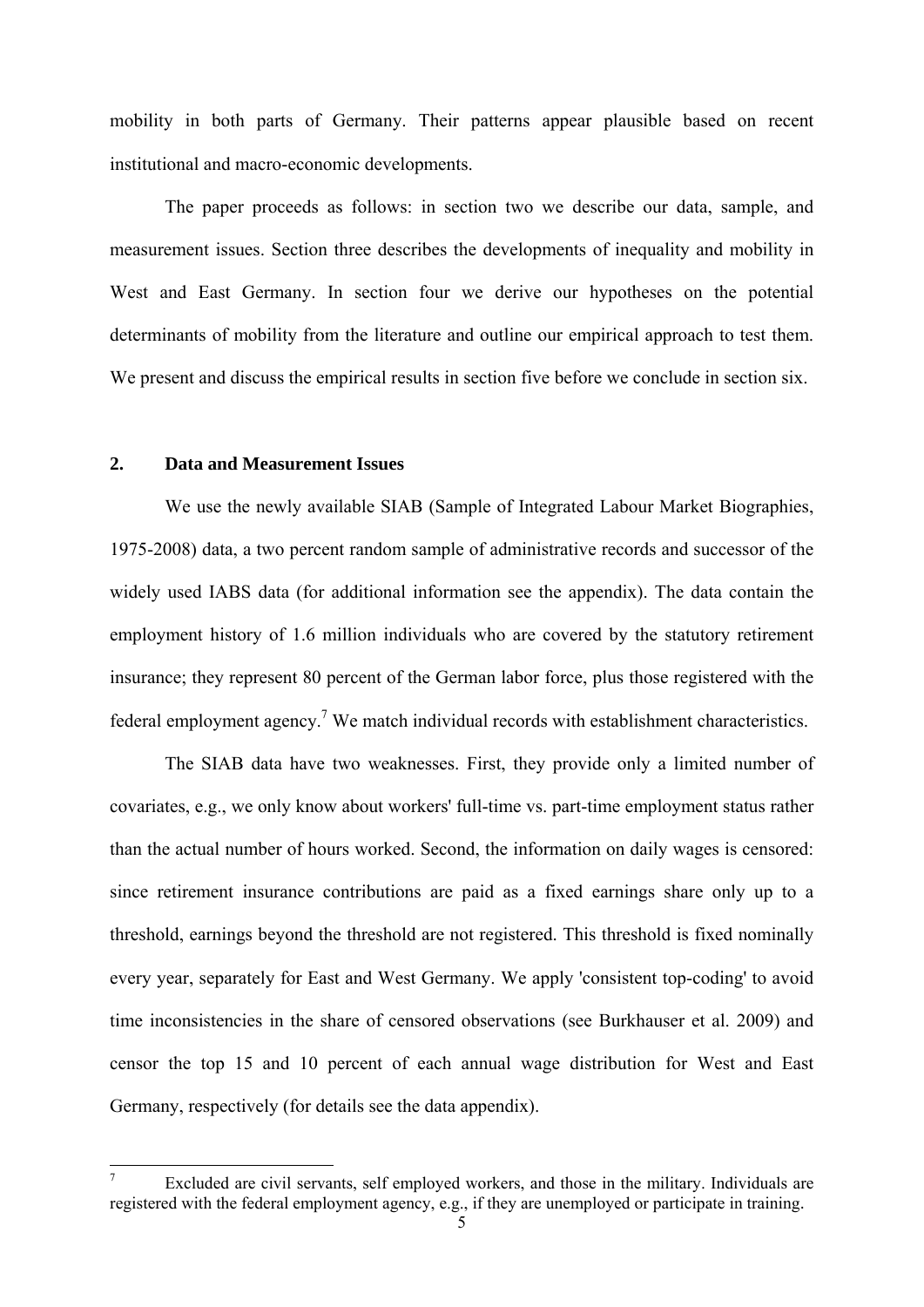mobility in both parts of Germany. Their patterns appear plausible based on recent institutional and macro-economic developments.

The paper proceeds as follows: in section two we describe our data, sample, and measurement issues. Section three describes the developments of inequality and mobility in West and East Germany. In section four we derive our hypotheses on the potential determinants of mobility from the literature and outline our empirical approach to test them. We present and discuss the empirical results in section five before we conclude in section six.

## 2. Data and Measurement Issues

We use the newly available SIAB (Sample of Integrated Labour Market Biographies, 1975-2008) data, a two percent random sample of administrative records and successor of the widely used IABS data (for additional information see the appendix). The data contain the employment history of 1.6 million individuals who are covered by the statutory retirement insurance; they represent 80 percent of the German labor force, plus those registered with the federal employment agency.[7] We match individual records with establishment characteristics.

The SIAB data have two weaknesses. First, they provide only a limited number of covariates, e.g., we only know about workers' full-time vs. part-time employment status rather than the actual number of hours worked. Second, the information on daily wages is censored: since retirement insurance contributions are paid as a fixed earnings share only up to a threshold, earnings beyond the threshold are not registered. This threshold is fixed nominally every year, separately for East and West Germany. We apply 'consistent top-coding' to avoid time inconsistencies in the share of censored observations (see Burkhauser et al. 2009) and censor the top 15 and 10 percent of each annual wage distribution for West and East Germany, respectively (for details see the data appendix).

[7] Excluded are civil servants, self employed workers, and those in the military. Individuals are registered with the federal employment agency, e.g., if they are unemployed or participate in training.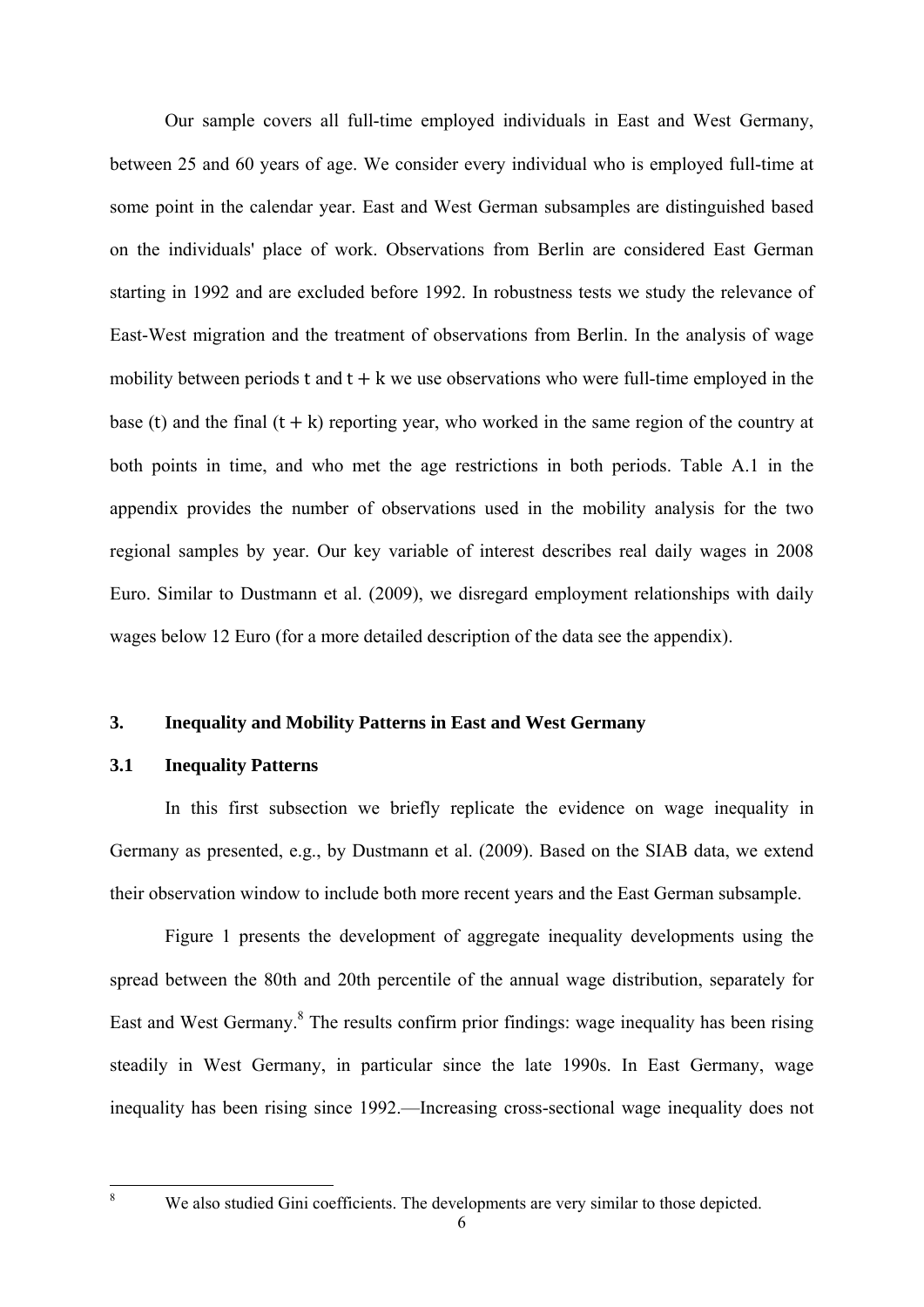Our sample covers all full-time employed individuals in East and West Germany, between 25 and 60 years of age. We consider every individual who is employed full-time at some point in the calendar year. East and West German subsamples are distinguished based on the individuals' place of work. Observations from Berlin are considered East German starting in 1992 and are excluded before 1992. In robustness tests we study the relevance of East-West migration and the treatment of observations from Berlin. In the analysis of wage mobility between periods $t$ and $t + k$ we use observations who were full-time employed in the base ($t$) and the final ($t + k$) reporting year, who worked in the same region of the country at both points in time, and who met the age restrictions in both periods. Table A.1 in the appendix provides the number of observations used in the mobility analysis for the two regional samples by year. Our key variable of interest describes real daily wages in 2008 Euro. Similar to Dustmann et al. (2009), we disregard employment relationships with daily wages below 12 Euro (for a more detailed description of the data see the appendix).

## 3. Inequality and Mobility Patterns in East and West Germany

### 3.1 Inequality Patterns

In this first subsection we briefly replicate the evidence on wage inequality in Germany as presented, e.g., by Dustmann et al. (2009). Based on the SIAB data, we extend their observation window to include both more recent years and the East German subsample.

Figure 1 presents the development of aggregate inequality developments using the spread between the 80th and 20th percentile of the annual wage distribution, separately for East and West Germany.[8] The results confirm prior findings: wage inequality has been rising steadily in West Germany, in particular since the late 1990s. In East Germany, wage inequality has been rising since 1992.—Increasing cross-sectional wage inequality does not

[8] We also studied Gini coefficients. The developments are very similar to those depicted.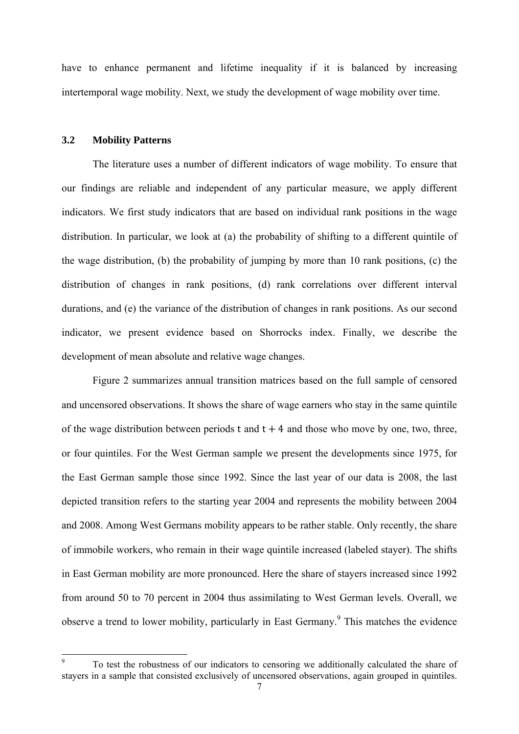have to enhance permanent and lifetime inequality if it is balanced by increasing intertemporal wage mobility. Next, we study the development of wage mobility over time.

### 3.2 Mobility Patterns

The literature uses a number of different indicators of wage mobility. To ensure that our findings are reliable and independent of any particular measure, we apply different indicators. We first study indicators that are based on individual rank positions in the wage distribution. In particular, we look at (a) the probability of shifting to a different quintile of the wage distribution, (b) the probability of jumping by more than 10 rank positions, (c) the distribution of changes in rank positions, (d) rank correlations over different interval durations, and (e) the variance of the distribution of changes in rank positions. As our second indicator, we present evidence based on Shorrocks index. Finally, we describe the development of mean absolute and relative wage changes.

Figure 2 summarizes annual transition matrices based on the full sample of censored and uncensored observations. It shows the share of wage earners who stay in the same quintile of the wage distribution between periods $t$ and $t + 4$ and those who move by one, two, three, or four quintiles. For the West German sample we present the developments since 1975, for the East German sample those since 1992. Since the last year of our data is 2008, the last depicted transition refers to the starting year 2004 and represents the mobility between 2004 and 2008. Among West Germans mobility appears to be rather stable. Only recently, the share of immobile workers, who remain in their wage quintile increased (labeled stayer). The shifts in East German mobility are more pronounced. Here the share of stayers increased since 1992 from around 50 to 70 percent in 2004 thus assimilating to West German levels. Overall, we observe a trend to lower mobility, particularly in East Germany.[9] This matches the evidence

[9] To test the robustness of our indicators to censoring we additionally calculated the share of stayers in a sample that consisted exclusively of uncensored observations, again grouped in quintiles.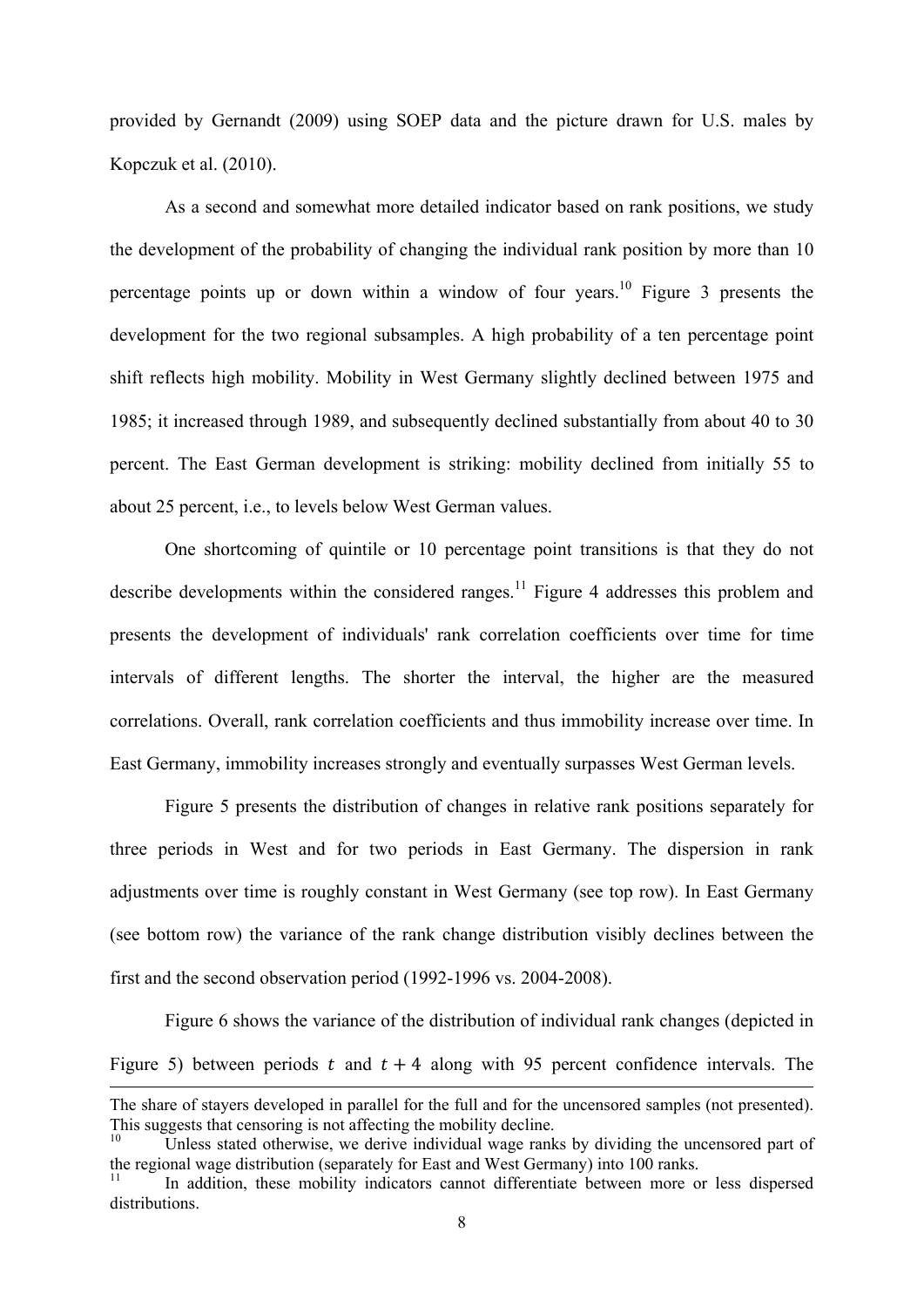provided by Gernandt (2009) using SOEP data and the picture drawn for U.S. males by Kopczuk et al. (2010).

As a second and somewhat more detailed indicator based on rank positions, we study the development of the probability of changing the individual rank position by more than 10 percentage points up or down within a window of four years.[10] Figure 3 presents the development for the two regional subsamples. A high probability of a ten percentage point shift reflects high mobility. Mobility in West Germany slightly declined between 1975 and 1985; it increased through 1989, and subsequently declined substantially from about 40 to 30 percent. The East German development is striking: mobility declined from initially 55 to about 25 percent, i.e., to levels below West German values.

One shortcoming of quintile or 10 percentage point transitions is that they do not describe developments within the considered ranges.[11] Figure 4 addresses this problem and presents the development of individuals' rank correlation coefficients over time for time intervals of different lengths. The shorter the interval, the higher are the measured correlations. Overall, rank correlation coefficients and thus immobility increase over time. In East Germany, immobility increases strongly and eventually surpasses West German levels.

Figure 5 presents the distribution of changes in relative rank positions separately for three periods in West and for two periods in East Germany. The dispersion in rank adjustments over time is roughly constant in West Germany (see top row). In East Germany (see bottom row) the variance of the rank change distribution visibly declines between the first and the second observation period (1992-1996 vs. 2004-2008).

Figure 6 shows the variance of the distribution of individual rank changes (depicted in Figure 5) between periods $t$ and $t + 4$ along with 95 percent confidence intervals. The

---

The share of stayers developed in parallel for the full and for the uncensored samples (not presented). This suggests that censoring is not affecting the mobility decline.

[10] Unless stated otherwise, we derive individual wage ranks by dividing the uncensored part of the regional wage distribution (separately for East and West Germany) into 100 ranks.

[11] In addition, these mobility indicators cannot differentiate between more or less dispersed distributions.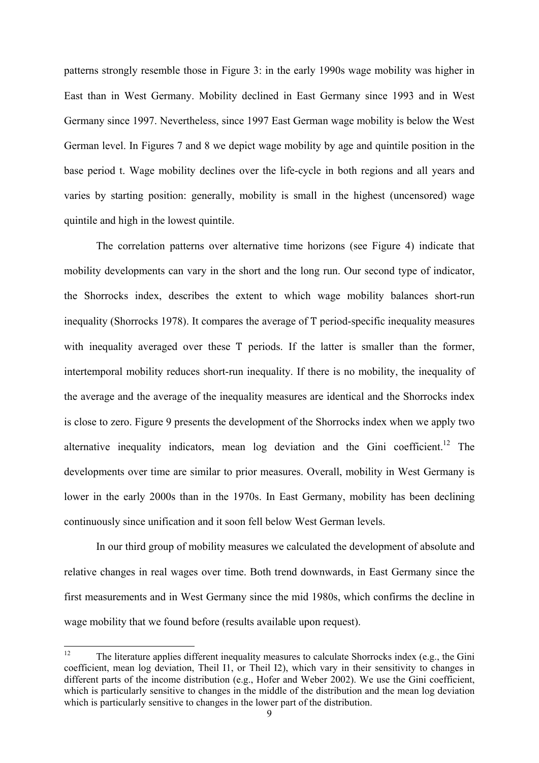patterns strongly resemble those in Figure 3: in the early 1990s wage mobility was higher in East than in West Germany. Mobility declined in East Germany since 1993 and in West Germany since 1997. Nevertheless, since 1997 East German wage mobility is below the West German level. In Figures 7 and 8 we depict wage mobility by age and quintile position in the base period t. Wage mobility declines over the life-cycle in both regions and all years and varies by starting position: generally, mobility is small in the highest (uncensored) wage quintile and high in the lowest quintile.

The correlation patterns over alternative time horizons (see Figure 4) indicate that mobility developments can vary in the short and the long run. Our second type of indicator, the Shorrocks index, describes the extent to which wage mobility balances short-run inequality (Shorrocks 1978). It compares the average of T period-specific inequality measures with inequality averaged over these T periods. If the latter is smaller than the former, intertemporal mobility reduces short-run inequality. If there is no mobility, the inequality of the average and the average of the inequality measures are identical and the Shorrocks index is close to zero. Figure 9 presents the development of the Shorrocks index when we apply two alternative inequality indicators, mean log deviation and the Gini coefficient.[12] The developments over time are similar to prior measures. Overall, mobility in West Germany is lower in the early 2000s than in the 1970s. In East Germany, mobility has been declining continuously since unification and it soon fell below West German levels.

In our third group of mobility measures we calculated the development of absolute and relative changes in real wages over time. Both trend downwards, in East Germany since the first measurements and in West Germany since the mid 1980s, which confirms the decline in wage mobility that we found before (results available upon request).

---

[12] The literature applies different inequality measures to calculate Shorrocks index (e.g., the Gini coefficient, mean log deviation, Theil I1, or Theil I2), which vary in their sensitivity to changes in different parts of the income distribution (e.g., Hofer and Weber 2002). We use the Gini coefficient, which is particularly sensitive to changes in the middle of the distribution and the mean log deviation which is particularly sensitive to changes in the lower part of the distribution.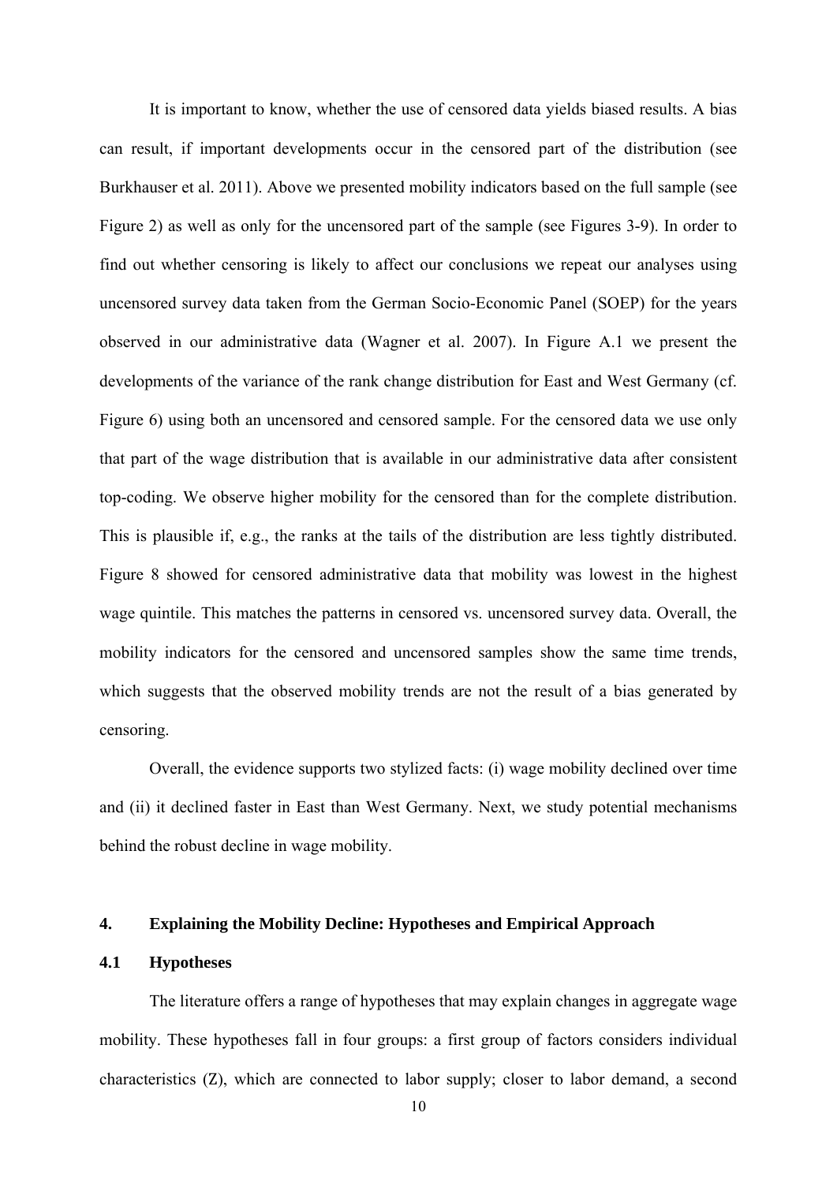It is important to know, whether the use of censored data yields biased results. A bias can result, if important developments occur in the censored part of the distribution (see Burkhauser et al. 2011). Above we presented mobility indicators based on the full sample (see Figure 2) as well as only for the uncensored part of the sample (see Figures 3-9). In order to find out whether censoring is likely to affect our conclusions we repeat our analyses using uncensored survey data taken from the German Socio-Economic Panel (SOEP) for the years observed in our administrative data (Wagner et al. 2007). In Figure A.1 we present the developments of the variance of the rank change distribution for East and West Germany (cf. Figure 6) using both an uncensored and censored sample. For the censored data we use only that part of the wage distribution that is available in our administrative data after consistent top-coding. We observe higher mobility for the censored than for the complete distribution. This is plausible if, e.g., the ranks at the tails of the distribution are less tightly distributed. Figure 8 showed for censored administrative data that mobility was lowest in the highest wage quintile. This matches the patterns in censored vs. uncensored survey data. Overall, the mobility indicators for the censored and uncensored samples show the same time trends, which suggests that the observed mobility trends are not the result of a bias generated by censoring.

Overall, the evidence supports two stylized facts: (i) wage mobility declined over time and (ii) it declined faster in East than West Germany. Next, we study potential mechanisms behind the robust decline in wage mobility.

## 4. Explaining the Mobility Decline: Hypotheses and Empirical Approach

### 4.1 Hypotheses

The literature offers a range of hypotheses that may explain changes in aggregate wage mobility. These hypotheses fall in four groups: a first group of factors considers individual characteristics (Z), which are connected to labor supply; closer to labor demand, a second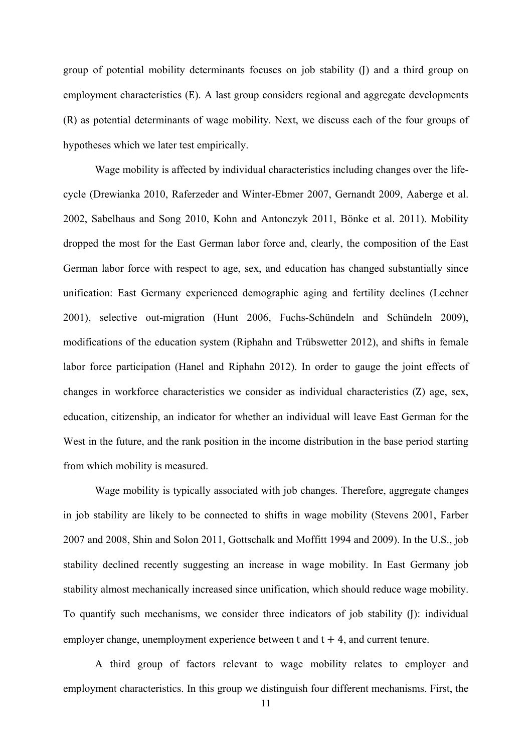group of potential mobility determinants focuses on job stability (J) and a third group on employment characteristics (E). A last group considers regional and aggregate developments (R) as potential determinants of wage mobility. Next, we discuss each of the four groups of hypotheses which we later test empirically.

Wage mobility is affected by individual characteristics including changes over the life-cycle (Drewianka 2010, Raferzeder and Winter-Ebmer 2007, Gernandt 2009, Aaberge et al. 2002, Sabelhaus and Song 2010, Kohn and Antonczyk 2011, Bönke et al. 2011). Mobility dropped the most for the East German labor force and, clearly, the composition of the East German labor force with respect to age, sex, and education has changed substantially since unification: East Germany experienced demographic aging and fertility declines (Lechner 2001), selective out-migration (Hunt 2006, Fuchs-Schündeln and Schündeln 2009), modifications of the education system (Riphahn and Trübswetter 2012), and shifts in female labor force participation (Hanel and Riphahn 2012). In order to gauge the joint effects of changes in workforce characteristics we consider as individual characteristics (Z) age, sex, education, citizenship, an indicator for whether an individual will leave East German for the West in the future, and the rank position in the income distribution in the base period starting from which mobility is measured.

Wage mobility is typically associated with job changes. Therefore, aggregate changes in job stability are likely to be connected to shifts in wage mobility (Stevens 2001, Farber 2007 and 2008, Shin and Solon 2011, Gottschalk and Moffitt 1994 and 2009). In the U.S., job stability declined recently suggesting an increase in wage mobility. In East Germany job stability almost mechanically increased since unification, which should reduce wage mobility. To quantify such mechanisms, we consider three indicators of job stability (J): individual employer change, unemployment experience between $t$ and $t + 4$, and current tenure.

A third group of factors relevant to wage mobility relates to employer and employment characteristics. In this group we distinguish four different mechanisms. First, the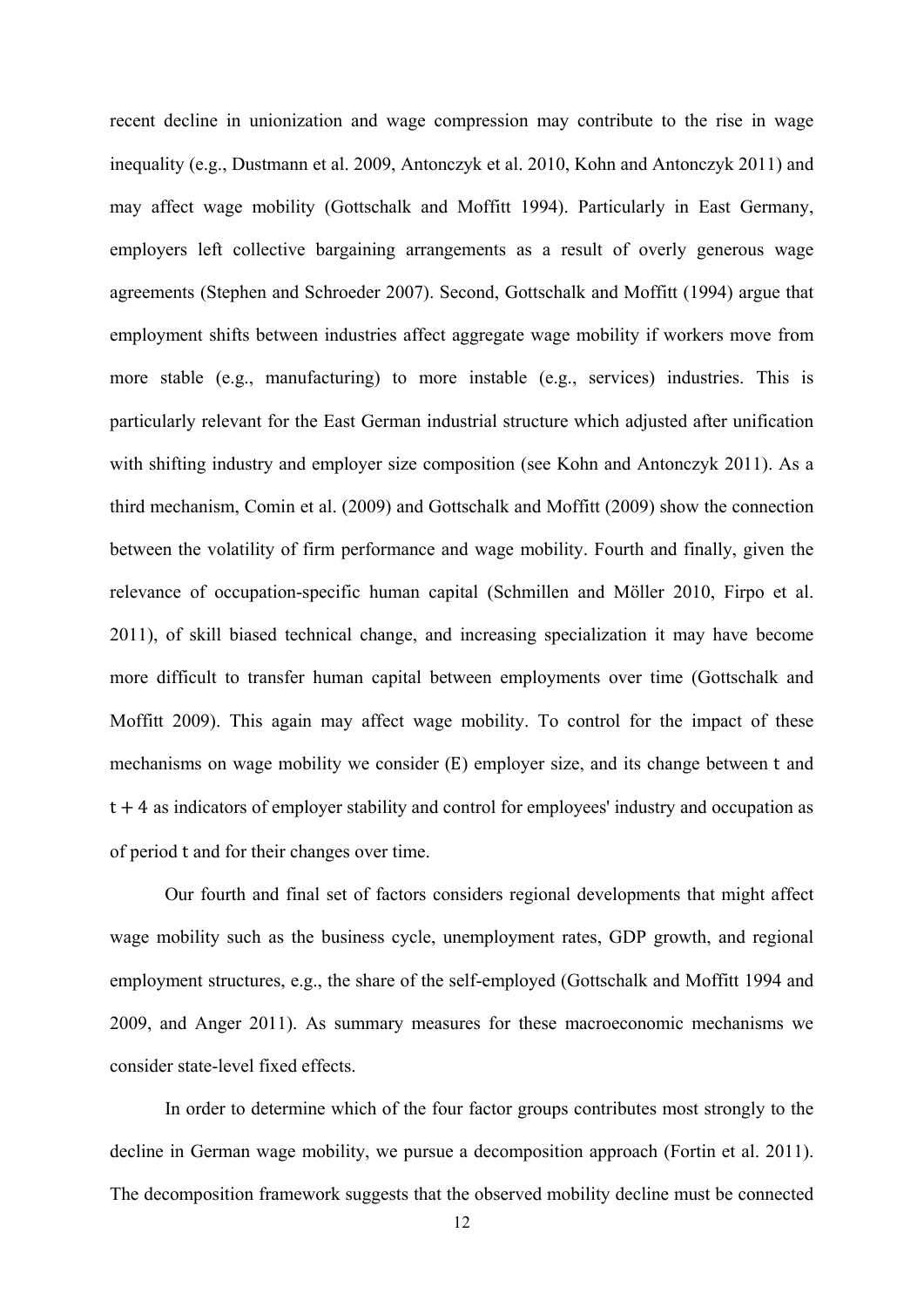recent decline in unionization and wage compression may contribute to the rise in wage inequality (e.g., Dustmann et al. 2009, Antonczyk et al. 2010, Kohn and Antonczyk 2011) and may affect wage mobility (Gottschalk and Moffitt 1994). Particularly in East Germany, employers left collective bargaining arrangements as a result of overly generous wage agreements (Stephen and Schroeder 2007). Second, Gottschalk and Moffitt (1994) argue that employment shifts between industries affect aggregate wage mobility if workers move from more stable (e.g., manufacturing) to more instable (e.g., services) industries. This is particularly relevant for the East German industrial structure which adjusted after unification with shifting industry and employer size composition (see Kohn and Antonczyk 2011). As a third mechanism, Comin et al. (2009) and Gottschalk and Moffitt (2009) show the connection between the volatility of firm performance and wage mobility. Fourth and finally, given the relevance of occupation-specific human capital (Schmillen and Möller 2010, Firpo et al. 2011), of skill biased technical change, and increasing specialization it may have become more difficult to transfer human capital between employments over time (Gottschalk and Moffitt 2009). This again may affect wage mobility. To control for the impact of these mechanisms on wage mobility we consider (E) employer size, and its change between $t$ and $t + 4$ as indicators of employer stability and control for employees' industry and occupation as of period $t$ and for their changes over time.

Our fourth and final set of factors considers regional developments that might affect wage mobility such as the business cycle, unemployment rates, GDP growth, and regional employment structures, e.g., the share of the self-employed (Gottschalk and Moffitt 1994 and 2009, and Anger 2011). As summary measures for these macroeconomic mechanisms we consider state-level fixed effects.

In order to determine which of the four factor groups contributes most strongly to the decline in German wage mobility, we pursue a decomposition approach (Fortin et al. 2011). The decomposition framework suggests that the observed mobility decline must be connected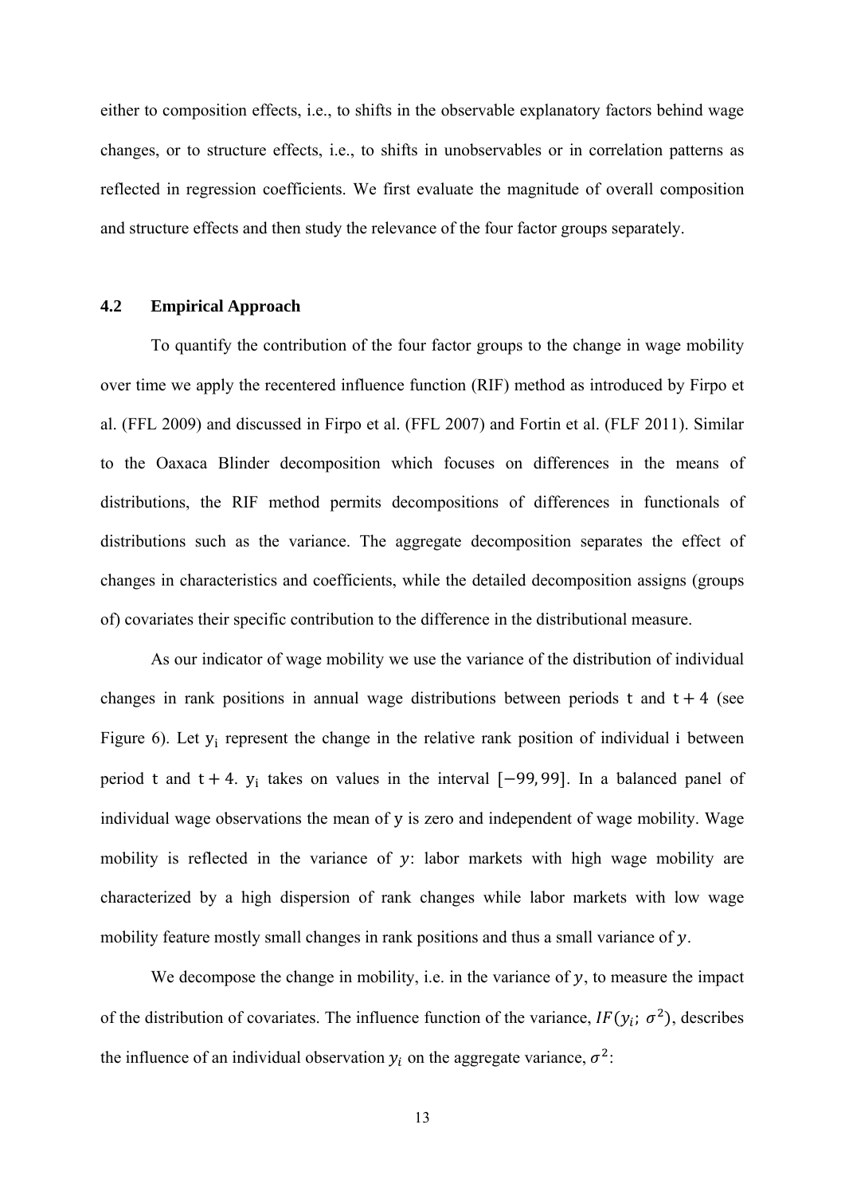either to composition effects, i.e., to shifts in the observable explanatory factors behind wage changes, or to structure effects, i.e., to shifts in unobservables or in correlation patterns as reflected in regression coefficients. We first evaluate the magnitude of overall composition and structure effects and then study the relevance of the four factor groups separately.

### 4.2 Empirical Approach

To quantify the contribution of the four factor groups to the change in wage mobility over time we apply the recentered influence function (RIF) method as introduced by Firpo et al. (FFL 2009) and discussed in Firpo et al. (FFL 2007) and Fortin et al. (FLF 2011). Similar to the Oaxaca Blinder decomposition which focuses on differences in the means of distributions, the RIF method permits decompositions of differences in functionals of distributions such as the variance. The aggregate decomposition separates the effect of changes in characteristics and coefficients, while the detailed decomposition assigns (groups of) covariates their specific contribution to the difference in the distributional measure.

As our indicator of wage mobility we use the variance of the distribution of individual changes in rank positions in annual wage distributions between periods $t$ and $t + 4$ (see Figure 6). Let $y_i$ represent the change in the relative rank position of individual i between period $t$ and $t + 4$. $y_i$ takes on values in the interval $[-99, 99]$. In a balanced panel of individual wage observations the mean of $y$ is zero and independent of wage mobility. Wage mobility is reflected in the variance of $y$: labor markets with high wage mobility are characterized by a high dispersion of rank changes while labor markets with low wage mobility feature mostly small changes in rank positions and thus a small variance of $y$.

We decompose the change in mobility, i.e. in the variance of $y$, to measure the impact of the distribution of covariates. The influence function of the variance, $IF(y_i;\ \sigma^2)$, describes the influence of an individual observation $y_i$ on the aggregate variance, $\sigma^2$: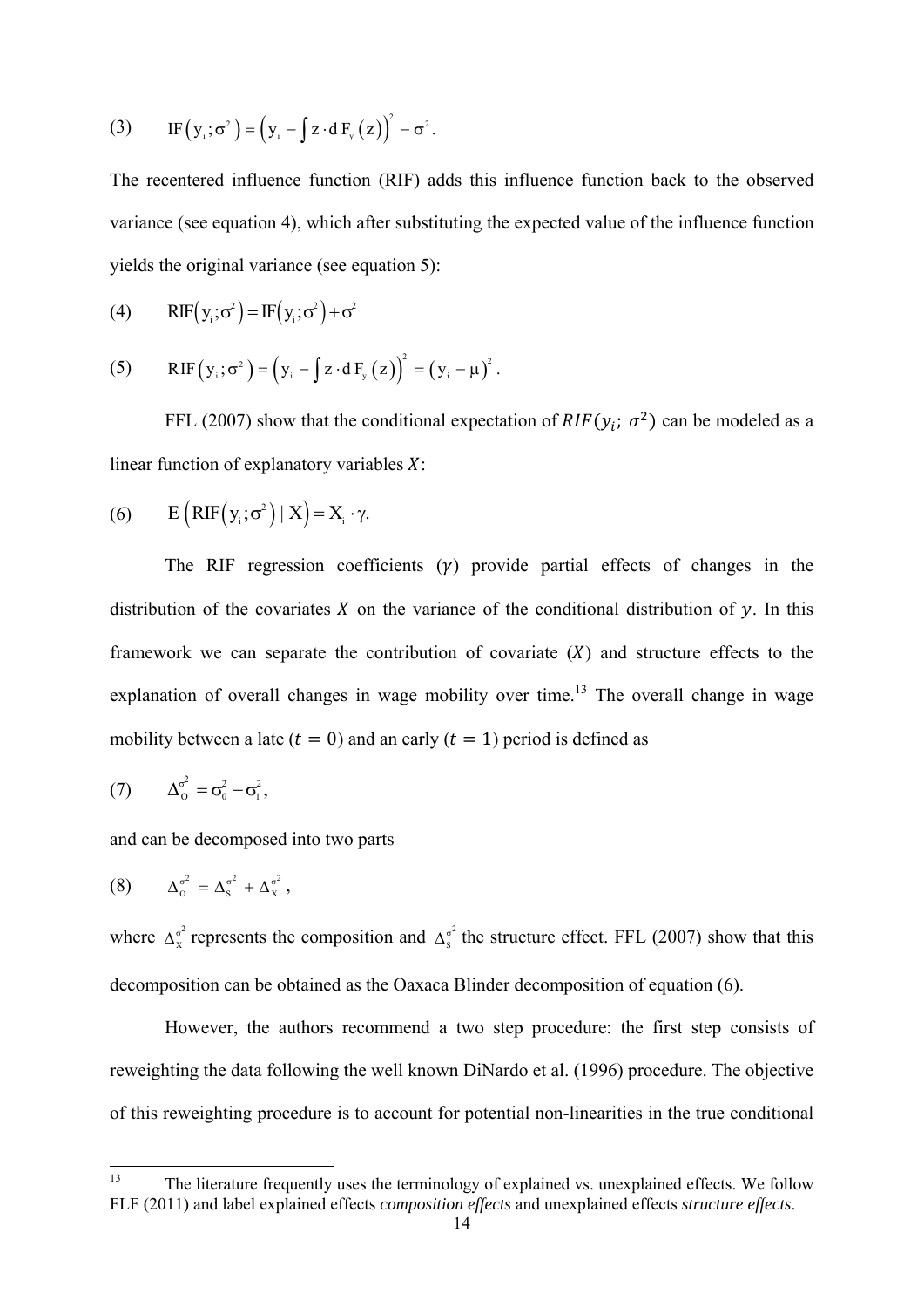$$\text{(3)} \qquad \mathrm{IF}\left(y_i;\sigma^2\right)=\left(y_i-\int z\cdot \mathrm{d}\,F_y\left(z\right)\right)^2-\sigma^2.$$

The recentered influence function (RIF) adds this influence function back to the observed variance (see equation 4), which after substituting the expected value of the influence function yields the original variance (see equation 5):

$$\text{(4)} \qquad \mathrm{RIF}\left(y_i;\sigma^2\right)=\mathrm{IF}\left(y_i;\sigma^2\right)+\sigma^2$$

$$\text{(5)} \qquad \mathrm{RIF}\left(y_i;\sigma^2\right)=\left(y_i-\int z\cdot \mathrm{d}\,F_y\left(z\right)\right)^2=\left(y_i-\mu\right)^2.$$

FFL (2007) show that the conditional expectation of $RIF(y_i;\ \sigma^2)$ can be modeled as a linear function of explanatory variables $X$:

$$\text{(6)} \qquad \mathrm{E}\left(\mathrm{RIF}\left(y_i;\sigma^2\right)\mid X\right)=X_i\cdot\gamma.$$

The RIF regression coefficients ($\gamma$) provide partial effects of changes in the distribution of the covariates $X$ on the variance of the conditional distribution of $y$. In this framework we can separate the contribution of covariate ($X$) and structure effects to the explanation of overall changes in wage mobility over time.[13] The overall change in wage mobility between a late ($t = 0$) and an early ($t = 1$) period is defined as

$$\text{(7)} \qquad \Delta_O^{\sigma^2}=\sigma_0^2-\sigma_1^2,$$

and can be decomposed into two parts

$$\text{(8)} \qquad \Delta_O^{\sigma^2}=\Delta_S^{\sigma^2}+\Delta_X^{\sigma^2},$$

where $\Delta_X^{\sigma^2}$ represents the composition and $\Delta_S^{\sigma^2}$ the structure effect. FFL (2007) show that this decomposition can be obtained as the Oaxaca Blinder decomposition of equation (6).

However, the authors recommend a two step procedure: the first step consists of reweighting the data following the well known DiNardo et al. (1996) procedure. The objective of this reweighting procedure is to account for potential non-linearities in the true conditional

[13] The literature frequently uses the terminology of explained vs. unexplained effects. We follow FLF (2011) and label explained effects *composition effects* and unexplained effects *structure effects*.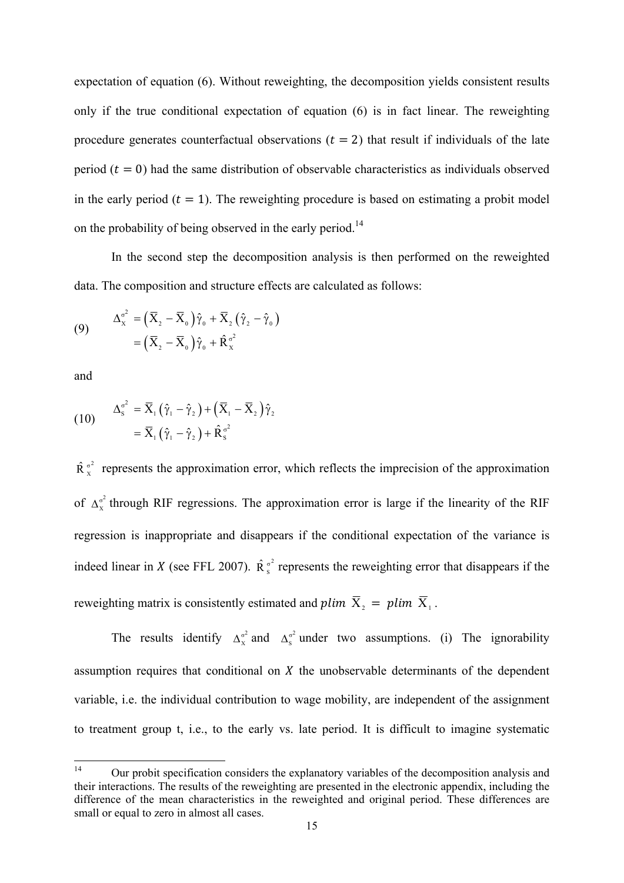expectation of equation (6). Without reweighting, the decomposition yields consistent results only if the true conditional expectation of equation (6) is in fact linear. The reweighting procedure generates counterfactual observations ($t = 2$) that result if individuals of the late period ($t = 0$) had the same distribution of observable characteristics as individuals observed in the early period ($t = 1$). The reweighting procedure is based on estimating a probit model on the probability of being observed in the early period.[14]

In the second step the decomposition analysis is then performed on the reweighted data. The composition and structure effects are calculated as follows:

$$
\begin{aligned}
\Delta_X^{\sigma^2} &= \left(\overline{X}_2 - \overline{X}_0\right)\hat{\gamma}_0 + \overline{X}_2\left(\hat{\gamma}_2 - \hat{\gamma}_0\right) \\
&= \left(\overline{X}_2 - \overline{X}_0\right)\hat{\gamma}_0 + \hat{R}_X^{\sigma^2}
\end{aligned}
\tag{9}
$$

and

$$
\begin{aligned}
\Delta_S^{\sigma^2} &= \overline{X}_1\left(\hat{\gamma}_1 - \hat{\gamma}_2\right) + \left(\overline{X}_1 - \overline{X}_2\right)\hat{\gamma}_2 \\
&= \overline{X}_1\left(\hat{\gamma}_1 - \hat{\gamma}_2\right) + \hat{R}_S^{\sigma^2}
\end{aligned}
\tag{10}
$$

$\hat{R}_X^{\sigma^2}$ represents the approximation error, which reflects the imprecision of the approximation of $\Delta_X^{\sigma^2}$ through RIF regressions. The approximation error is large if the linearity of the RIF regression is inappropriate and disappears if the conditional expectation of the variance is indeed linear in $X$ (see FFL 2007). $\hat{R}_S^{\sigma^2}$ represents the reweighting error that disappears if the reweighting matrix is consistently estimated and $plim\ \overline{X}_2 = plim\ \overline{X}_1$.

The results identify $\Delta_X^{\sigma^2}$ and $\Delta_S^{\sigma^2}$ under two assumptions. (i) The ignorability assumption requires that conditional on $X$ the unobservable determinants of the dependent variable, i.e. the individual contribution to wage mobility, are independent of the assignment to treatment group t, i.e., to the early vs. late period. It is difficult to imagine systematic

[14] Our probit specification considers the explanatory variables of the decomposition analysis and their interactions. The results of the reweighting are presented in the electronic appendix, including the difference of the mean characteristics in the reweighted and original period. These differences are small or equal to zero in almost all cases.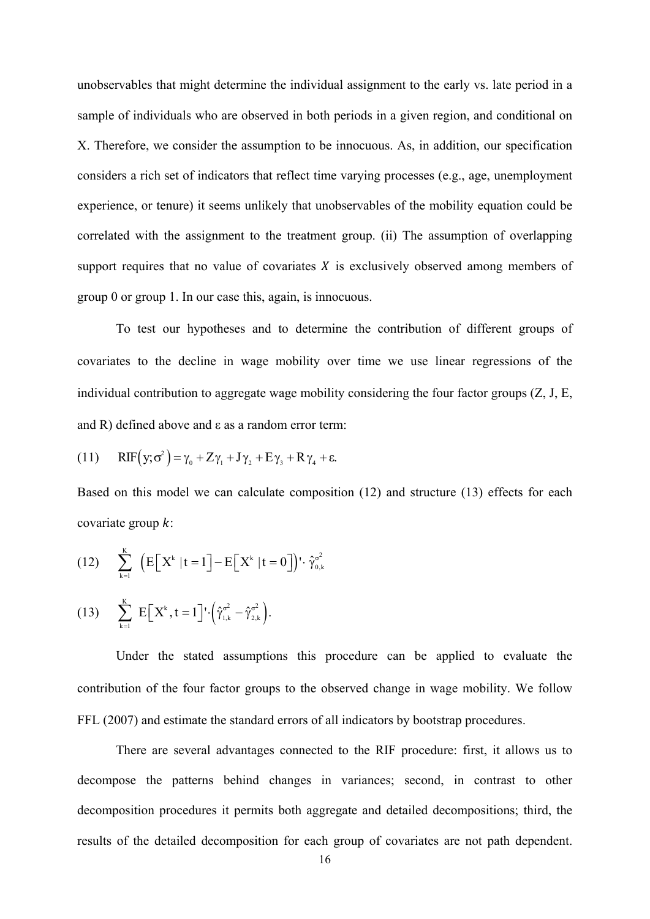unobservables that might determine the individual assignment to the early vs. late period in a sample of individuals who are observed in both periods in a given region, and conditional on X. Therefore, we consider the assumption to be innocuous. As, in addition, our specification considers a rich set of indicators that reflect time varying processes (e.g., age, unemployment experience, or tenure) it seems unlikely that unobservables of the mobility equation could be correlated with the assignment to the treatment group. (ii) The assumption of overlapping support requires that no value of covariates $X$ is exclusively observed among members of group 0 or group 1. In our case this, again, is innocuous.

To test our hypotheses and to determine the contribution of different groups of covariates to the decline in wage mobility over time we use linear regressions of the individual contribution to aggregate wage mobility considering the four factor groups (Z, J, E, and R) defined above and ε as a random error term:

$$\text{(11)} \qquad \text{RIF}\left(y;\sigma^2\right) = \gamma_0 + Z\gamma_1 + J\gamma_2 + E\gamma_3 + R\gamma_4 + \varepsilon.$$

Based on this model we can calculate composition (12) and structure (13) effects for each covariate group $k$:

$$\text{(12)} \qquad \sum_{k=1}^{K} \left( E\left[X^k \mid t=1\right] - E\left[X^k \mid t=0\right] \right)' \cdot \hat{\gamma}_{0,k}^{\sigma^2}$$

$$\text{(13)} \qquad \sum_{k=1}^{K} E\left[X^k, t=1\right]' \cdot \left( \hat{\gamma}_{1,k}^{\sigma^2} - \hat{\gamma}_{2,k}^{\sigma^2} \right).$$

Under the stated assumptions this procedure can be applied to evaluate the contribution of the four factor groups to the observed change in wage mobility. We follow FFL (2007) and estimate the standard errors of all indicators by bootstrap procedures.

There are several advantages connected to the RIF procedure: first, it allows us to decompose the patterns behind changes in variances; second, in contrast to other decomposition procedures it permits both aggregate and detailed decompositions; third, the results of the detailed decomposition for each group of covariates are not path dependent.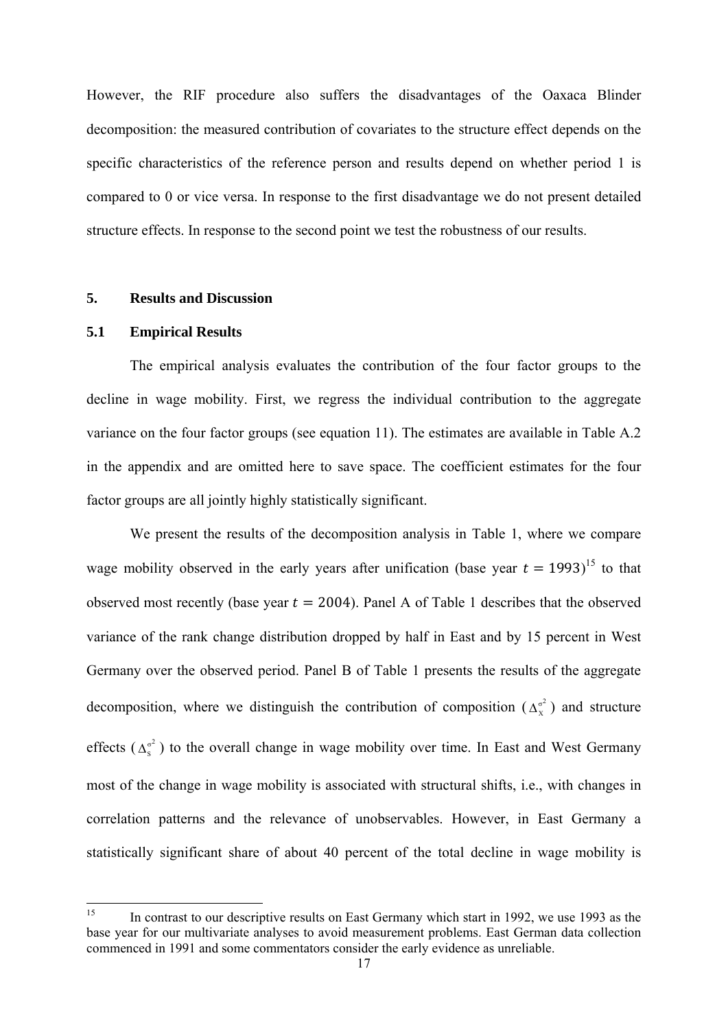However, the RIF procedure also suffers the disadvantages of the Oaxaca Blinder decomposition: the measured contribution of covariates to the structure effect depends on the specific characteristics of the reference person and results depend on whether period 1 is compared to 0 or vice versa. In response to the first disadvantage we do not present detailed structure effects. In response to the second point we test the robustness of our results.

## 5. Results and Discussion

### 5.1 Empirical Results

The empirical analysis evaluates the contribution of the four factor groups to the decline in wage mobility. First, we regress the individual contribution to the aggregate variance on the four factor groups (see equation 11). The estimates are available in Table A.2 in the appendix and are omitted here to save space. The coefficient estimates for the four factor groups are all jointly highly statistically significant.

We present the results of the decomposition analysis in Table 1, where we compare wage mobility observed in the early years after unification (base year $t = 1993$)[15] to that observed most recently (base year $t = 2004$). Panel A of Table 1 describes that the observed variance of the rank change distribution dropped by half in East and by 15 percent in West Germany over the observed period. Panel B of Table 1 presents the results of the aggregate decomposition, where we distinguish the contribution of composition ($\Delta_X^{\sigma^2}$) and structure effects ($\Delta_S^{\sigma^2}$) to the overall change in wage mobility over time. In East and West Germany most of the change in wage mobility is associated with structural shifts, i.e., with changes in correlation patterns and the relevance of unobservables. However, in East Germany a statistically significant share of about 40 percent of the total decline in wage mobility is

[15] In contrast to our descriptive results on East Germany which start in 1992, we use 1993 as the base year for our multivariate analyses to avoid measurement problems. East German data collection commenced in 1991 and some commentators consider the early evidence as unreliable.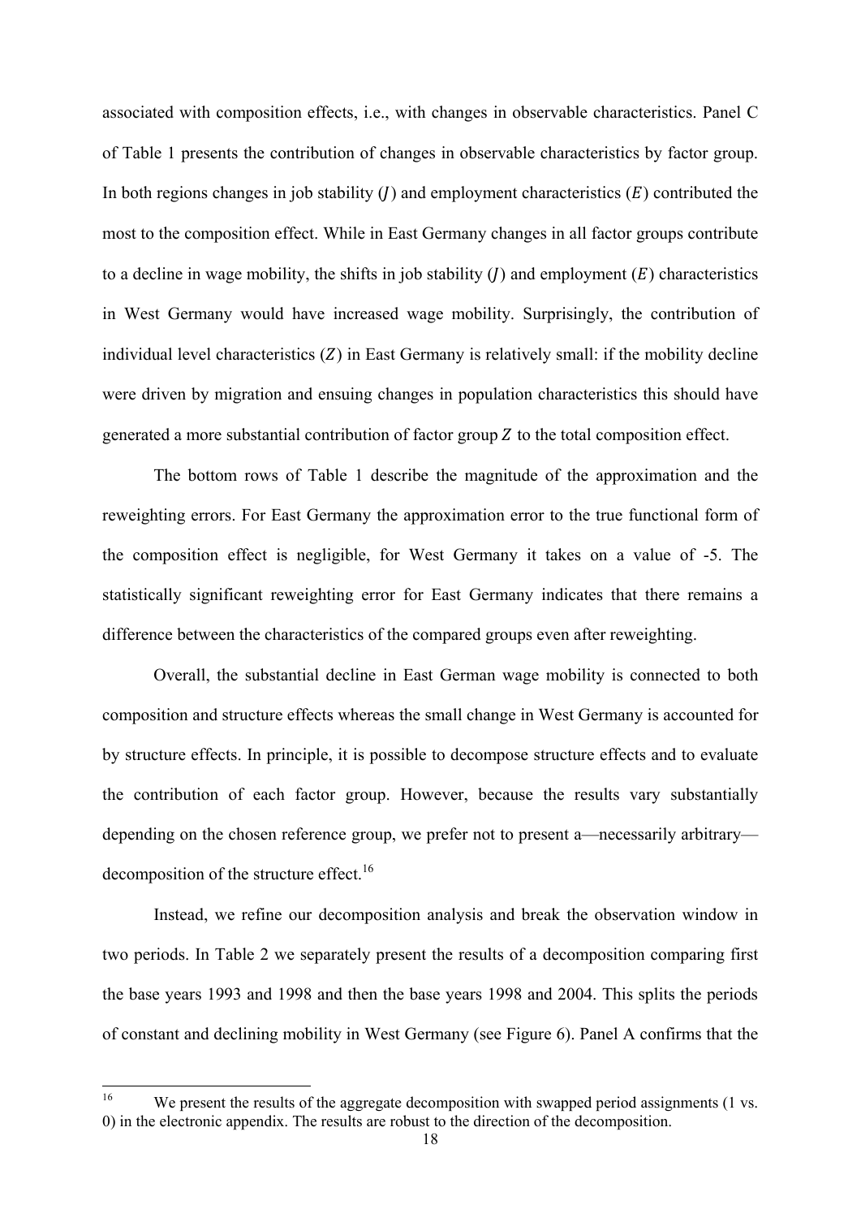associated with composition effects, i.e., with changes in observable characteristics. Panel C of Table 1 presents the contribution of changes in observable characteristics by factor group. In both regions changes in job stability ($J$) and employment characteristics ($E$) contributed the most to the composition effect. While in East Germany changes in all factor groups contribute to a decline in wage mobility, the shifts in job stability ($J$) and employment ($E$) characteristics in West Germany would have increased wage mobility. Surprisingly, the contribution of individual level characteristics ($Z$) in East Germany is relatively small: if the mobility decline were driven by migration and ensuing changes in population characteristics this should have generated a more substantial contribution of factor group $Z$ to the total composition effect.

The bottom rows of Table 1 describe the magnitude of the approximation and the reweighting errors. For East Germany the approximation error to the true functional form of the composition effect is negligible, for West Germany it takes on a value of -5. The statistically significant reweighting error for East Germany indicates that there remains a difference between the characteristics of the compared groups even after reweighting.

Overall, the substantial decline in East German wage mobility is connected to both composition and structure effects whereas the small change in West Germany is accounted for by structure effects. In principle, it is possible to decompose structure effects and to evaluate the contribution of each factor group. However, because the results vary substantially depending on the chosen reference group, we prefer not to present a—necessarily arbitrary—decomposition of the structure effect.[16]

Instead, we refine our decomposition analysis and break the observation window in two periods. In Table 2 we separately present the results of a decomposition comparing first the base years 1993 and 1998 and then the base years 1998 and 2004. This splits the periods of constant and declining mobility in West Germany (see Figure 6). Panel A confirms that the

[16] We present the results of the aggregate decomposition with swapped period assignments (1 vs. 0) in the electronic appendix. The results are robust to the direction of the decomposition.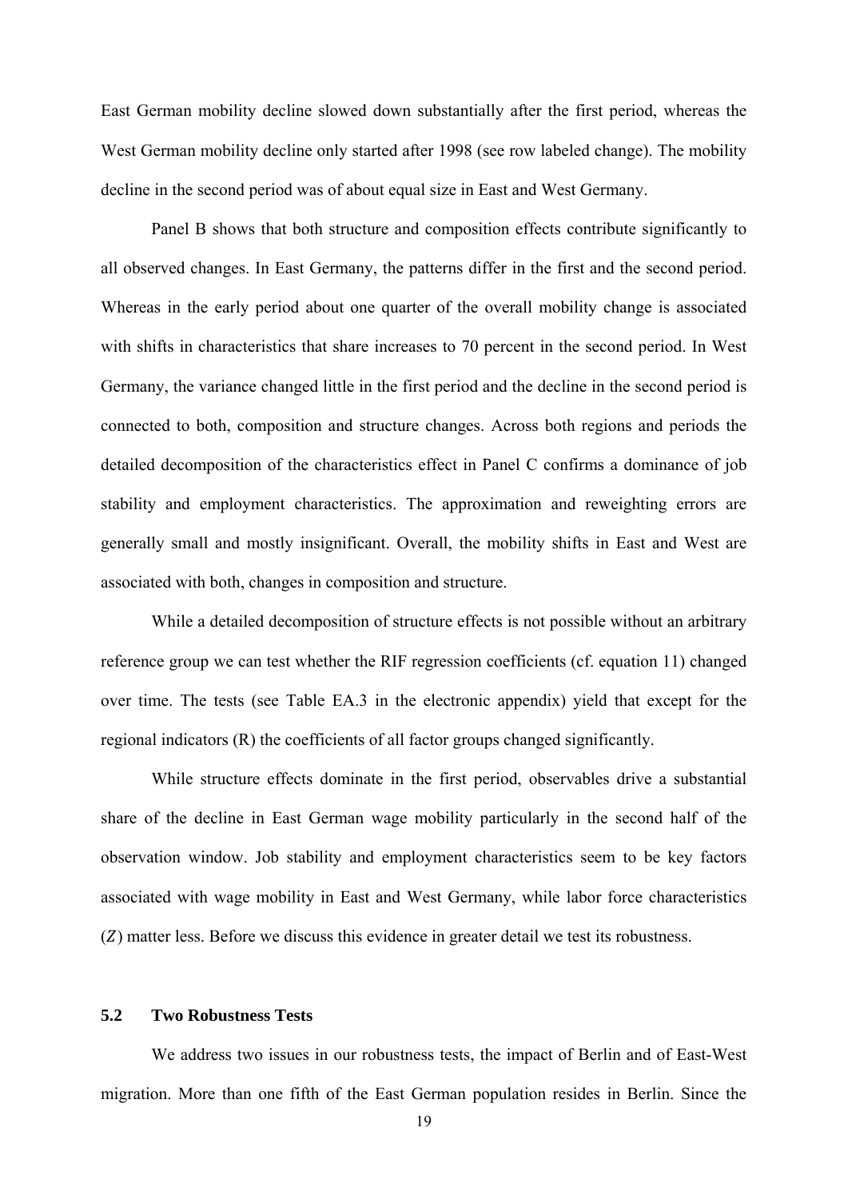East German mobility decline slowed down substantially after the first period, whereas the West German mobility decline only started after 1998 (see row labeled change). The mobility decline in the second period was of about equal size in East and West Germany.

Panel B shows that both structure and composition effects contribute significantly to all observed changes. In East Germany, the patterns differ in the first and the second period. Whereas in the early period about one quarter of the overall mobility change is associated with shifts in characteristics that share increases to 70 percent in the second period. In West Germany, the variance changed little in the first period and the decline in the second period is connected to both, composition and structure changes. Across both regions and periods the detailed decomposition of the characteristics effect in Panel C confirms a dominance of job stability and employment characteristics. The approximation and reweighting errors are generally small and mostly insignificant. Overall, the mobility shifts in East and West are associated with both, changes in composition and structure.

While a detailed decomposition of structure effects is not possible without an arbitrary reference group we can test whether the RIF regression coefficients (cf. equation 11) changed over time. The tests (see Table EA.3 in the electronic appendix) yield that except for the regional indicators (R) the coefficients of all factor groups changed significantly.

While structure effects dominate in the first period, observables drive a substantial share of the decline in East German wage mobility particularly in the second half of the observation window. Job stability and employment characteristics seem to be key factors associated with wage mobility in East and West Germany, while labor force characteristics ($Z$) matter less. Before we discuss this evidence in greater detail we test its robustness.

## 5.2 Two Robustness Tests

We address two issues in our robustness tests, the impact of Berlin and of East-West migration. More than one fifth of the East German population resides in Berlin. Since the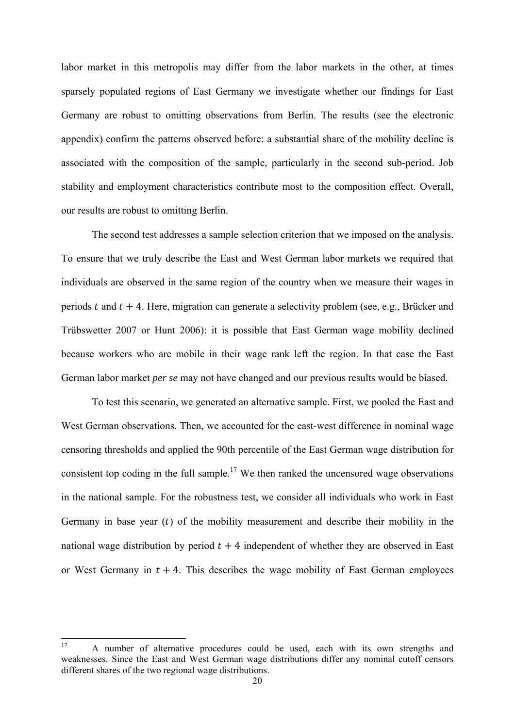labor market in this metropolis may differ from the labor markets in the other, at times sparsely populated regions of East Germany we investigate whether our findings for East Germany are robust to omitting observations from Berlin. The results (see the electronic appendix) confirm the patterns observed before: a substantial share of the mobility decline is associated with the composition of the sample, particularly in the second sub-period. Job stability and employment characteristics contribute most to the composition effect. Overall, our results are robust to omitting Berlin.

The second test addresses a sample selection criterion that we imposed on the analysis. To ensure that we truly describe the East and West German labor markets we required that individuals are observed in the same region of the country when we measure their wages in periods $t$ and $t + 4$. Here, migration can generate a selectivity problem (see, e.g., Brücker and Trübswetter 2007 or Hunt 2006): it is possible that East German wage mobility declined because workers who are mobile in their wage rank left the region. In that case the East German labor market *per se* may not have changed and our previous results would be biased.

To test this scenario, we generated an alternative sample. First, we pooled the East and West German observations. Then, we accounted for the east-west difference in nominal wage censoring thresholds and applied the 90th percentile of the East German wage distribution for consistent top coding in the full sample.[17] We then ranked the uncensored wage observations in the national sample. For the robustness test, we consider all individuals who work in East Germany in base year ($t$) of the mobility measurement and describe their mobility in the national wage distribution by period $t + 4$ independent of whether they are observed in East or West Germany in $t + 4$. This describes the wage mobility of East German employees

[17] A number of alternative procedures could be used, each with its own strengths and weaknesses. Since the East and West German wage distributions differ any nominal cutoff censors different shares of the two regional wage distributions.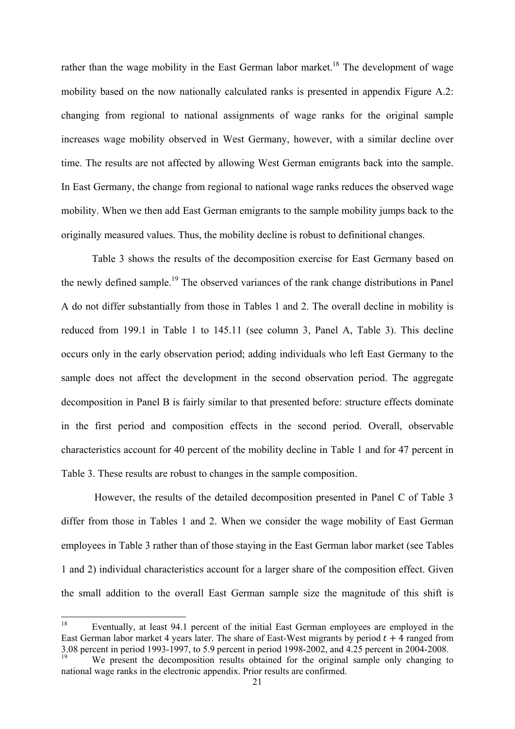rather than the wage mobility in the East German labor market.[18] The development of wage mobility based on the now nationally calculated ranks is presented in appendix Figure A.2: changing from regional to national assignments of wage ranks for the original sample increases wage mobility observed in West Germany, however, with a similar decline over time. The results are not affected by allowing West German emigrants back into the sample. In East Germany, the change from regional to national wage ranks reduces the observed wage mobility. When we then add East German emigrants to the sample mobility jumps back to the originally measured values. Thus, the mobility decline is robust to definitional changes.

Table 3 shows the results of the decomposition exercise for East Germany based on the newly defined sample.[19] The observed variances of the rank change distributions in Panel A do not differ substantially from those in Tables 1 and 2. The overall decline in mobility is reduced from 199.1 in Table 1 to 145.11 (see column 3, Panel A, Table 3). This decline occurs only in the early observation period; adding individuals who left East Germany to the sample does not affect the development in the second observation period. The aggregate decomposition in Panel B is fairly similar to that presented before: structure effects dominate in the first period and composition effects in the second period. Overall, observable characteristics account for 40 percent of the mobility decline in Table 1 and for 47 percent in Table 3. These results are robust to changes in the sample composition.

However, the results of the detailed decomposition presented in Panel C of Table 3 differ from those in Tables 1 and 2. When we consider the wage mobility of East German employees in Table 3 rather than of those staying in the East German labor market (see Tables 1 and 2) individual characteristics account for a larger share of the composition effect. Given the small addition to the overall East German sample size the magnitude of this shift is

---

[18] Eventually, at least 94.1 percent of the initial East German employees are employed in the East German labor market 4 years later. The share of East-West migrants by period $t + 4$ ranged from 3.08 percent in period 1993-1997, to 5.9 percent in period 1998-2002, and 4.25 percent in 2004-2008.

[19] We present the decomposition results obtained for the original sample only changing to national wage ranks in the electronic appendix. Prior results are confirmed.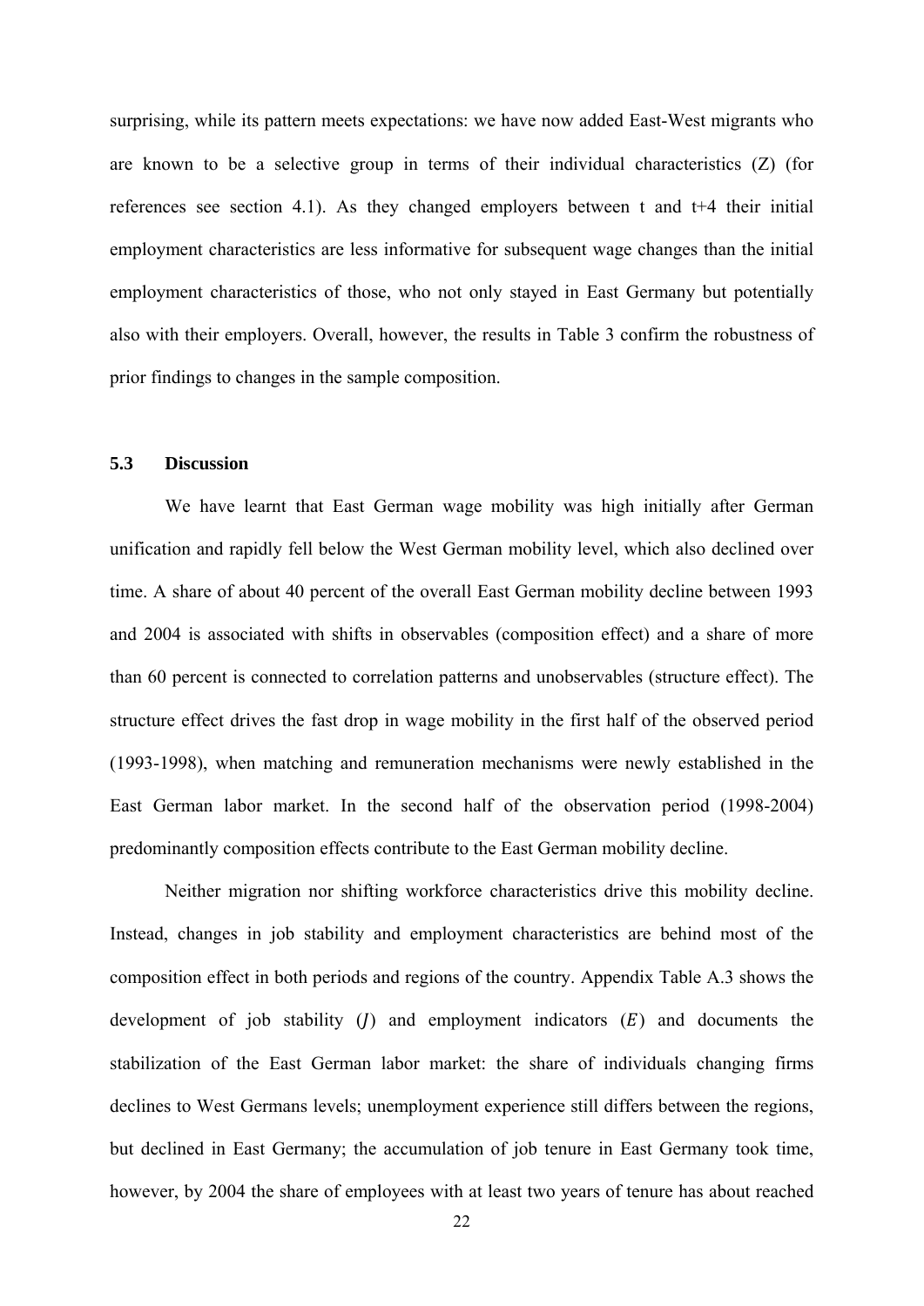surprising, while its pattern meets expectations: we have now added East-West migrants who are known to be a selective group in terms of their individual characteristics ($Z$) (for references see section 4.1). As they changed employers between t and t+4 their initial employment characteristics are less informative for subsequent wage changes than the initial employment characteristics of those, who not only stayed in East Germany but potentially also with their employers. Overall, however, the results in Table 3 confirm the robustness of prior findings to changes in the sample composition.

### 5.3 Discussion

We have learnt that East German wage mobility was high initially after German unification and rapidly fell below the West German mobility level, which also declined over time. A share of about 40 percent of the overall East German mobility decline between 1993 and 2004 is associated with shifts in observables (composition effect) and a share of more than 60 percent is connected to correlation patterns and unobservables (structure effect). The structure effect drives the fast drop in wage mobility in the first half of the observed period (1993-1998), when matching and remuneration mechanisms were newly established in the East German labor market. In the second half of the observation period (1998-2004) predominantly composition effects contribute to the East German mobility decline.

Neither migration nor shifting workforce characteristics drive this mobility decline. Instead, changes in job stability and employment characteristics are behind most of the composition effect in both periods and regions of the country. Appendix Table A.3 shows the development of job stability ($J$) and employment indicators ($E$) and documents the stabilization of the East German labor market: the share of individuals changing firms declines to West Germans levels; unemployment experience still differs between the regions, but declined in East Germany; the accumulation of job tenure in East Germany took time, however, by 2004 the share of employees with at least two years of tenure has about reached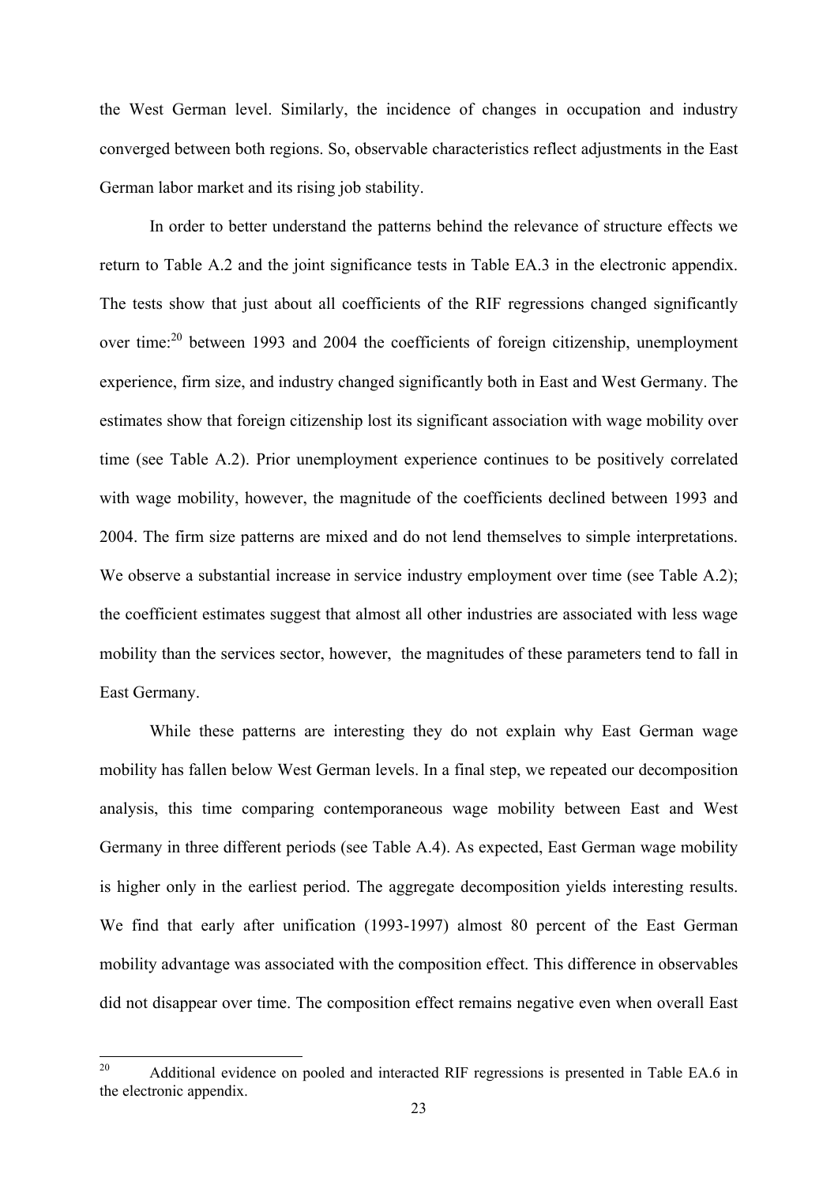the West German level. Similarly, the incidence of changes in occupation and industry converged between both regions. So, observable characteristics reflect adjustments in the East German labor market and its rising job stability.

In order to better understand the patterns behind the relevance of structure effects we return to Table A.2 and the joint significance tests in Table EA.3 in the electronic appendix. The tests show that just about all coefficients of the RIF regressions changed significantly over time:[20] between 1993 and 2004 the coefficients of foreign citizenship, unemployment experience, firm size, and industry changed significantly both in East and West Germany. The estimates show that foreign citizenship lost its significant association with wage mobility over time (see Table A.2). Prior unemployment experience continues to be positively correlated with wage mobility, however, the magnitude of the coefficients declined between 1993 and 2004. The firm size patterns are mixed and do not lend themselves to simple interpretations. We observe a substantial increase in service industry employment over time (see Table A.2); the coefficient estimates suggest that almost all other industries are associated with less wage mobility than the services sector, however, the magnitudes of these parameters tend to fall in East Germany.

While these patterns are interesting they do not explain why East German wage mobility has fallen below West German levels. In a final step, we repeated our decomposition analysis, this time comparing contemporaneous wage mobility between East and West Germany in three different periods (see Table A.4). As expected, East German wage mobility is higher only in the earliest period. The aggregate decomposition yields interesting results. We find that early after unification (1993-1997) almost 80 percent of the East German mobility advantage was associated with the composition effect. This difference in observables did not disappear over time. The composition effect remains negative even when overall East

[20] Additional evidence on pooled and interacted RIF regressions is presented in Table EA.6 in the electronic appendix.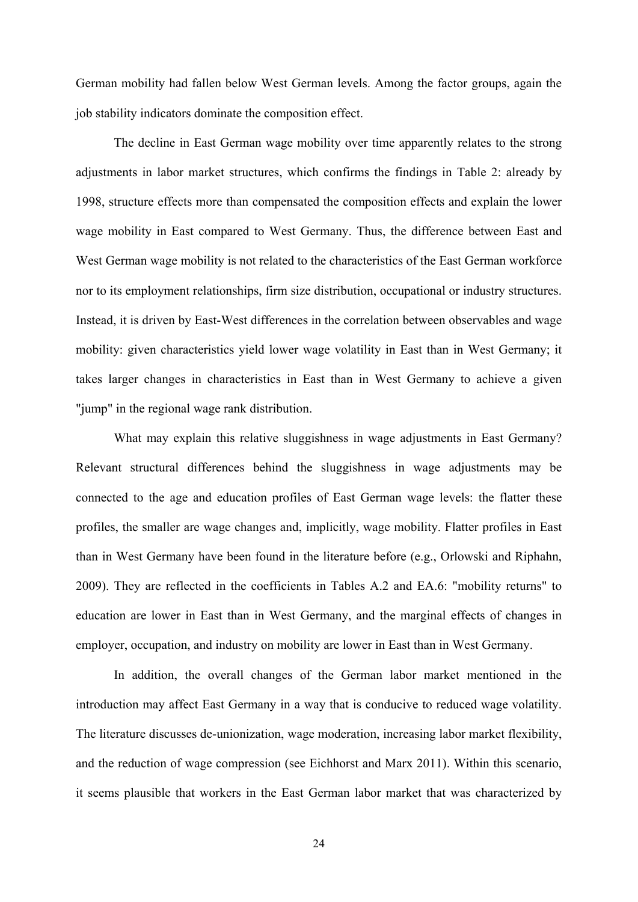German mobility had fallen below West German levels. Among the factor groups, again the job stability indicators dominate the composition effect.

The decline in East German wage mobility over time apparently relates to the strong adjustments in labor market structures, which confirms the findings in Table 2: already by 1998, structure effects more than compensated the composition effects and explain the lower wage mobility in East compared to West Germany. Thus, the difference between East and West German wage mobility is not related to the characteristics of the East German workforce nor to its employment relationships, firm size distribution, occupational or industry structures. Instead, it is driven by East-West differences in the correlation between observables and wage mobility: given characteristics yield lower wage volatility in East than in West Germany; it takes larger changes in characteristics in East than in West Germany to achieve a given "jump" in the regional wage rank distribution.

What may explain this relative sluggishness in wage adjustments in East Germany? Relevant structural differences behind the sluggishness in wage adjustments may be connected to the age and education profiles of East German wage levels: the flatter these profiles, the smaller are wage changes and, implicitly, wage mobility. Flatter profiles in East than in West Germany have been found in the literature before (e.g., Orlowski and Riphahn, 2009). They are reflected in the coefficients in Tables A.2 and EA.6: "mobility returns" to education are lower in East than in West Germany, and the marginal effects of changes in employer, occupation, and industry on mobility are lower in East than in West Germany.

In addition, the overall changes of the German labor market mentioned in the introduction may affect East Germany in a way that is conducive to reduced wage volatility. The literature discusses de-unionization, wage moderation, increasing labor market flexibility, and the reduction of wage compression (see Eichhorst and Marx 2011). Within this scenario, it seems plausible that workers in the East German labor market that was characterized by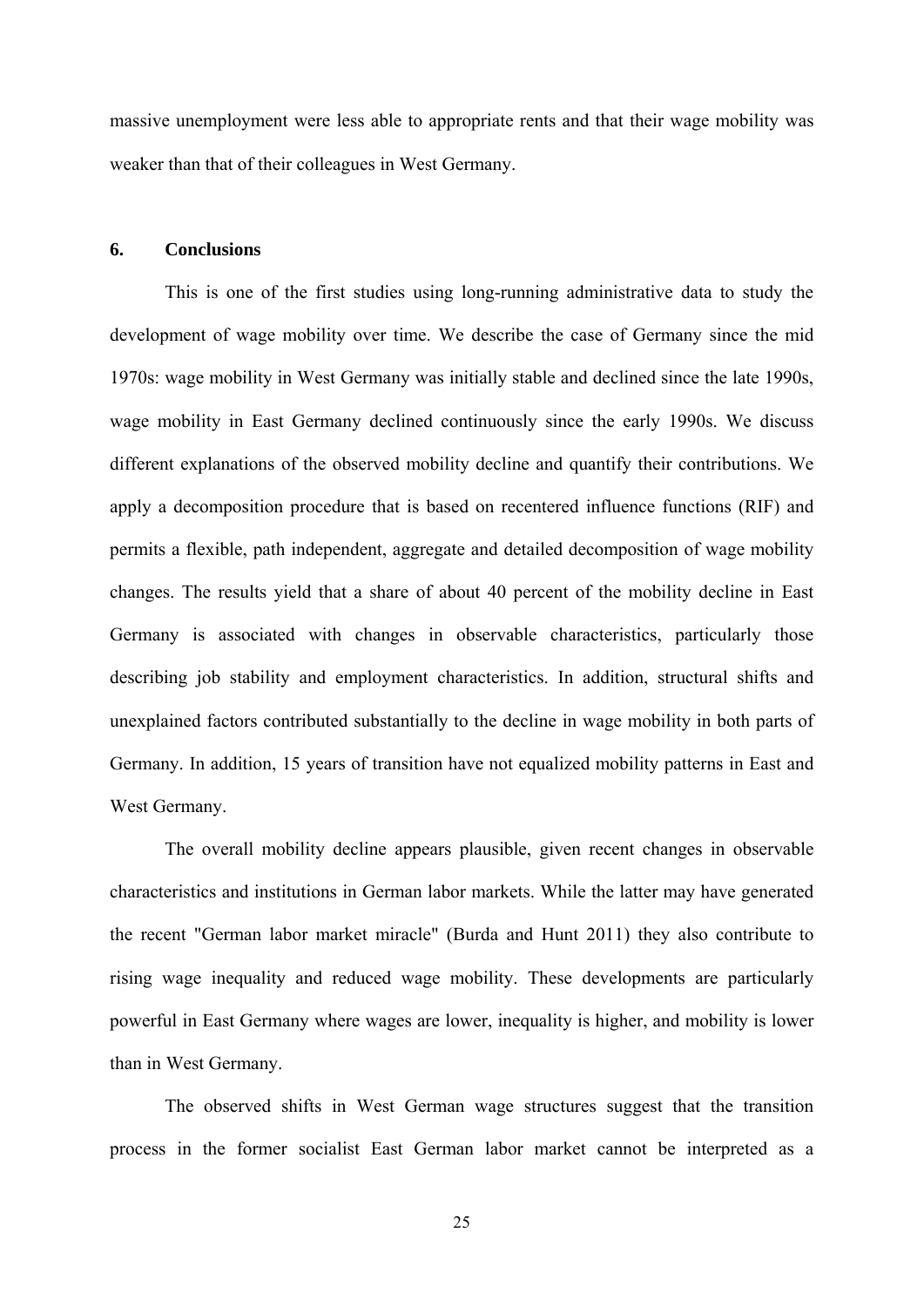massive unemployment were less able to appropriate rents and that their wage mobility was weaker than that of their colleagues in West Germany.

## 6. Conclusions

This is one of the first studies using long-running administrative data to study the development of wage mobility over time. We describe the case of Germany since the mid 1970s: wage mobility in West Germany was initially stable and declined since the late 1990s, wage mobility in East Germany declined continuously since the early 1990s. We discuss different explanations of the observed mobility decline and quantify their contributions. We apply a decomposition procedure that is based on recentered influence functions (RIF) and permits a flexible, path independent, aggregate and detailed decomposition of wage mobility changes. The results yield that a share of about 40 percent of the mobility decline in East Germany is associated with changes in observable characteristics, particularly those describing job stability and employment characteristics. In addition, structural shifts and unexplained factors contributed substantially to the decline in wage mobility in both parts of Germany. In addition, 15 years of transition have not equalized mobility patterns in East and West Germany.

The overall mobility decline appears plausible, given recent changes in observable characteristics and institutions in German labor markets. While the latter may have generated the recent "German labor market miracle" (Burda and Hunt 2011) they also contribute to rising wage inequality and reduced wage mobility. These developments are particularly powerful in East Germany where wages are lower, inequality is higher, and mobility is lower than in West Germany.

The observed shifts in West German wage structures suggest that the transition process in the former socialist East German labor market cannot be interpreted as a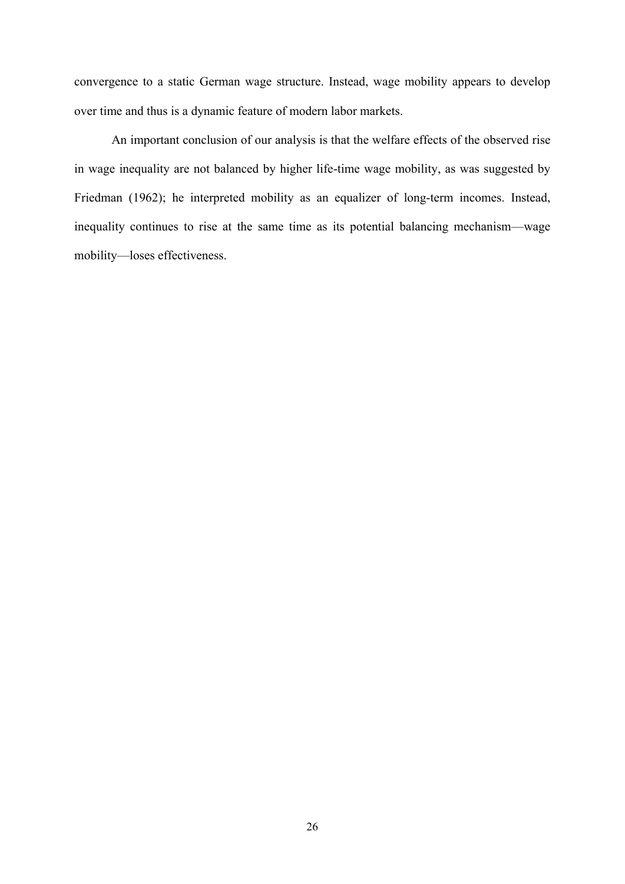convergence to a static German wage structure. Instead, wage mobility appears to develop over time and thus is a dynamic feature of modern labor markets.

An important conclusion of our analysis is that the welfare effects of the observed rise in wage inequality are not balanced by higher life-time wage mobility, as was suggested by Friedman (1962); he interpreted mobility as an equalizer of long-term incomes. Instead, inequality continues to rise at the same time as its potential balancing mechanism—wage mobility—loses effectiveness.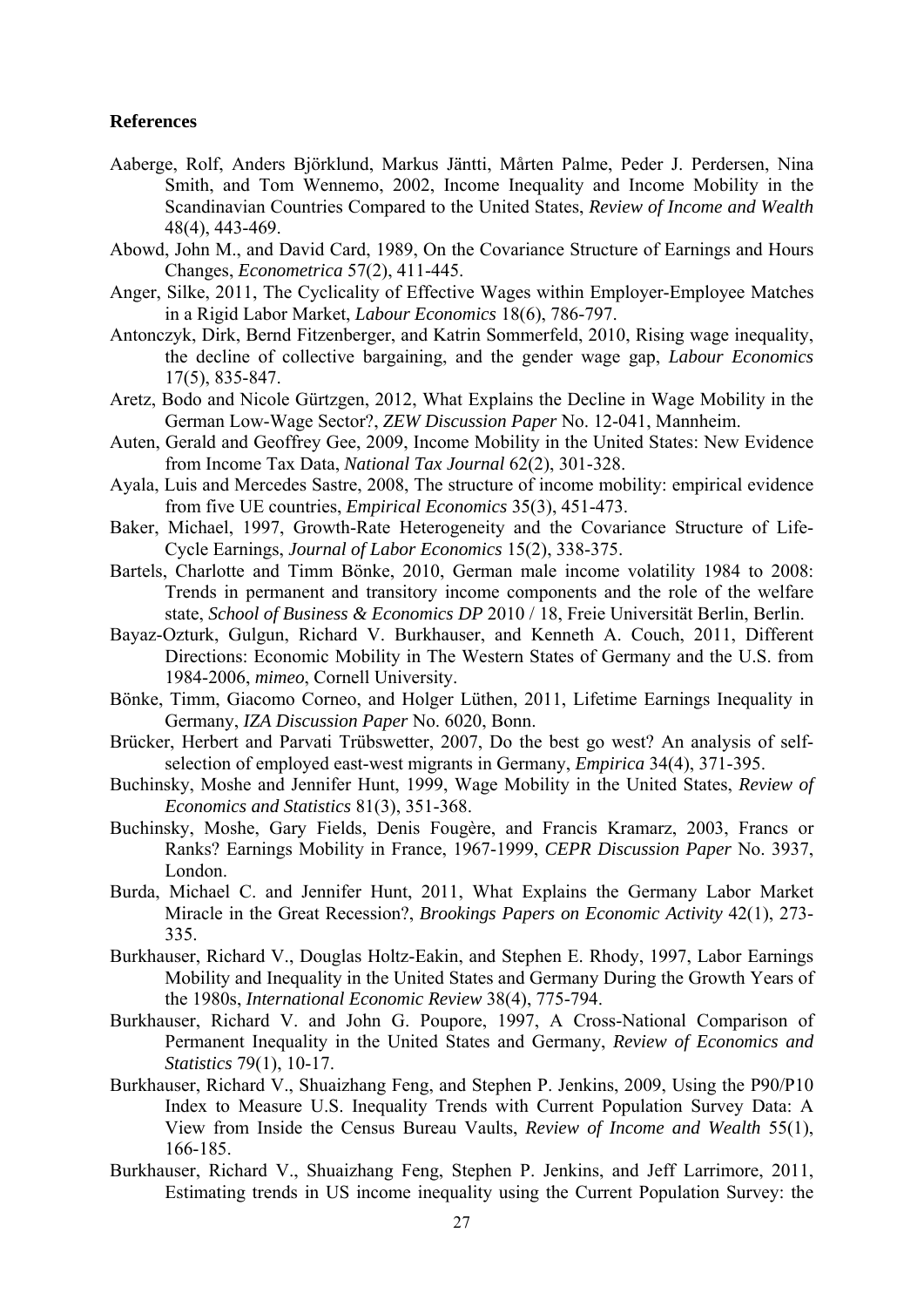**References**

Aaberge, Rolf, Anders Björklund, Markus Jäntti, Mårten Palme, Peder J. Perdersen, Nina Smith, and Tom Wennemo, 2002, Income Inequality and Income Mobility in the Scandinavian Countries Compared to the United States, *Review of Income and Wealth* 48(4), 443-469.

Abowd, John M., and David Card, 1989, On the Covariance Structure of Earnings and Hours Changes, *Econometrica* 57(2), 411-445.

Anger, Silke, 2011, The Cyclicality of Effective Wages within Employer-Employee Matches in a Rigid Labor Market, *Labour Economics* 18(6), 786-797.

Antonczyk, Dirk, Bernd Fitzenberger, and Katrin Sommerfeld, 2010, Rising wage inequality, the decline of collective bargaining, and the gender wage gap, *Labour Economics* 17(5), 835-847.

Aretz, Bodo and Nicole Gürtzgen, 2012, What Explains the Decline in Wage Mobility in the German Low-Wage Sector?, *ZEW Discussion Paper* No. 12-041, Mannheim.

Auten, Gerald and Geoffrey Gee, 2009, Income Mobility in the United States: New Evidence from Income Tax Data, *National Tax Journal* 62(2), 301-328.

Ayala, Luis and Mercedes Sastre, 2008, The structure of income mobility: empirical evidence from five UE countries, *Empirical Economics* 35(3), 451-473.

Baker, Michael, 1997, Growth-Rate Heterogeneity and the Covariance Structure of Life-Cycle Earnings, *Journal of Labor Economics* 15(2), 338-375.

Bartels, Charlotte and Timm Bönke, 2010, German male income volatility 1984 to 2008: Trends in permanent and transitory income components and the role of the welfare state, *School of Business & Economics DP* 2010 / 18, Freie Universität Berlin, Berlin.

Bayaz-Ozturk, Gulgun, Richard V. Burkhauser, and Kenneth A. Couch, 2011, Different Directions: Economic Mobility in The Western States of Germany and the U.S. from 1984-2006, *mimeo*, Cornell University.

Bönke, Timm, Giacomo Corneo, and Holger Lüthen, 2011, Lifetime Earnings Inequality in Germany, *IZA Discussion Paper* No. 6020, Bonn.

Brücker, Herbert and Parvati Trübswetter, 2007, Do the best go west? An analysis of self-selection of employed east-west migrants in Germany, *Empirica* 34(4), 371-395.

Buchinsky, Moshe and Jennifer Hunt, 1999, Wage Mobility in the United States, *Review of Economics and Statistics* 81(3), 351-368.

Buchinsky, Moshe, Gary Fields, Denis Fougère, and Francis Kramarz, 2003, Francs or Ranks? Earnings Mobility in France, 1967-1999, *CEPR Discussion Paper* No. 3937, London.

Burda, Michael C. and Jennifer Hunt, 2011, What Explains the Germany Labor Market Miracle in the Great Recession?, *Brookings Papers on Economic Activity* 42(1), 273-335.

Burkhauser, Richard V., Douglas Holtz-Eakin, and Stephen E. Rhody, 1997, Labor Earnings Mobility and Inequality in the United States and Germany During the Growth Years of the 1980s, *International Economic Review* 38(4), 775-794.

Burkhauser, Richard V. and John G. Poupore, 1997, A Cross-National Comparison of Permanent Inequality in the United States and Germany, *Review of Economics and Statistics* 79(1), 10-17.

Burkhauser, Richard V., Shuaizhang Feng, and Stephen P. Jenkins, 2009, Using the P90/P10 Index to Measure U.S. Inequality Trends with Current Population Survey Data: A View from Inside the Census Bureau Vaults, *Review of Income and Wealth* 55(1), 166-185.

Burkhauser, Richard V., Shuaizhang Feng, Stephen P. Jenkins, and Jeff Larrimore, 2011, Estimating trends in US income inequality using the Current Population Survey: the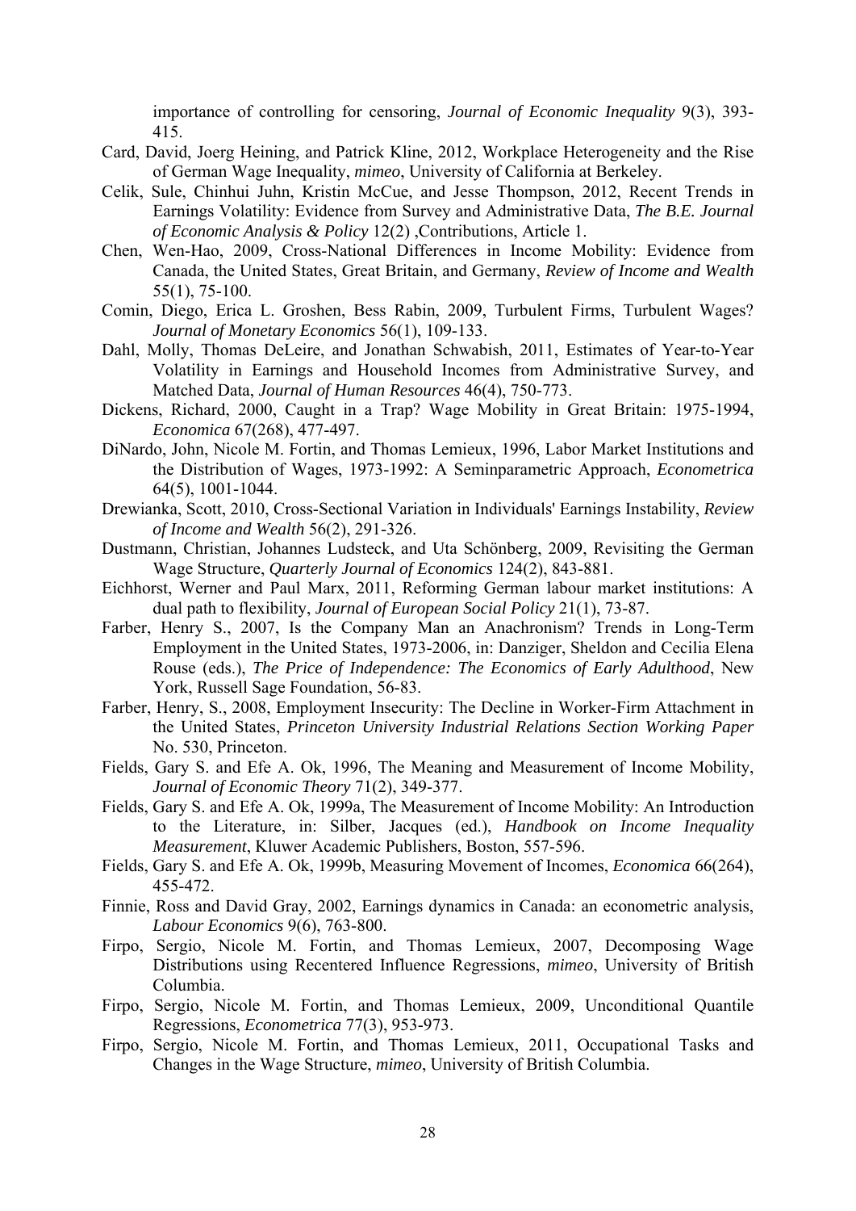importance of controlling for censoring, *Journal of Economic Inequality* 9(3), 393-415.

Card, David, Joerg Heining, and Patrick Kline, 2012, Workplace Heterogeneity and the Rise of German Wage Inequality, *mimeo*, University of California at Berkeley.

Celik, Sule, Chinhui Juhn, Kristin McCue, and Jesse Thompson, 2012, Recent Trends in Earnings Volatility: Evidence from Survey and Administrative Data, *The B.E. Journal of Economic Analysis & Policy* 12(2) ,Contributions, Article 1.

Chen, Wen-Hao, 2009, Cross-National Differences in Income Mobility: Evidence from Canada, the United States, Great Britain, and Germany, *Review of Income and Wealth* 55(1), 75-100.

Comin, Diego, Erica L. Groshen, Bess Rabin, 2009, Turbulent Firms, Turbulent Wages? *Journal of Monetary Economics* 56(1), 109-133.

Dahl, Molly, Thomas DeLeire, and Jonathan Schwabish, 2011, Estimates of Year-to-Year Volatility in Earnings and Household Incomes from Administrative Survey, and Matched Data, *Journal of Human Resources* 46(4), 750-773.

Dickens, Richard, 2000, Caught in a Trap? Wage Mobility in Great Britain: 1975-1994, *Economica* 67(268), 477-497.

DiNardo, John, Nicole M. Fortin, and Thomas Lemieux, 1996, Labor Market Institutions and the Distribution of Wages, 1973-1992: A Seminparametric Approach, *Econometrica* 64(5), 1001-1044.

Drewianka, Scott, 2010, Cross-Sectional Variation in Individuals' Earnings Instability, *Review of Income and Wealth* 56(2), 291-326.

Dustmann, Christian, Johannes Ludsteck, and Uta Schönberg, 2009, Revisiting the German Wage Structure, *Quarterly Journal of Economics* 124(2), 843-881.

Eichhorst, Werner and Paul Marx, 2011, Reforming German labour market institutions: A dual path to flexibility, *Journal of European Social Policy* 21(1), 73-87.

Farber, Henry S., 2007, Is the Company Man an Anachronism? Trends in Long-Term Employment in the United States, 1973-2006, in: Danziger, Sheldon and Cecilia Elena Rouse (eds.), *The Price of Independence: The Economics of Early Adulthood*, New York, Russell Sage Foundation, 56-83.

Farber, Henry, S., 2008, Employment Insecurity: The Decline in Worker-Firm Attachment in the United States, *Princeton University Industrial Relations Section Working Paper* No. 530, Princeton.

Fields, Gary S. and Efe A. Ok, 1996, The Meaning and Measurement of Income Mobility, *Journal of Economic Theory* 71(2), 349-377.

Fields, Gary S. and Efe A. Ok, 1999a, The Measurement of Income Mobility: An Introduction to the Literature, in: Silber, Jacques (ed.), *Handbook on Income Inequality Measurement*, Kluwer Academic Publishers, Boston, 557-596.

Fields, Gary S. and Efe A. Ok, 1999b, Measuring Movement of Incomes, *Economica* 66(264), 455-472.

Finnie, Ross and David Gray, 2002, Earnings dynamics in Canada: an econometric analysis, *Labour Economics* 9(6), 763-800.

Firpo, Sergio, Nicole M. Fortin, and Thomas Lemieux, 2007, Decomposing Wage Distributions using Recentered Influence Regressions, *mimeo*, University of British Columbia.

Firpo, Sergio, Nicole M. Fortin, and Thomas Lemieux, 2009, Unconditional Quantile Regressions, *Econometrica* 77(3), 953-973.

Firpo, Sergio, Nicole M. Fortin, and Thomas Lemieux, 2011, Occupational Tasks and Changes in the Wage Structure, *mimeo*, University of British Columbia.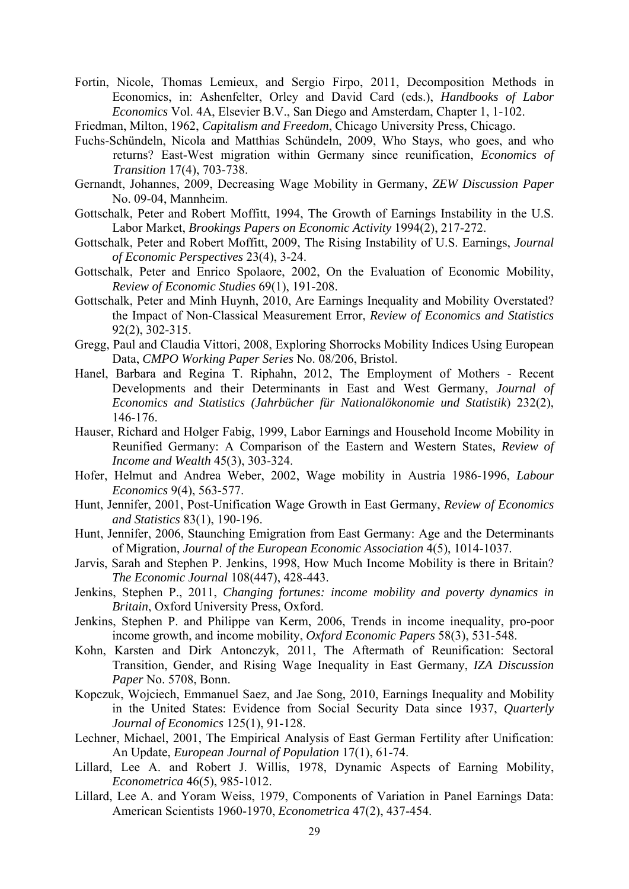Fortin, Nicole, Thomas Lemieux, and Sergio Firpo, 2011, Decomposition Methods in Economics, in: Ashenfelter, Orley and David Card (eds.), *Handbooks of Labor Economics* Vol. 4A, Elsevier B.V., San Diego and Amsterdam, Chapter 1, 1-102.

Friedman, Milton, 1962, *Capitalism and Freedom*, Chicago University Press, Chicago.

Fuchs-Schündeln, Nicola and Matthias Schündeln, 2009, Who Stays, who goes, and who returns? East-West migration within Germany since reunification, *Economics of Transition* 17(4), 703-738.

Gernandt, Johannes, 2009, Decreasing Wage Mobility in Germany, *ZEW Discussion Paper* No. 09-04, Mannheim.

Gottschalk, Peter and Robert Moffitt, 1994, The Growth of Earnings Instability in the U.S. Labor Market, *Brookings Papers on Economic Activity* 1994(2), 217-272.

Gottschalk, Peter and Robert Moffitt, 2009, The Rising Instability of U.S. Earnings, *Journal of Economic Perspectives* 23(4), 3-24.

Gottschalk, Peter and Enrico Spolaore, 2002, On the Evaluation of Economic Mobility, *Review of Economic Studies* 69(1), 191-208.

Gottschalk, Peter and Minh Huynh, 2010, Are Earnings Inequality and Mobility Overstated? the Impact of Non-Classical Measurement Error, *Review of Economics and Statistics* 92(2), 302-315.

Gregg, Paul and Claudia Vittori, 2008, Exploring Shorrocks Mobility Indices Using European Data, *CMPO Working Paper Series* No. 08/206, Bristol.

Hanel, Barbara and Regina T. Riphahn, 2012, The Employment of Mothers - Recent Developments and their Determinants in East and West Germany, *Journal of Economics and Statistics (Jahrbücher für Nationalökonomie und Statistik*) 232(2), 146-176.

Hauser, Richard and Holger Fabig, 1999, Labor Earnings and Household Income Mobility in Reunified Germany: A Comparison of the Eastern and Western States, *Review of Income and Wealth* 45(3), 303-324.

Hofer, Helmut and Andrea Weber, 2002, Wage mobility in Austria 1986-1996, *Labour Economics* 9(4), 563-577.

Hunt, Jennifer, 2001, Post-Unification Wage Growth in East Germany, *Review of Economics and Statistics* 83(1), 190-196.

Hunt, Jennifer, 2006, Staunching Emigration from East Germany: Age and the Determinants of Migration, *Journal of the European Economic Association* 4(5), 1014-1037.

Jarvis, Sarah and Stephen P. Jenkins, 1998, How Much Income Mobility is there in Britain? *The Economic Journal* 108(447), 428-443.

Jenkins, Stephen P., 2011, *Changing fortunes: income mobility and poverty dynamics in Britain*, Oxford University Press, Oxford.

Jenkins, Stephen P. and Philippe van Kerm, 2006, Trends in income inequality, pro-poor income growth, and income mobility, *Oxford Economic Papers* 58(3), 531-548.

Kohn, Karsten and Dirk Antonczyk, 2011, The Aftermath of Reunification: Sectoral Transition, Gender, and Rising Wage Inequality in East Germany, *IZA Discussion Paper* No. 5708, Bonn.

Kopczuk, Wojciech, Emmanuel Saez, and Jae Song, 2010, Earnings Inequality and Mobility in the United States: Evidence from Social Security Data since 1937, *Quarterly Journal of Economics* 125(1), 91-128.

Lechner, Michael, 2001, The Empirical Analysis of East German Fertility after Unification: An Update, *European Journal of Population* 17(1), 61-74.

Lillard, Lee A. and Robert J. Willis, 1978, Dynamic Aspects of Earning Mobility, *Econometrica* 46(5), 985-1012.

Lillard, Lee A. and Yoram Weiss, 1979, Components of Variation in Panel Earnings Data: American Scientists 1960-1970, *Econometrica* 47(2), 437-454.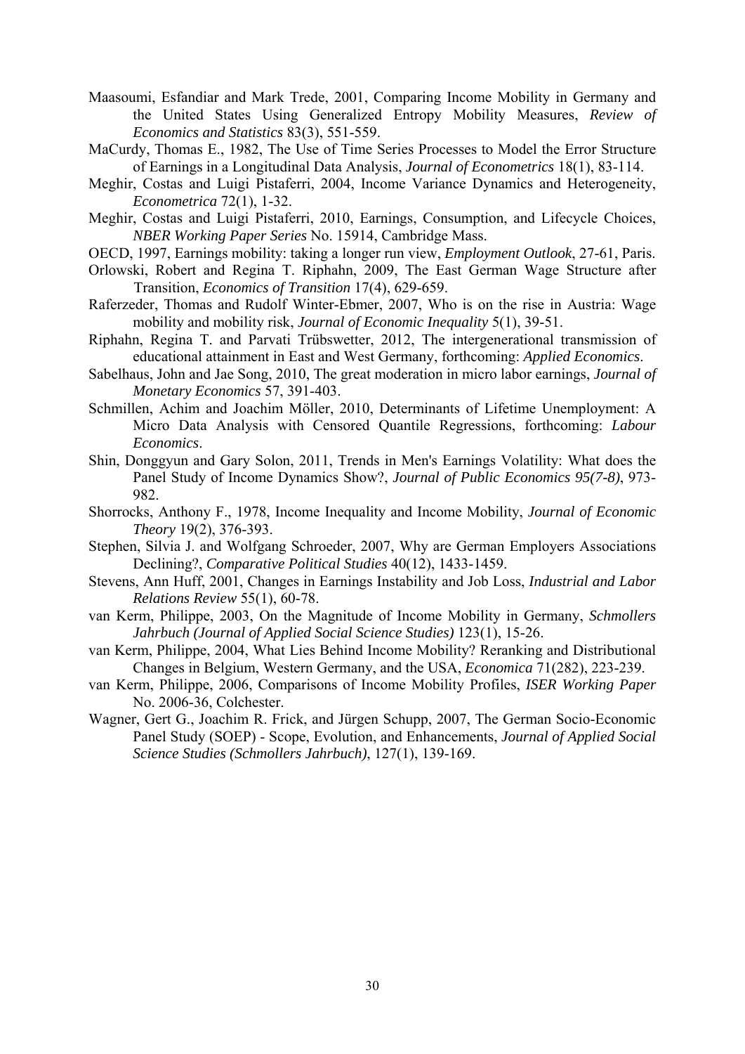Maasoumi, Esfandiar and Mark Trede, 2001, Comparing Income Mobility in Germany and the United States Using Generalized Entropy Mobility Measures, *Review of Economics and Statistics* 83(3), 551-559.

MaCurdy, Thomas E., 1982, The Use of Time Series Processes to Model the Error Structure of Earnings in a Longitudinal Data Analysis, *Journal of Econometrics* 18(1), 83-114.

Meghir, Costas and Luigi Pistaferri, 2004, Income Variance Dynamics and Heterogeneity, *Econometrica* 72(1), 1-32.

Meghir, Costas and Luigi Pistaferri, 2010, Earnings, Consumption, and Lifecycle Choices, *NBER Working Paper Series* No. 15914, Cambridge Mass.

OECD, 1997, Earnings mobility: taking a longer run view, *Employment Outlook*, 27-61, Paris.

Orlowski, Robert and Regina T. Riphahn, 2009, The East German Wage Structure after Transition, *Economics of Transition* 17(4), 629-659.

Raferzeder, Thomas and Rudolf Winter-Ebmer, 2007, Who is on the rise in Austria: Wage mobility and mobility risk, *Journal of Economic Inequality* 5(1), 39-51.

Riphahn, Regina T. and Parvati Trübswetter, 2012, The intergenerational transmission of educational attainment in East and West Germany, forthcoming: *Applied Economics*.

Sabelhaus, John and Jae Song, 2010, The great moderation in micro labor earnings, *Journal of Monetary Economics* 57, 391-403.

Schmillen, Achim and Joachim Möller, 2010, Determinants of Lifetime Unemployment: A Micro Data Analysis with Censored Quantile Regressions, forthcoming: *Labour Economics*.

Shin, Donggyun and Gary Solon, 2011, Trends in Men's Earnings Volatility: What does the Panel Study of Income Dynamics Show?, *Journal of Public Economics 95(7-8)*, 973-982.

Shorrocks, Anthony F., 1978, Income Inequality and Income Mobility, *Journal of Economic Theory* 19(2), 376-393.

Stephen, Silvia J. and Wolfgang Schroeder, 2007, Why are German Employers Associations Declining?, *Comparative Political Studies* 40(12), 1433-1459.

Stevens, Ann Huff, 2001, Changes in Earnings Instability and Job Loss, *Industrial and Labor Relations Review* 55(1), 60-78.

van Kerm, Philippe, 2003, On the Magnitude of Income Mobility in Germany, *Schmollers Jahrbuch (Journal of Applied Social Science Studies)* 123(1), 15-26.

van Kerm, Philippe, 2004, What Lies Behind Income Mobility? Reranking and Distributional Changes in Belgium, Western Germany, and the USA, *Economica* 71(282), 223-239.

van Kerm, Philippe, 2006, Comparisons of Income Mobility Profiles, *ISER Working Paper* No. 2006-36, Colchester.

Wagner, Gert G., Joachim R. Frick, and Jürgen Schupp, 2007, The German Socio-Economic Panel Study (SOEP) - Scope, Evolution, and Enhancements, *Journal of Applied Social Science Studies (Schmollers Jahrbuch)*, 127(1), 139-169.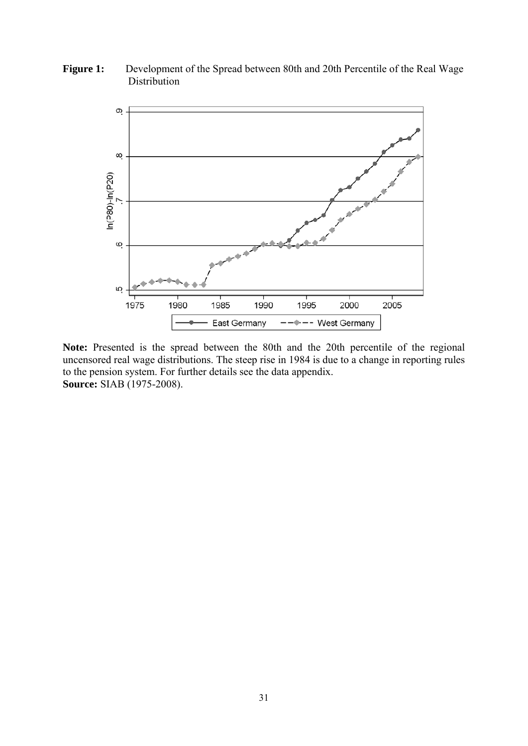**Figure 1:** Development of the Spread between 80th and 20th Percentile of the Real Wage Distribution

**Note:** Presented is the spread between the 80th and the 20th percentile of the regional uncensored real wage distributions. The steep rise in 1984 is due to a change in reporting rules to the pension system. For further details see the data appendix.
**Source:** SIAB (1975-2008).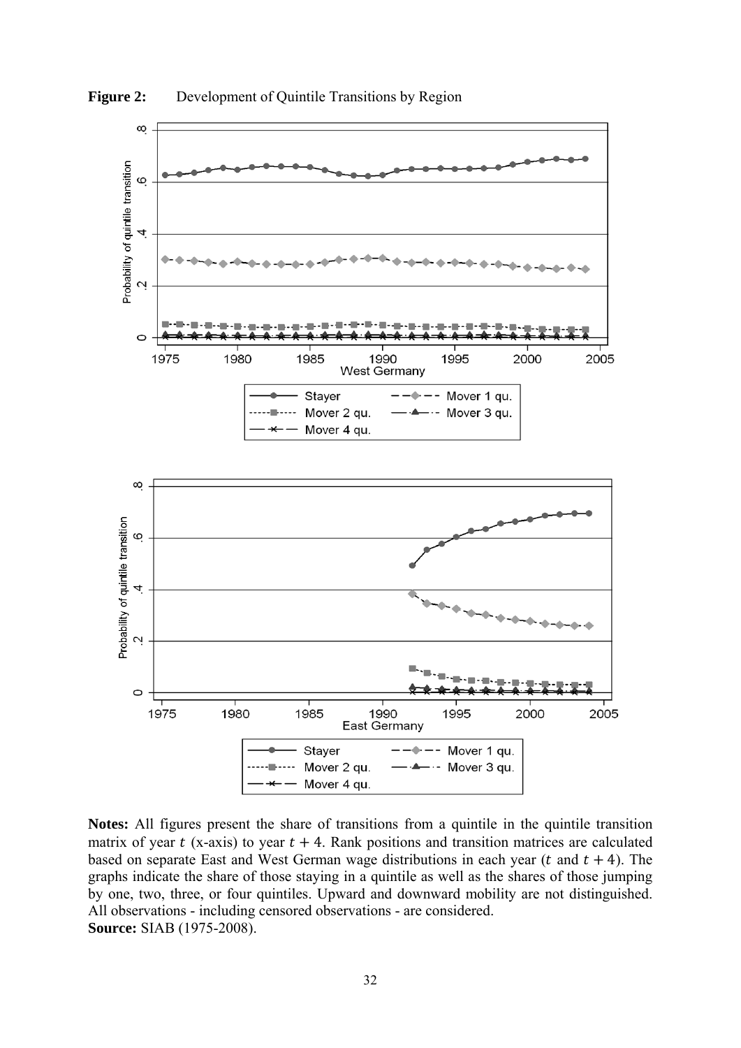**Figure 2:** Development of Quintile Transitions by Region

**Notes:** All figures present the share of transitions from a quintile in the quintile transition matrix of year $t$ (x-axis) to year $t + 4$. Rank positions and transition matrices are calculated based on separate East and West German wage distributions in each year ($t$ and $t + 4$). The graphs indicate the share of those staying in a quintile as well as the shares of those jumping by one, two, three, or four quintiles. Upward and downward mobility are not distinguished. All observations - including censored observations - are considered.
**Source:** SIAB (1975-2008).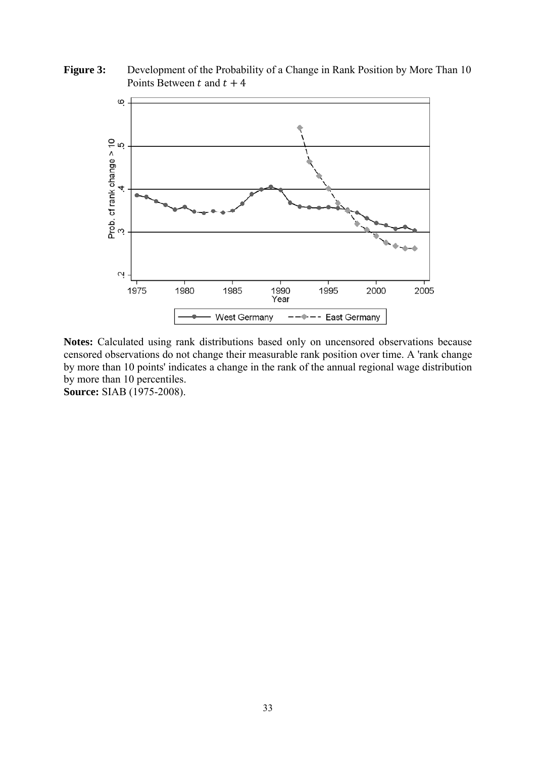**Figure 3:** Development of the Probability of a Change in Rank Position by More Than 10 Points Between $t$ and $t + 4$

**Notes:** Calculated using rank distributions based only on uncensored observations because censored observations do not change their measurable rank position over time. A 'rank change by more than 10 points' indicates a change in the rank of the annual regional wage distribution by more than 10 percentiles.
**Source:** SIAB (1975-2008).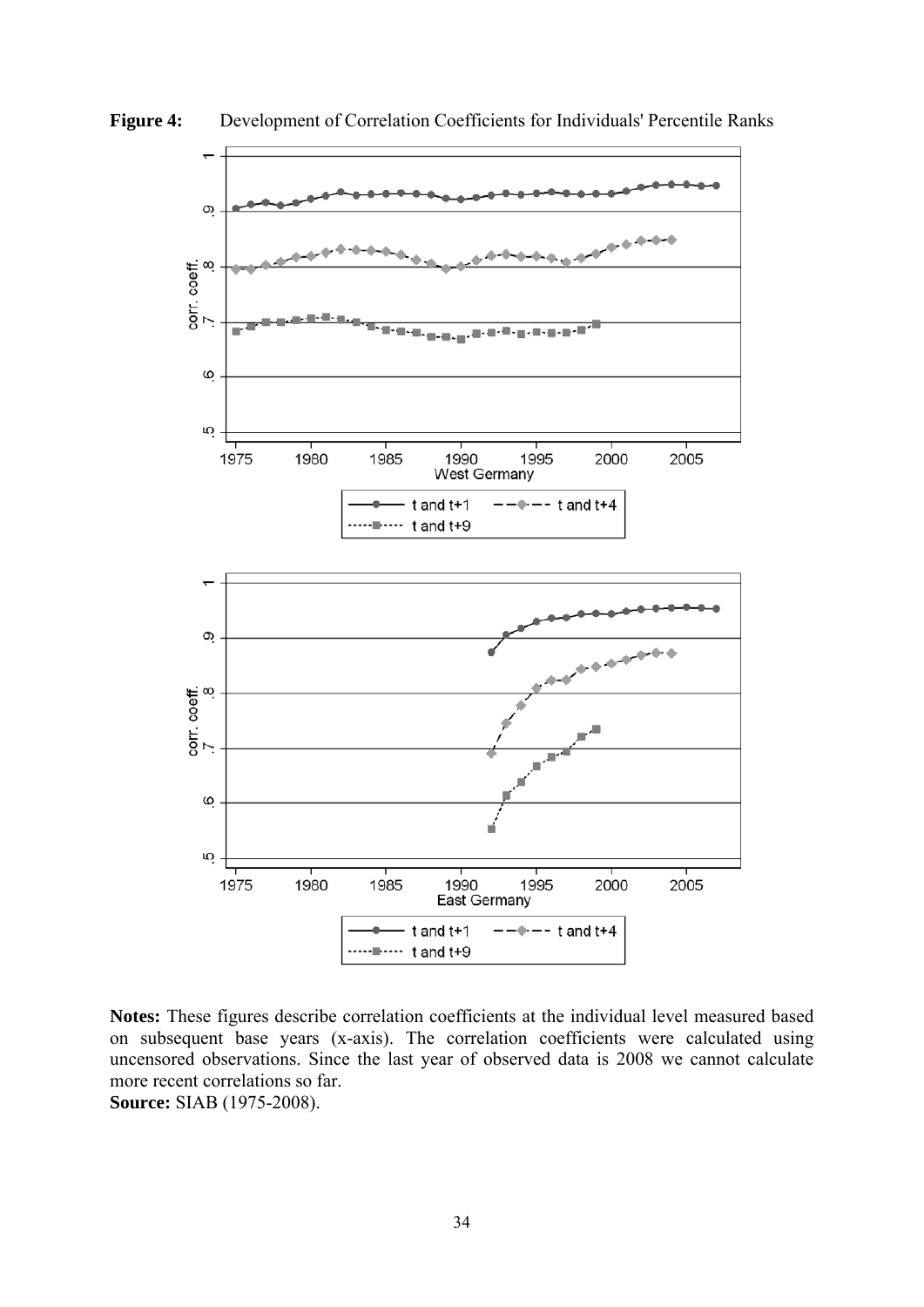**Figure 4:** Development of Correlation Coefficients for Individuals' Percentile Ranks

**Notes:** These figures describe correlation coefficients at the individual level measured based on subsequent base years (x-axis). The correlation coefficients were calculated using uncensored observations. Since the last year of observed data is 2008 we cannot calculate more recent correlations so far.

**Source:** SIAB (1975-2008).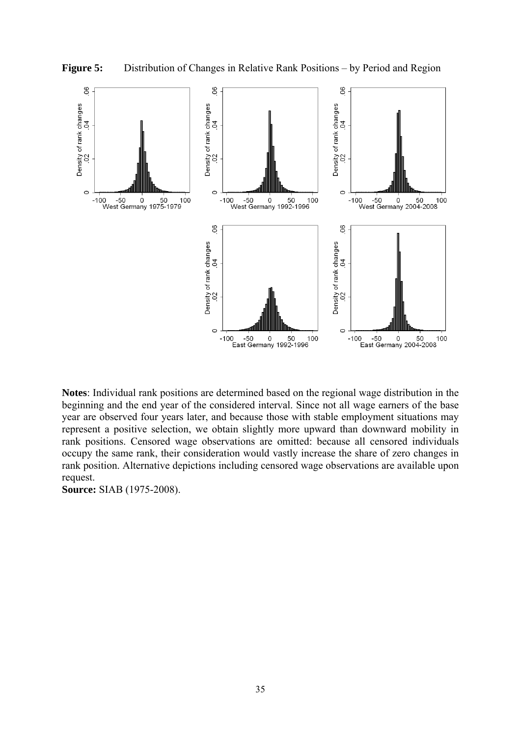**Figure 5:** Distribution of Changes in Relative Rank Positions – by Period and Region

**Notes**: Individual rank positions are determined based on the regional wage distribution in the beginning and the end year of the considered interval. Since not all wage earners of the base year are observed four years later, and because those with stable employment situations may represent a positive selection, we obtain slightly more upward than downward mobility in rank positions. Censored wage observations are omitted: because all censored individuals occupy the same rank, their consideration would vastly increase the share of zero changes in rank position. Alternative depictions including censored wage observations are available upon request.

**Source:** SIAB (1975-2008).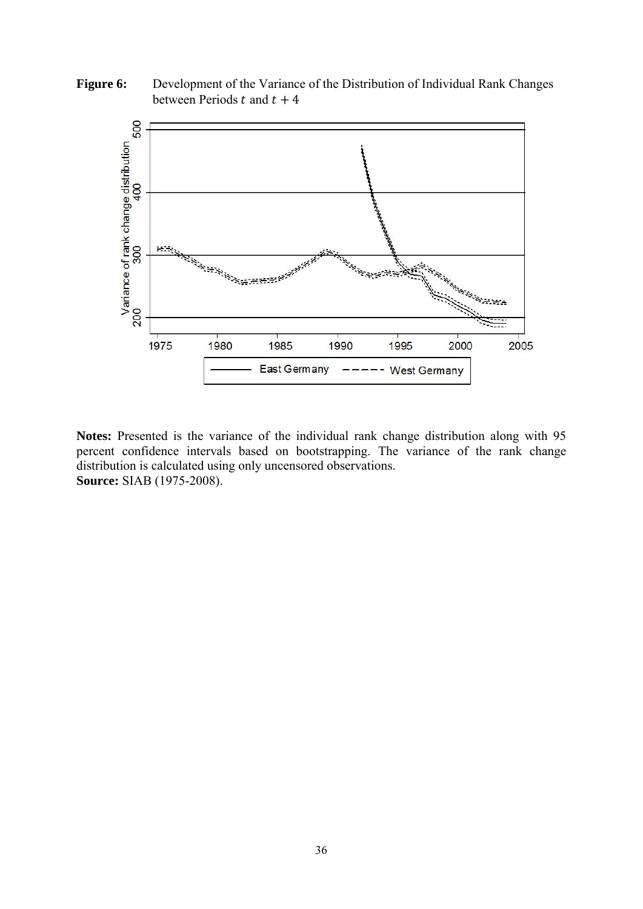**Figure 6:** Development of the Variance of the Distribution of Individual Rank Changes between Periods $t$ and $t + 4$

**Notes:** Presented is the variance of the individual rank change distribution along with 95 percent confidence intervals based on bootstrapping. The variance of the rank change distribution is calculated using only uncensored observations.
**Source:** SIAB (1975-2008).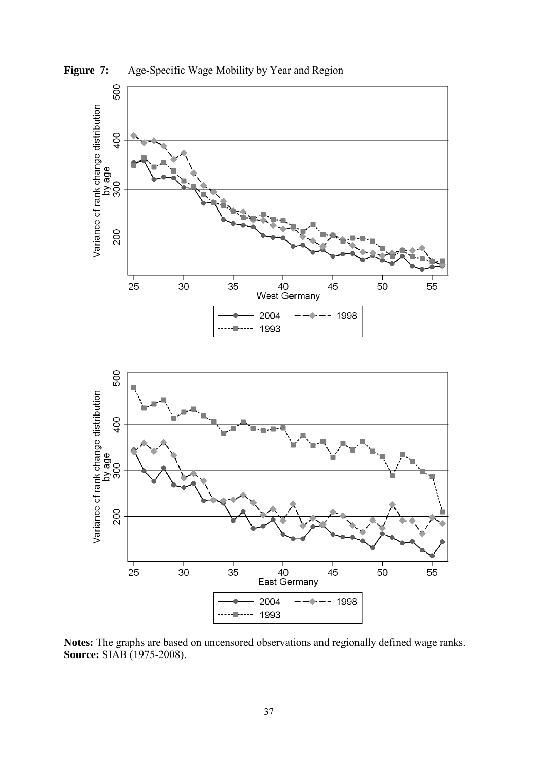**Figure 7:** Age-Specific Wage Mobility by Year and Region

**Notes:** The graphs are based on uncensored observations and regionally defined wage ranks.
**Source:** SIAB (1975-2008).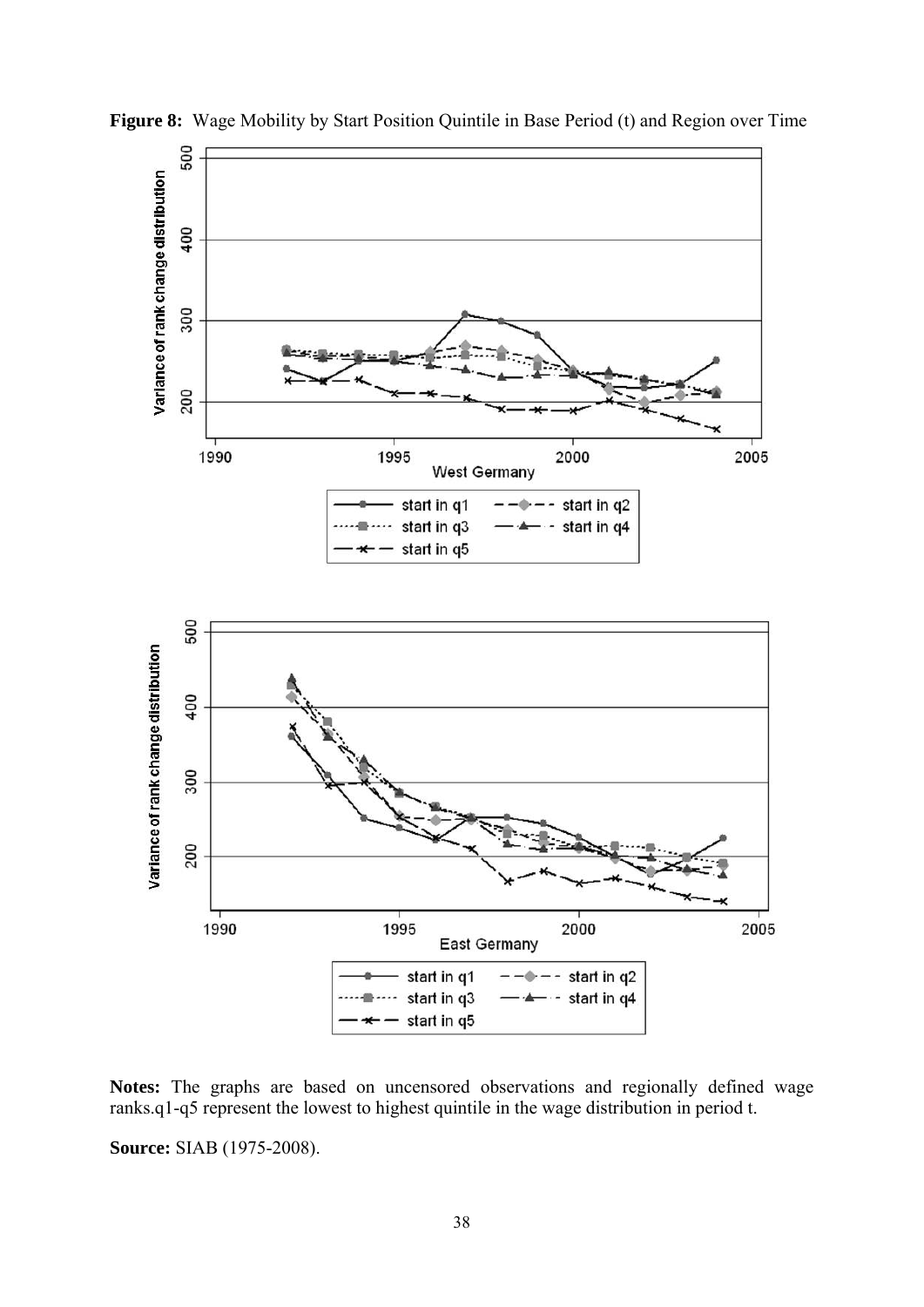**Figure 8:** Wage Mobility by Start Position Quintile in Base Period (t) and Region over Time

**Notes:** The graphs are based on uncensored observations and regionally defined wage ranks.q1-q5 represent the lowest to highest quintile in the wage distribution in period t.

**Source:** SIAB (1975-2008).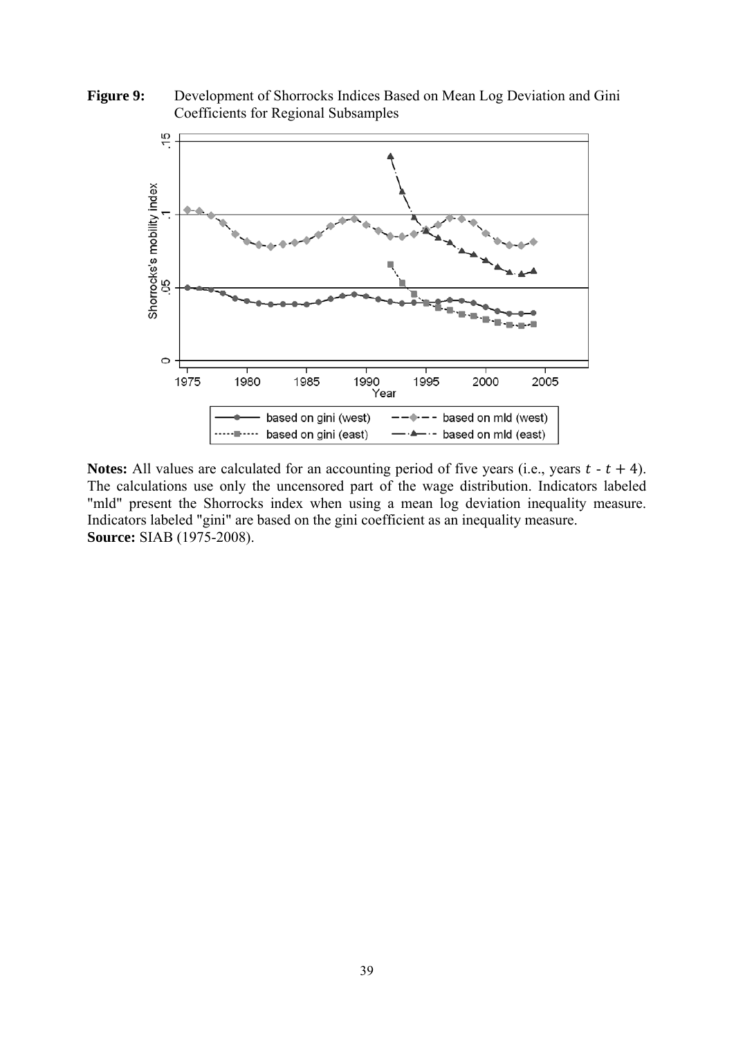**Figure 9:** Development of Shorrocks Indices Based on Mean Log Deviation and Gini Coefficients for Regional Subsamples

**Notes:** All values are calculated for an accounting period of five years (i.e., years $t$ - $t + 4$). The calculations use only the uncensored part of the wage distribution. Indicators labeled "mld" present the Shorrocks index when using a mean log deviation inequality measure. Indicators labeled "gini" are based on the gini coefficient as an inequality measure.
**Source:** SIAB (1975-2008).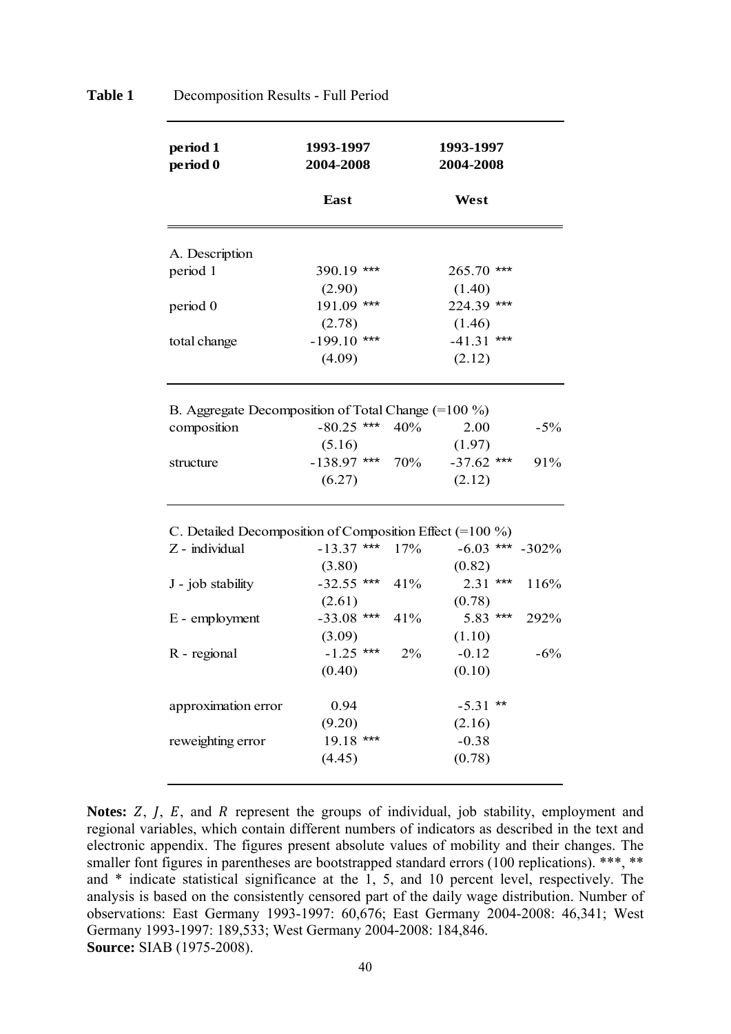**Table 1** Decomposition Results - Full Period

| period 1 | 1993-1997 | | | 1993-1997 | | |
|---|---|---|---|---|---|---|
| period 0 | 2004-2008 | | | 2004-2008 | | |
| | East | | | West | | |
| A. Description | | | | | | |
| period 1 | 390.19 | *** | | 265.70 | *** | |
| | (2.90) | | | (1.40) | | |
| period 0 | 191.09 | *** | | 224.39 | *** | |
| | (2.78) | | | (1.46) | | |
| total change | -199.10 | *** | | -41.31 | *** | |
| | (4.09) | | | (2.12) | | |
| B. Aggregate Decomposition of Total Change (=100 %) | | | | | | |
| composition | -80.25 | *** | 40% | 2.00 | | -5% |
| | (5.16) | | | (1.97) | | |
| structure | -138.97 | *** | 70% | -37.62 | *** | 91% |
| | (6.27) | | | (2.12) | | |
| C. Detailed Decomposition of Composition Effect (=100 %) | | | | | | |
| Z - individual | -13.37 | *** | 17% | -6.03 | *** | -302% |
| | (3.80) | | | (0.82) | | |
| J - job stability | -32.55 | *** | 41% | 2.31 | *** | 116% |
| | (2.61) | | | (0.78) | | |
| E - employment | -33.08 | *** | 41% | 5.83 | *** | 292% |
| | (3.09) | | | (1.10) | | |
| R - regional | -1.25 | *** | 2% | -0.12 | | -6% |
| | (0.40) | | | (0.10) | | |
| approximation error | 0.94 | | | -5.31 | ** | |
| | (9.20) | | | (2.16) | | |
| reweighting error | 19.18 | *** | | -0.38 | | |
| | (4.45) | | | (0.78) | | |

**Notes:** $Z$, $J$, $E$, and $R$ represent the groups of individual, job stability, employment and regional variables, which contain different numbers of indicators as described in the text and electronic appendix. The figures present absolute values of mobility and their changes. The smaller font figures in parentheses are bootstrapped standard errors (100 replications). ***, ** and * indicate statistical significance at the 1, 5, and 10 percent level, respectively. The analysis is based on the consistently censored part of the daily wage distribution. Number of observations: East Germany 1993-1997: 60,676; East Germany 2004-2008: 46,341; West Germany 1993-1997: 189,533; West Germany 2004-2008: 184,846.
**Source:** SIAB (1975-2008).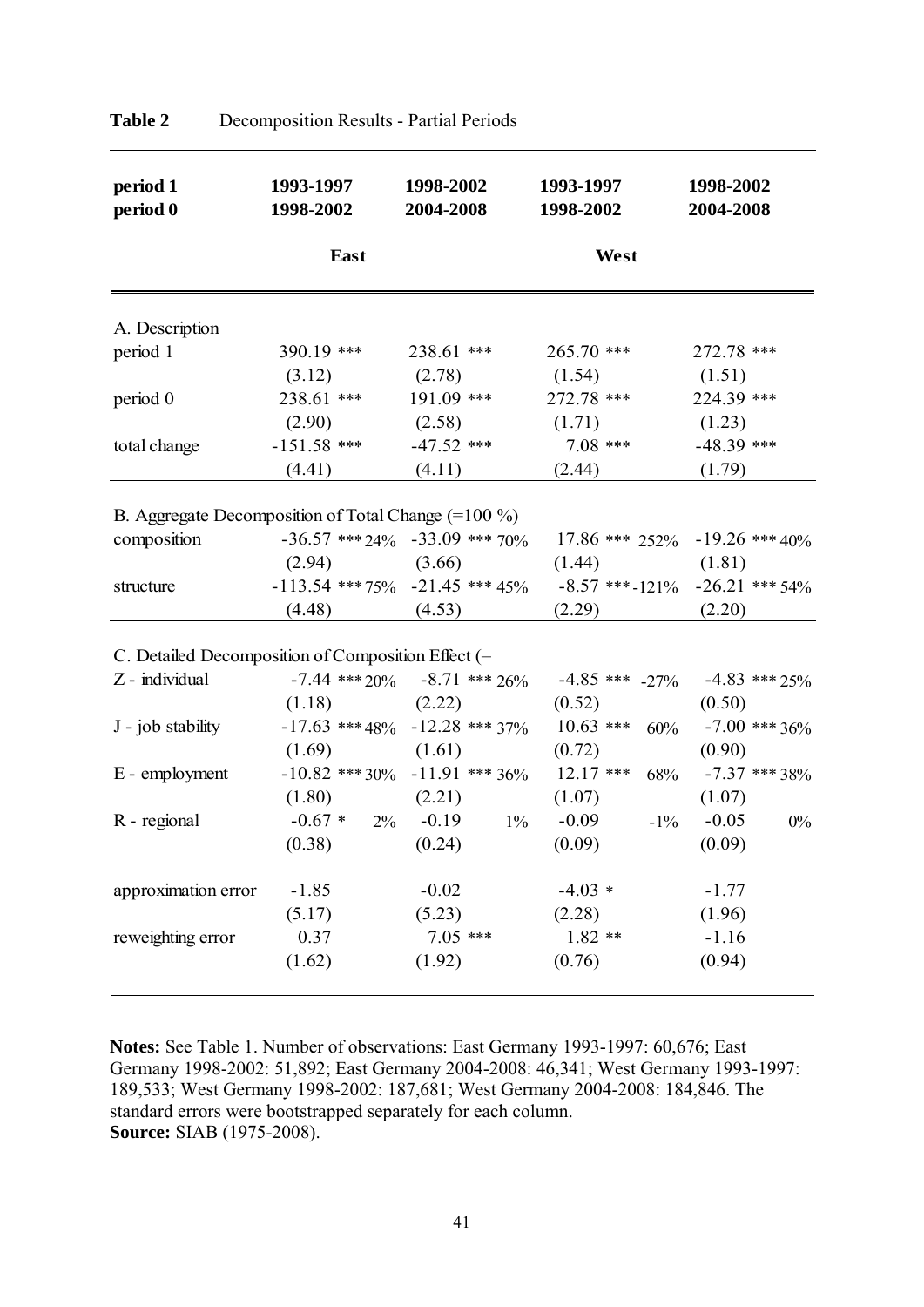**Table 2** Decomposition Results - Partial Periods

| period 1 | 1993-1997 | | 1998-2002 | | 1993-1997 | | 1998-2002 | |
|---|---|---|---|---|---|---|---|---|
| period 0 | 1998-2002 | | 2004-2008 | | 1998-2002 | | 2004-2008 | |
| | East | | | | West | | | |
| A. Description | | | | | | | | |
| period 1 | 390.19 *** | | 238.61 *** | | 265.70 *** | | 272.78 *** | |
| | (3.12) | | (2.78) | | (1.54) | | (1.51) | |
| period 0 | 238.61 *** | | 191.09 *** | | 272.78 *** | | 224.39 *** | |
| | (2.90) | | (2.58) | | (1.71) | | (1.23) | |
| total change | -151.58 *** | | -47.52 *** | | 7.08 *** | | -48.39 *** | |
| | (4.41) | | (4.11) | | (2.44) | | (1.79) | |
| B. Aggregate Decomposition of Total Change (=100 %) | | | | | | | | |
| composition | -36.57 *** | 24% | -33.09 *** | 70% | 17.86 *** | 252% | -19.26 *** | 40% |
| | (2.94) | | (3.66) | | (1.44) | | (1.81) | |
| structure | -113.54 *** | 75% | -21.45 *** | 45% | -8.57 *** | -121% | -26.21 *** | 54% |
| | (4.48) | | (4.53) | | (2.29) | | (2.20) | |
| C. Detailed Decomposition of Composition Effect (= | | | | | | | | |
| Z - individual | -7.44 *** | 20% | -8.71 *** | 26% | -4.85 *** | -27% | -4.83 *** | 25% |
| | (1.18) | | (2.22) | | (0.52) | | (0.50) | |
| J - job stability | -17.63 *** | 48% | -12.28 *** | 37% | 10.63 *** | 60% | -7.00 *** | 36% |
| | (1.69) | | (1.61) | | (0.72) | | (0.90) | |
| E - employment | -10.82 *** | 30% | -11.91 *** | 36% | 12.17 *** | 68% | -7.37 *** | 38% |
| | (1.80) | | (2.21) | | (1.07) | | (1.07) | |
| R - regional | -0.67 * | 2% | -0.19 | 1% | -0.09 | -1% | -0.05 | 0% |
| | (0.38) | | (0.24) | | (0.09) | | (0.09) | |
| approximation error | -1.85 | | -0.02 | | -4.03 * | | -1.77 | |
| | (5.17) | | (5.23) | | (2.28) | | (1.96) | |
| reweighting error | 0.37 | | 7.05 *** | | 1.82 ** | | -1.16 | |
| | (1.62) | | (1.92) | | (0.76) | | (0.94) | |

**Notes:** See Table 1. Number of observations: East Germany 1993-1997: 60,676; East Germany 1998-2002: 51,892; East Germany 2004-2008: 46,341; West Germany 1993-1997: 189,533; West Germany 1998-2002: 187,681; West Germany 2004-2008: 184,846. The standard errors were bootstrapped separately for each column.
**Source:** SIAB (1975-2008).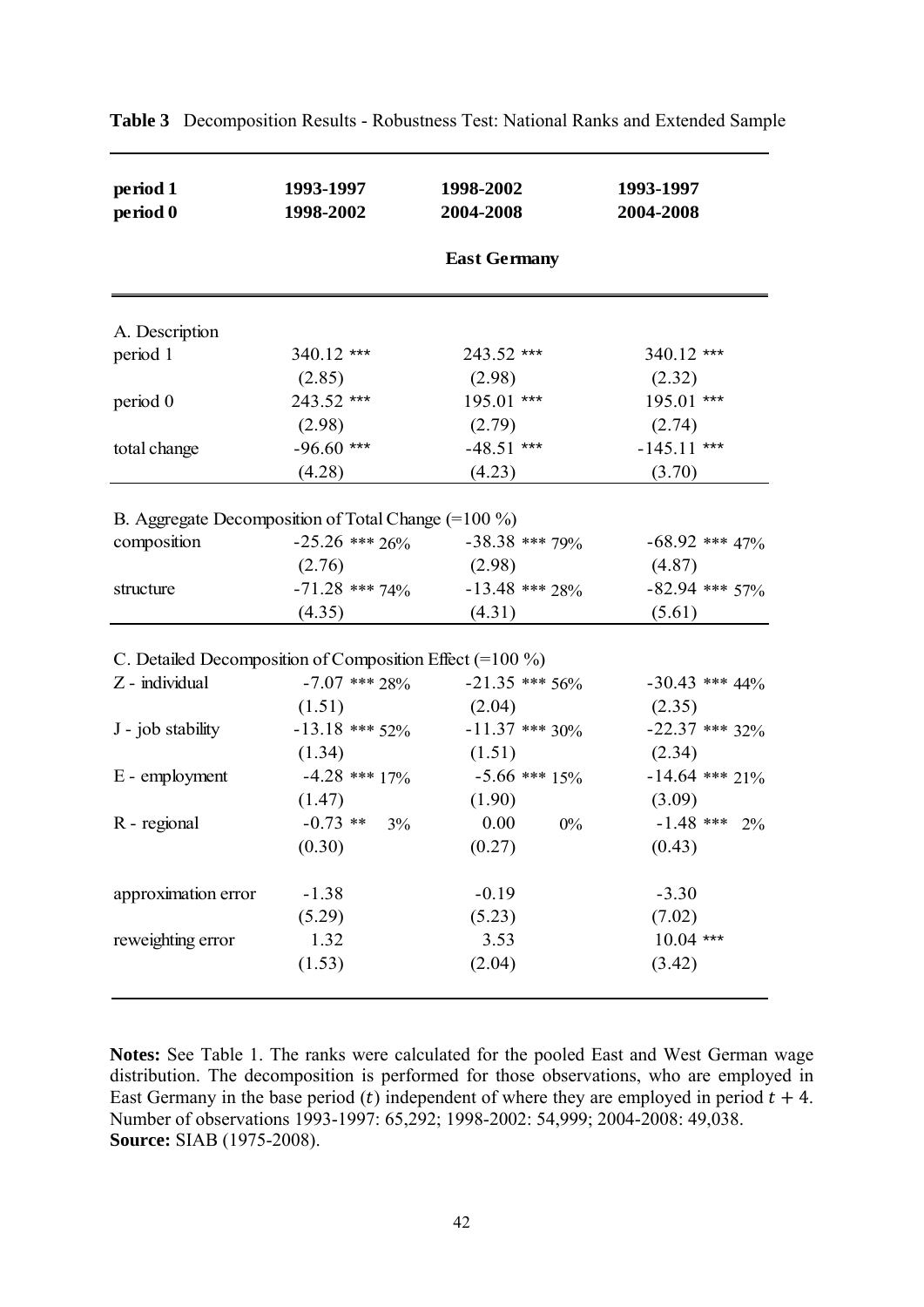**Table 3** Decomposition Results - Robustness Test: National Ranks and Extended Sample

| **period 1** | **1993-1997** | | **1998-2002** | | **1993-1997** | |
|---|---|---|---|---|---|---|
| **period 0** | **1998-2002** | | **2004-2008** | | **2004-2008** | |
| | | | **East Germany** | | | |
| A. Description | | | | | | |
| period 1 | 340.12 *** | | 243.52 *** | | 340.12 *** | |
| | (2.85) | | (2.98) | | (2.32) | |
| period 0 | 243.52 *** | | 195.01 *** | | 195.01 *** | |
| | (2.98) | | (2.79) | | (2.74) | |
| total change | -96.60 *** | | -48.51 *** | | -145.11 *** | |
| | (4.28) | | (4.23) | | (3.70) | |
| B. Aggregate Decomposition of Total Change (=100 %) | | | | | | |
| composition | -25.26 *** | 26% | -38.38 *** | 79% | -68.92 *** | 47% |
| | (2.76) | | (2.98) | | (4.87) | |
| structure | -71.28 *** | 74% | -13.48 *** | 28% | -82.94 *** | 57% |
| | (4.35) | | (4.31) | | (5.61) | |
| C. Detailed Decomposition of Composition Effect (=100 %) | | | | | | |
| Z - individual | -7.07 *** | 28% | -21.35 *** | 56% | -30.43 *** | 44% |
| | (1.51) | | (2.04) | | (2.35) | |
| J - job stability | -13.18 *** | 52% | -11.37 *** | 30% | -22.37 *** | 32% |
| | (1.34) | | (1.51) | | (2.34) | |
| E - employment | -4.28 *** | 17% | -5.66 *** | 15% | -14.64 *** | 21% |
| | (1.47) | | (1.90) | | (3.09) | |
| R - regional | -0.73 ** | 3% | 0.00 | 0% | -1.48 *** | 2% |
| | (0.30) | | (0.27) | | (0.43) | |
| approximation error | -1.38 | | -0.19 | | -3.30 | |
| | (5.29) | | (5.23) | | (7.02) | |
| reweighting error | 1.32 | | 3.53 | | 10.04 *** | |
| | (1.53) | | (2.04) | | (3.42) | |

**Notes:** See Table 1. The ranks were calculated for the pooled East and West German wage distribution. The decomposition is performed for those observations, who are employed in East Germany in the base period ($t$) independent of where they are employed in period $t + 4$. Number of observations 1993-1997: 65,292; 1998-2002: 54,999; 2004-2008: 49,038.
**Source:** SIAB (1975-2008).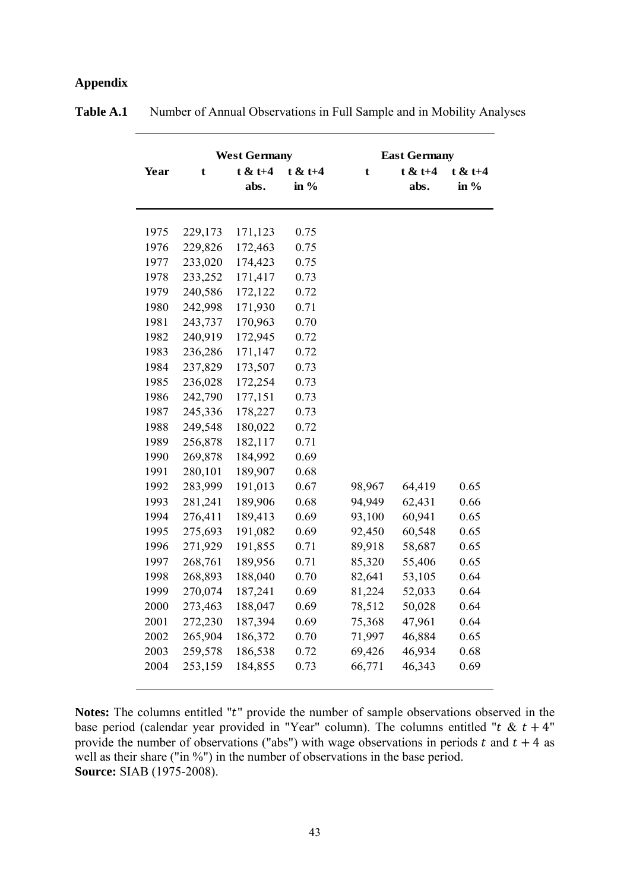## Appendix

**Table A.1** Number of Annual Observations in Full Sample and in Mobility Analyses

| Year | West Germany | | | East Germany | | |
|---|---|---|---|---|---|---|
| | t | t & t+4 abs. | t & t+4 in % | t | t & t+4 abs. | t & t+4 in % |
| 1975 | 229,173 | 171,123 | 0.75 | | | |
| 1976 | 229,826 | 172,463 | 0.75 | | | |
| 1977 | 233,020 | 174,423 | 0.75 | | | |
| 1978 | 233,252 | 171,417 | 0.73 | | | |
| 1979 | 240,586 | 172,122 | 0.72 | | | |
| 1980 | 242,998 | 171,930 | 0.71 | | | |
| 1981 | 243,737 | 170,963 | 0.70 | | | |
| 1982 | 240,919 | 172,945 | 0.72 | | | |
| 1983 | 236,286 | 171,147 | 0.72 | | | |
| 1984 | 237,829 | 173,507 | 0.73 | | | |
| 1985 | 236,028 | 172,254 | 0.73 | | | |
| 1986 | 242,790 | 177,151 | 0.73 | | | |
| 1987 | 245,336 | 178,227 | 0.73 | | | |
| 1988 | 249,548 | 180,022 | 0.72 | | | |
| 1989 | 256,878 | 182,117 | 0.71 | | | |
| 1990 | 269,878 | 184,992 | 0.69 | | | |
| 1991 | 280,101 | 189,907 | 0.68 | | | |
| 1992 | 283,999 | 191,013 | 0.67 | 98,967 | 64,419 | 0.65 |
| 1993 | 281,241 | 189,906 | 0.68 | 94,949 | 62,431 | 0.66 |
| 1994 | 276,411 | 189,413 | 0.69 | 93,100 | 60,941 | 0.65 |
| 1995 | 275,693 | 191,082 | 0.69 | 92,450 | 60,548 | 0.65 |
| 1996 | 271,929 | 191,855 | 0.71 | 89,918 | 58,687 | 0.65 |
| 1997 | 268,761 | 189,956 | 0.71 | 85,320 | 55,406 | 0.65 |
| 1998 | 268,893 | 188,040 | 0.70 | 82,641 | 53,105 | 0.64 |
| 1999 | 270,074 | 187,241 | 0.69 | 81,224 | 52,033 | 0.64 |
| 2000 | 273,463 | 188,047 | 0.69 | 78,512 | 50,028 | 0.64 |
| 2001 | 272,230 | 187,394 | 0.69 | 75,368 | 47,961 | 0.64 |
| 2002 | 265,904 | 186,372 | 0.70 | 71,997 | 46,884 | 0.65 |
| 2003 | 259,578 | 186,538 | 0.72 | 69,426 | 46,934 | 0.68 |
| 2004 | 253,159 | 184,855 | 0.73 | 66,771 | 46,343 | 0.69 |

**Notes:** The columns entitled "$t$" provide the number of sample observations observed in the base period (calendar year provided in "Year" column). The columns entitled "$t$ & $t+4$" provide the number of observations ("abs") with wage observations in periods $t$ and $t+4$ as well as their share ("in %") in the number of observations in the base period.
**Source:** SIAB (1975-2008).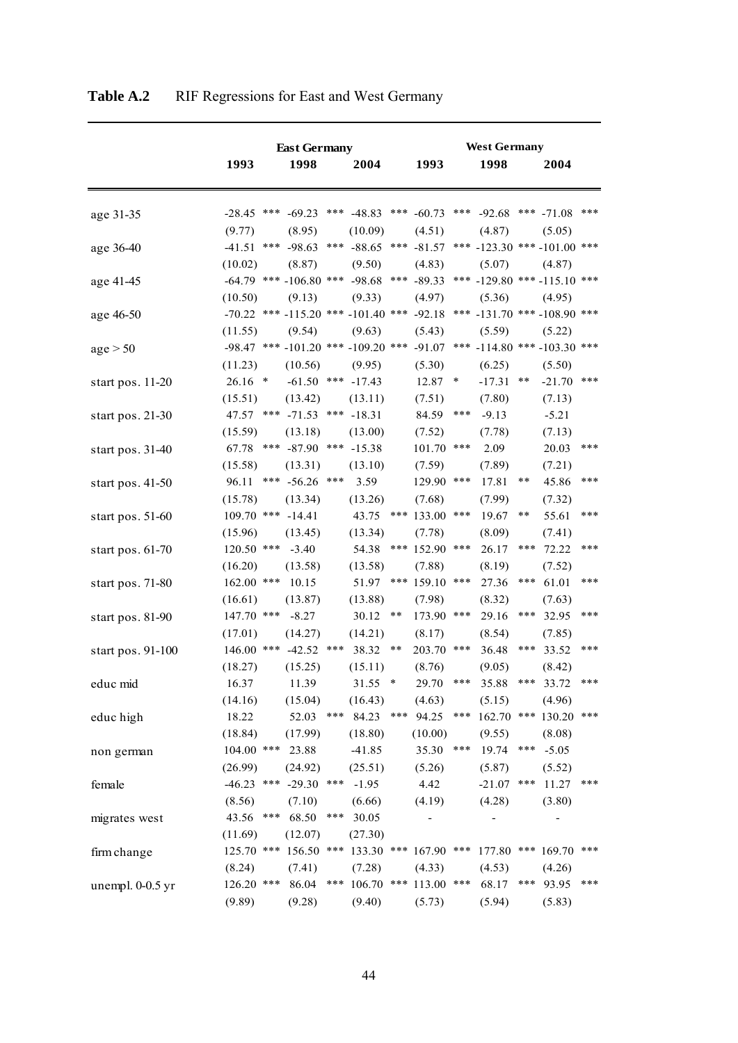**Table A.2** RIF Regressions for East and West Germany

| | East Germany | | | West Germany | | |
|---|---|---|---|---|---|---|
| | 1993 | 1998 | 2004 | 1993 | 1998 | 2004 |
| age 31-35 | -28.45 *** | -69.23 *** | -48.83 *** | -60.73 *** | -92.68 *** | -71.08 *** |
| | (9.77) | (8.95) | (10.09) | (4.51) | (4.87) | (5.05) |
| age 36-40 | -41.51 *** | -98.63 *** | -88.65 *** | -81.57 *** | -123.30 *** | -101.00 *** |
| | (10.02) | (8.87) | (9.50) | (4.83) | (5.07) | (4.87) |
| age 41-45 | -64.79 *** | -106.80 *** | -98.68 *** | -89.33 *** | -129.80 *** | -115.10 *** |
| | (10.50) | (9.13) | (9.33) | (4.97) | (5.36) | (4.95) |
| age 46-50 | -70.22 *** | -115.20 *** | -101.40 *** | -92.18 *** | -131.70 *** | -108.90 *** |
| | (11.55) | (9.54) | (9.63) | (5.43) | (5.59) | (5.22) |
| age > 50 | -98.47 *** | -101.20 *** | -109.20 *** | -91.07 *** | -114.80 *** | -103.30 *** |
| | (11.23) | (10.56) | (9.95) | (5.30) | (6.25) | (5.50) |
| start pos. 11-20 | 26.16 * | -61.50 *** | -17.43 | 12.87 * | -17.31 ** | -21.70 *** |
| | (15.51) | (13.42) | (13.11) | (7.51) | (7.80) | (7.13) |
| start pos. 21-30 | 47.57 *** | -71.53 *** | -18.31 | 84.59 *** | -9.13 | -5.21 |
| | (15.59) | (13.18) | (13.00) | (7.52) | (7.78) | (7.13) |
| start pos. 31-40 | 67.78 *** | -87.90 *** | -15.38 | 101.70 *** | 2.09 | 20.03 *** |
| | (15.58) | (13.31) | (13.10) | (7.59) | (7.89) | (7.21) |
| start pos. 41-50 | 96.11 *** | -56.26 *** | 3.59 | 129.90 *** | 17.81 ** | 45.86 *** |
| | (15.78) | (13.34) | (13.26) | (7.68) | (7.99) | (7.32) |
| start pos. 51-60 | 109.70 *** | -14.41 | 43.75 *** | 133.00 *** | 19.67 ** | 55.61 *** |
| | (15.96) | (13.45) | (13.34) | (7.78) | (8.09) | (7.41) |
| start pos. 61-70 | 120.50 *** | -3.40 | 54.38 *** | 152.90 *** | 26.17 *** | 72.22 *** |
| | (16.20) | (13.58) | (13.58) | (7.88) | (8.19) | (7.52) |
| start pos. 71-80 | 162.00 *** | 10.15 | 51.97 *** | 159.10 *** | 27.36 *** | 61.01 *** |
| | (16.61) | (13.87) | (13.88) | (7.98) | (8.32) | (7.63) |
| start pos. 81-90 | 147.70 *** | -8.27 | 30.12 ** | 173.90 *** | 29.16 *** | 32.95 *** |
| | (17.01) | (14.27) | (14.21) | (8.17) | (8.54) | (7.85) |
| start pos. 91-100 | 146.00 *** | -42.52 *** | 38.32 ** | 203.70 *** | 36.48 *** | 33.52 *** |
| | (18.27) | (15.25) | (15.11) | (8.76) | (9.05) | (8.42) |
| educ mid | 16.37 | 11.39 | 31.55 * | 29.70 *** | 35.88 *** | 33.72 *** |
| | (14.16) | (15.04) | (16.43) | (4.63) | (5.15) | (4.96) |
| educ high | 18.22 | 52.03 *** | 84.23 *** | 94.25 *** | 162.70 *** | 130.20 *** |
| | (18.84) | (17.99) | (18.80) | (10.00) | (9.55) | (8.08) |
| non german | 104.00 *** | 23.88 | -41.85 | 35.30 *** | 19.74 *** | -5.05 |
| | (26.99) | (24.92) | (25.51) | (5.26) | (5.87) | (5.52) |
| female | -46.23 *** | -29.30 *** | -1.95 | 4.42 | -21.07 *** | 11.27 *** |
| | (8.56) | (7.10) | (6.66) | (4.19) | (4.28) | (3.80) |
| migrates west | 43.56 *** | 68.50 *** | 30.05 | - | - | - |
| | (11.69) | (12.07) | (27.30) | | | |
| firm change | 125.70 *** | 156.50 *** | 133.30 *** | 167.90 *** | 177.80 *** | 169.70 *** |
| | (8.24) | (7.41) | (7.28) | (4.33) | (4.53) | (4.26) |
| unempl. 0-0.5 yr | 126.20 *** | 86.04 *** | 106.70 *** | 113.00 *** | 68.17 *** | 93.95 *** |
| | (9.89) | (9.28) | (9.40) | (5.73) | (5.94) | (5.83) |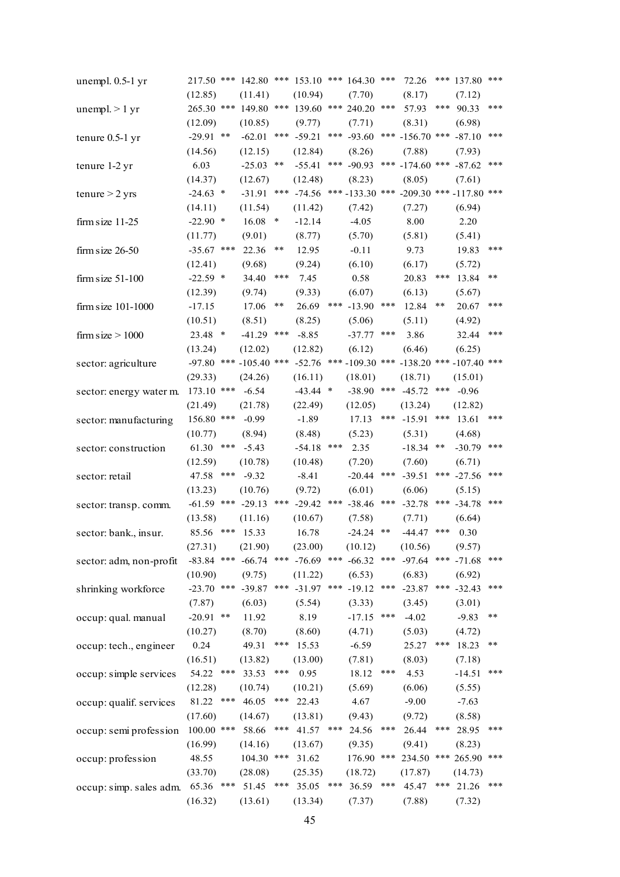| | | | | | | |
|---|---|---|---|---|---|---|
| unempl. 0.5-1 yr | 217.50 *** | 142.80 *** | 153.10 *** | 164.30 *** | 72.26 *** | 137.80 *** |
| | (12.85) | (11.41) | (10.94) | (7.70) | (8.17) | (7.12) |
| unempl. > 1 yr | 265.30 *** | 149.80 *** | 139.60 *** | 240.20 *** | 57.93 *** | 90.33 *** |
| | (12.09) | (10.85) | (9.77) | (7.71) | (8.31) | (6.98) |
| tenure 0.5-1 yr | -29.91 ** | -62.01 *** | -59.21 *** | -93.60 *** | -156.70 *** | -87.10 *** |
| | (14.56) | (12.15) | (12.84) | (8.26) | (7.88) | (7.93) |
| tenure 1-2 yr | 6.03 | -25.03 ** | -55.41 *** | -90.93 *** | -174.60 *** | -87.62 *** |
| | (14.37) | (12.67) | (12.48) | (8.23) | (8.05) | (7.61) |
| tenure > 2 yrs | -24.63 * | -31.91 *** | -74.56 *** | -133.30 *** | -209.30 *** | -117.80 *** |
| | (14.11) | (11.54) | (11.42) | (7.42) | (7.27) | (6.94) |
| firm size 11-25 | -22.90 * | 16.08 * | -12.14 | -4.05 | 8.00 | 2.20 |
| | (11.77) | (9.01) | (8.77) | (5.70) | (5.81) | (5.41) |
| firm size 26-50 | -35.67 *** | 22.36 ** | 12.95 | -0.11 | 9.73 | 19.83 *** |
| | (12.41) | (9.68) | (9.24) | (6.10) | (6.17) | (5.72) |
| firm size 51-100 | -22.59 * | 34.40 *** | 7.45 | 0.58 | 20.83 *** | 13.84 ** |
| | (12.39) | (9.74) | (9.33) | (6.07) | (6.13) | (5.67) |
| firm size 101-1000 | -17.15 | 17.06 ** | 26.69 *** | -13.90 *** | 12.84 ** | 20.67 *** |
| | (10.51) | (8.51) | (8.25) | (5.06) | (5.11) | (4.92) |
| firm size > 1000 | 23.48 * | -41.29 *** | -8.85 | -37.77 *** | 3.86 | 32.44 *** |
| | (13.24) | (12.02) | (12.82) | (6.12) | (6.46) | (6.25) |
| sector: agriculture | -97.80 *** | -105.40 *** | -52.76 *** | -109.30 *** | -138.20 *** | -107.40 *** |
| | (29.33) | (24.26) | (16.11) | (18.01) | (18.71) | (15.01) |
| sector: energy water m. | 173.10 *** | -6.54 | -43.44 * | -38.90 *** | -45.72 *** | -0.96 |
| | (21.49) | (21.78) | (22.49) | (12.05) | (13.24) | (12.82) |
| sector: manufacturing | 156.80 *** | -0.99 | -1.89 | 17.13 *** | -15.91 *** | 13.61 *** |
| | (10.77) | (8.94) | (8.48) | (5.23) | (5.31) | (4.68) |
| sector: construction | 61.30 *** | -5.43 | -54.18 *** | 2.35 | -18.34 ** | -30.79 *** |
| | (12.59) | (10.78) | (10.48) | (7.20) | (7.60) | (6.71) |
| sector: retail | 47.58 *** | -9.32 | -8.41 | -20.44 *** | -39.51 *** | -27.56 *** |
| | (13.23) | (10.76) | (9.72) | (6.01) | (6.06) | (5.15) |
| sector: transp. comm. | -61.59 *** | -29.13 *** | -29.42 *** | -38.46 *** | -32.78 *** | -34.78 *** |
| | (13.58) | (11.16) | (10.67) | (7.58) | (7.71) | (6.64) |
| sector: bank., insur. | 85.56 *** | 15.33 | 16.78 | -24.24 ** | -44.47 *** | 0.30 |
| | (27.31) | (21.90) | (23.00) | (10.12) | (10.56) | (9.57) |
| sector: adm, non-profit | -83.84 *** | -66.74 *** | -76.69 *** | -66.32 *** | -97.64 *** | -71.68 *** |
| | (10.90) | (9.75) | (11.22) | (6.53) | (6.83) | (6.92) |
| shrinking workforce | -23.70 *** | -39.87 *** | -31.97 *** | -19.12 *** | -23.87 *** | -32.43 *** |
| | (7.87) | (6.03) | (5.54) | (3.33) | (3.45) | (3.01) |
| occup: qual. manual | -20.91 ** | 11.92 | 8.19 | -17.15 *** | -4.02 | -9.83 ** |
| | (10.27) | (8.70) | (8.60) | (4.71) | (5.03) | (4.72) |
| occup: tech., engineer | 0.24 | 49.31 *** | 15.53 | -6.59 | 25.27 *** | 18.23 ** |
| | (16.51) | (13.82) | (13.00) | (7.81) | (8.03) | (7.18) |
| occup: simple services | 54.22 *** | 33.53 *** | 0.95 | 18.12 *** | 4.53 | -14.51 *** |
| | (12.28) | (10.74) | (10.21) | (5.69) | (6.06) | (5.55) |
| occup: qualif. services | 81.22 *** | 46.05 *** | 22.43 | 4.67 | -9.00 | -7.63 |
| | (17.60) | (14.67) | (13.81) | (9.43) | (9.72) | (8.58) |
| occup: semi profession | 100.00 *** | 58.66 *** | 41.57 *** | 24.56 *** | 26.44 *** | 28.95 *** |
| | (16.99) | (14.16) | (13.67) | (9.35) | (9.41) | (8.23) |
| occup: profession | 48.55 | 104.30 *** | 31.62 | 176.90 *** | 234.50 *** | 265.90 *** |
| | (33.70) | (28.08) | (25.35) | (18.72) | (17.87) | (14.73) |
| occup: simp. sales adm. | 65.36 *** | 51.45 *** | 35.05 *** | 36.59 *** | 45.47 *** | 21.26 *** |
| | (16.32) | (13.61) | (13.34) | (7.37) | (7.88) | (7.32) |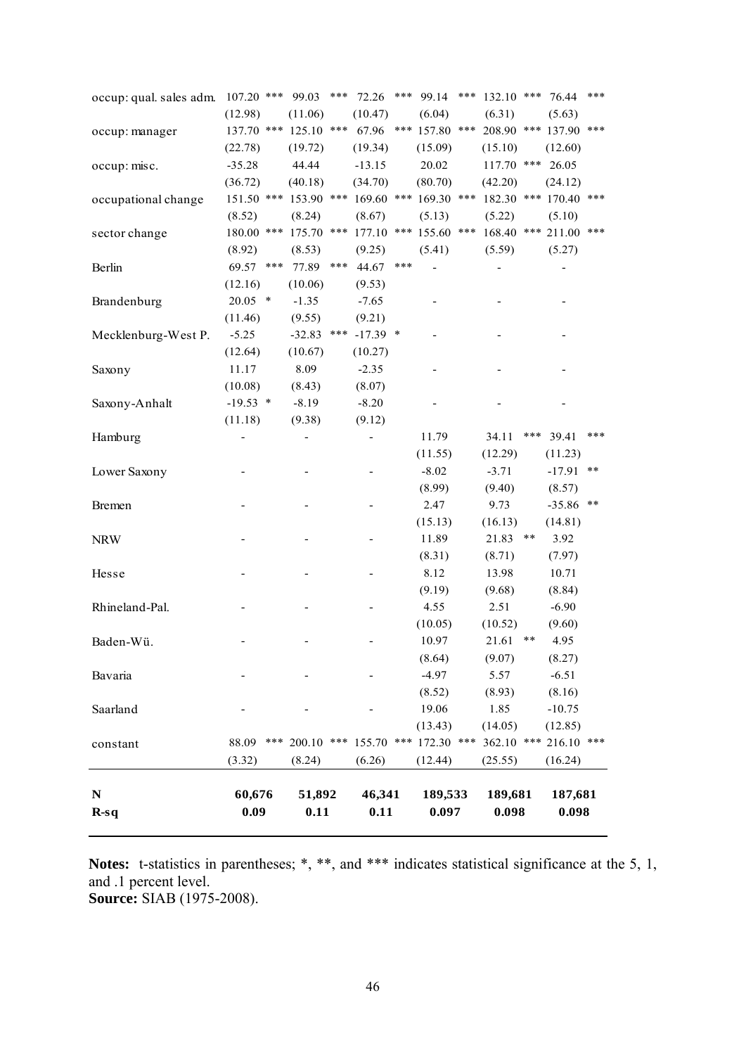| | (1) | (2) | (3) | (4) | (5) | (6) |
|---|---|---|---|---|---|---|
| occup: qual. sales adm. | 107.20 *** | 99.03 *** | 72.26 *** | 99.14 *** | 132.10 *** | 76.44 *** |
| | (12.98) | (11.06) | (10.47) | (6.04) | (6.31) | (5.63) |
| occup: manager | 137.70 *** | 125.10 *** | 67.96 *** | 157.80 *** | 208.90 *** | 137.90 *** |
| | (22.78) | (19.72) | (19.34) | (15.09) | (15.10) | (12.60) |
| occup: misc. | -35.28 | 44.44 | -13.15 | 20.02 | 117.70 *** | 26.05 |
| | (36.72) | (40.18) | (34.70) | (80.70) | (42.20) | (24.12) |
| occupational change | 151.50 *** | 153.90 *** | 169.60 *** | 169.30 *** | 182.30 *** | 170.40 *** |
| | (8.52) | (8.24) | (8.67) | (5.13) | (5.22) | (5.10) |
| sector change | 180.00 *** | 175.70 *** | 177.10 *** | 155.60 *** | 168.40 *** | 211.00 *** |
| | (8.92) | (8.53) | (9.25) | (5.41) | (5.59) | (5.27) |
| Berlin | 69.57 *** | 77.89 *** | 44.67 *** | - | - | - |
| | (12.16) | (10.06) | (9.53) | | | |
| Brandenburg | 20.05 * | -1.35 | -7.65 | - | - | - |
| | (11.46) | (9.55) | (9.21) | | | |
| Mecklenburg-West P. | -5.25 | -32.83 *** | -17.39 * | - | - | - |
| | (12.64) | (10.67) | (10.27) | | | |
| Saxony | 11.17 | 8.09 | -2.35 | - | - | - |
| | (10.08) | (8.43) | (8.07) | | | |
| Saxony-Anhalt | -19.53 * | -8.19 | -8.20 | - | - | - |
| | (11.18) | (9.38) | (9.12) | | | |
| Hamburg | - | - | - | 11.79 | 34.11 *** | 39.41 *** |
| | | | | (11.55) | (12.29) | (11.23) |
| Lower Saxony | - | - | - | -8.02 | -3.71 | -17.91 ** |
| | | | | (8.99) | (9.40) | (8.57) |
| Bremen | - | - | - | 2.47 | 9.73 | -35.86 ** |
| | | | | (15.13) | (16.13) | (14.81) |
| NRW | - | - | - | 11.89 | 21.83 ** | 3.92 |
| | | | | (8.31) | (8.71) | (7.97) |
| Hesse | - | - | - | 8.12 | 13.98 | 10.71 |
| | | | | (9.19) | (9.68) | (8.84) |
| Rhineland-Pal. | - | - | - | 4.55 | 2.51 | -6.90 |
| | | | | (10.05) | (10.52) | (9.60) |
| Baden-Wü. | - | - | - | 10.97 | 21.61 ** | 4.95 |
| | | | | (8.64) | (9.07) | (8.27) |
| Bavaria | - | - | - | -4.97 | 5.57 | -6.51 |
| | | | | (8.52) | (8.93) | (8.16) |
| Saarland | - | - | - | 19.06 | 1.85 | -10.75 |
| | | | | (13.43) | (14.05) | (12.85) |
| constant | 88.09 *** | 200.10 *** | 155.70 *** | 172.30 *** | 362.10 *** | 216.10 *** |
| | (3.32) | (8.24) | (6.26) | (12.44) | (25.55) | (16.24) |
| **N** | **60,676** | **51,892** | **46,341** | **189,533** | **189,681** | **187,681** |
| **R-sq** | **0.09** | **0.11** | **0.11** | **0.097** | **0.098** | **0.098** |

**Notes:** t-statistics in parentheses; *, **, and *** indicates statistical significance at the 5, 1, and .1 percent level.
**Source:** SIAB (1975-2008).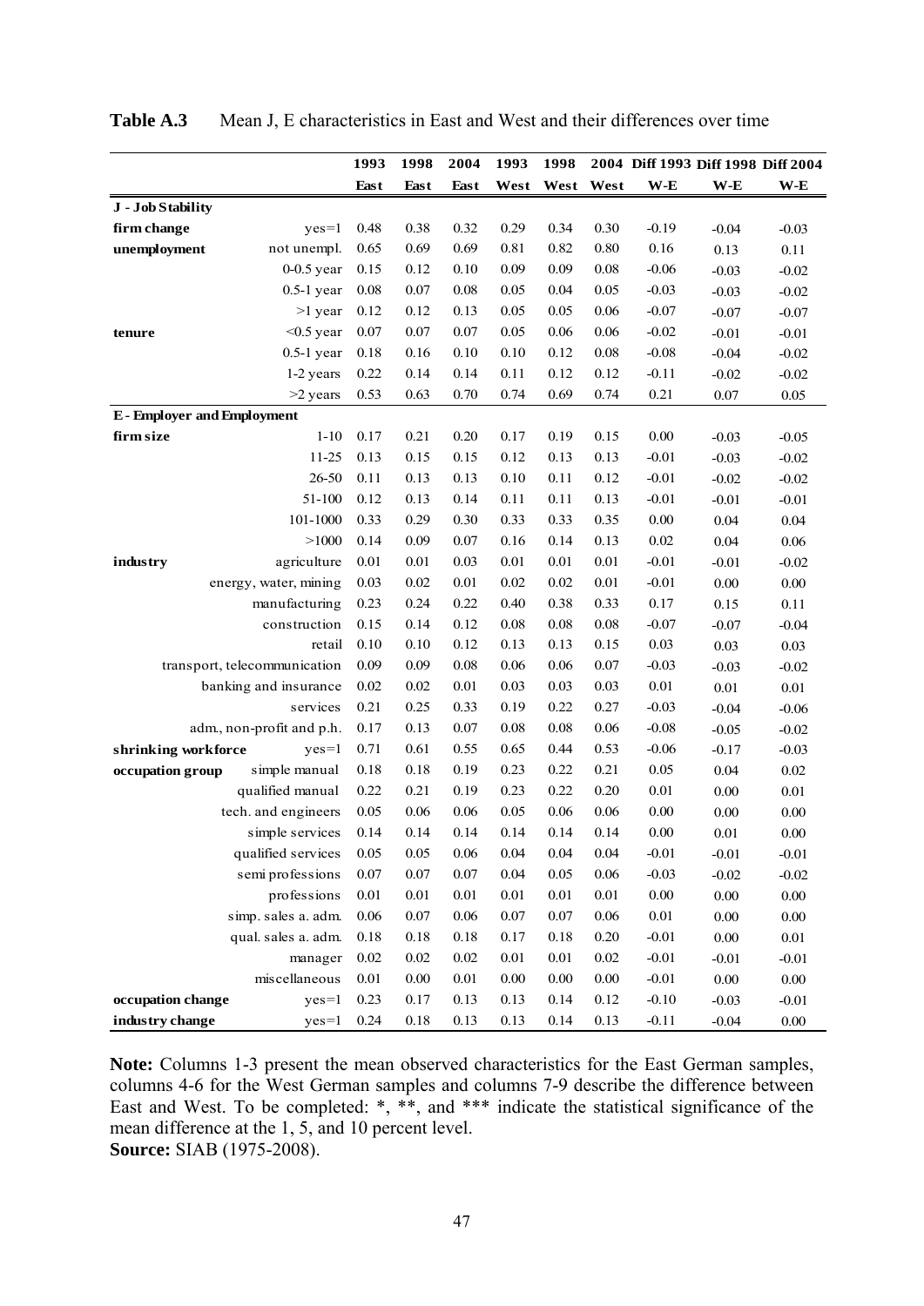**Table A.3** Mean J, E characteristics in East and West and their differences over time

| | | 1993 East | 1998 East | 2004 East | 1993 West | 1998 West | 2004 West | Diff 1993 W-E | Diff 1998 W-E | Diff 2004 W-E |
|---|---|---|---|---|---|---|---|---|---|---|
| **J - Job Stability** | | | | | | | | | | |
| **firm change** | yes=1 | 0.48 | 0.38 | 0.32 | 0.29 | 0.34 | 0.30 | -0.19 | -0.04 | -0.03 |
| **unemployment** | not unempl. | 0.65 | 0.69 | 0.69 | 0.81 | 0.82 | 0.80 | 0.16 | 0.13 | 0.11 |
| | 0-0.5 year | 0.15 | 0.12 | 0.10 | 0.09 | 0.09 | 0.08 | -0.06 | -0.03 | -0.02 |
| | 0.5-1 year | 0.08 | 0.07 | 0.08 | 0.05 | 0.04 | 0.05 | -0.03 | -0.03 | -0.02 |
| | >1 year | 0.12 | 0.12 | 0.13 | 0.05 | 0.05 | 0.06 | -0.07 | -0.07 | -0.07 |
| **tenure** | <0.5 year | 0.07 | 0.07 | 0.07 | 0.05 | 0.06 | 0.06 | -0.02 | -0.01 | -0.01 |
| | 0.5-1 year | 0.18 | 0.16 | 0.10 | 0.10 | 0.12 | 0.08 | -0.08 | -0.04 | -0.02 |
| | 1-2 years | 0.22 | 0.14 | 0.14 | 0.11 | 0.12 | 0.12 | -0.11 | -0.02 | -0.02 |
| | >2 years | 0.53 | 0.63 | 0.70 | 0.74 | 0.69 | 0.74 | 0.21 | 0.07 | 0.05 |
| **E - Employer and Employment** | | | | | | | | | | |
| **firm size** | 1-10 | 0.17 | 0.21 | 0.20 | 0.17 | 0.19 | 0.15 | 0.00 | -0.03 | -0.05 |
| | 11-25 | 0.13 | 0.15 | 0.15 | 0.12 | 0.13 | 0.13 | -0.01 | -0.03 | -0.02 |
| | 26-50 | 0.11 | 0.13 | 0.13 | 0.10 | 0.11 | 0.12 | -0.01 | -0.02 | -0.02 |
| | 51-100 | 0.12 | 0.13 | 0.14 | 0.11 | 0.11 | 0.13 | -0.01 | -0.01 | -0.01 |
| | 101-1000 | 0.33 | 0.29 | 0.30 | 0.33 | 0.33 | 0.35 | 0.00 | 0.04 | 0.04 |
| | >1000 | 0.14 | 0.09 | 0.07 | 0.16 | 0.14 | 0.13 | 0.02 | 0.04 | 0.06 |
| **industry** | agriculture | 0.01 | 0.01 | 0.03 | 0.01 | 0.01 | 0.01 | -0.01 | -0.01 | -0.02 |
| | energy, water, mining | 0.03 | 0.02 | 0.01 | 0.02 | 0.02 | 0.01 | -0.01 | 0.00 | 0.00 |
| | manufacturing | 0.23 | 0.24 | 0.22 | 0.40 | 0.38 | 0.33 | 0.17 | 0.15 | 0.11 |
| | construction | 0.15 | 0.14 | 0.12 | 0.08 | 0.08 | 0.08 | -0.07 | -0.07 | -0.04 |
| | retail | 0.10 | 0.10 | 0.12 | 0.13 | 0.13 | 0.15 | 0.03 | 0.03 | 0.03 |
| | transport, telecommunication | 0.09 | 0.09 | 0.08 | 0.06 | 0.06 | 0.07 | -0.03 | -0.03 | -0.02 |
| | banking and insurance | 0.02 | 0.02 | 0.01 | 0.03 | 0.03 | 0.03 | 0.01 | 0.01 | 0.01 |
| | services | 0.21 | 0.25 | 0.33 | 0.19 | 0.22 | 0.27 | -0.03 | -0.04 | -0.06 |
| | adm., non-profit and p.h. | 0.17 | 0.13 | 0.07 | 0.08 | 0.08 | 0.06 | -0.08 | -0.05 | -0.02 |
| **shrinking workforce** | yes=1 | 0.71 | 0.61 | 0.55 | 0.65 | 0.44 | 0.53 | -0.06 | -0.17 | -0.03 |
| **occupation group** | simple manual | 0.18 | 0.18 | 0.19 | 0.23 | 0.22 | 0.21 | 0.05 | 0.04 | 0.02 |
| | qualified manual | 0.22 | 0.21 | 0.19 | 0.23 | 0.22 | 0.20 | 0.01 | 0.00 | 0.01 |
| | tech. and engineers | 0.05 | 0.06 | 0.06 | 0.05 | 0.06 | 0.06 | 0.00 | 0.00 | 0.00 |
| | simple services | 0.14 | 0.14 | 0.14 | 0.14 | 0.14 | 0.14 | 0.00 | 0.01 | 0.00 |
| | qualified services | 0.05 | 0.05 | 0.06 | 0.04 | 0.04 | 0.04 | -0.01 | -0.01 | -0.01 |
| | semi professions | 0.07 | 0.07 | 0.07 | 0.04 | 0.05 | 0.06 | -0.03 | -0.02 | -0.02 |
| | professions | 0.01 | 0.01 | 0.01 | 0.01 | 0.01 | 0.01 | 0.00 | 0.00 | 0.00 |
| | simp. sales a. adm. | 0.06 | 0.07 | 0.06 | 0.07 | 0.07 | 0.06 | 0.01 | 0.00 | 0.00 |
| | qual. sales a. adm. | 0.18 | 0.18 | 0.18 | 0.17 | 0.18 | 0.20 | -0.01 | 0.00 | 0.01 |
| | manager | 0.02 | 0.02 | 0.02 | 0.01 | 0.01 | 0.02 | -0.01 | -0.01 | -0.01 |
| | miscellaneous | 0.01 | 0.00 | 0.01 | 0.00 | 0.00 | 0.00 | -0.01 | 0.00 | 0.00 |
| **occupation change** | yes=1 | 0.23 | 0.17 | 0.13 | 0.13 | 0.14 | 0.12 | -0.10 | -0.03 | -0.01 |
| **industry change** | yes=1 | 0.24 | 0.18 | 0.13 | 0.13 | 0.14 | 0.13 | -0.11 | -0.04 | 0.00 |

**Note:** Columns 1-3 present the mean observed characteristics for the East German samples, columns 4-6 for the West German samples and columns 7-9 describe the difference between East and West. To be completed: *, **, and *** indicate the statistical significance of the mean difference at the 1, 5, and 10 percent level.
**Source:** SIAB (1975-2008).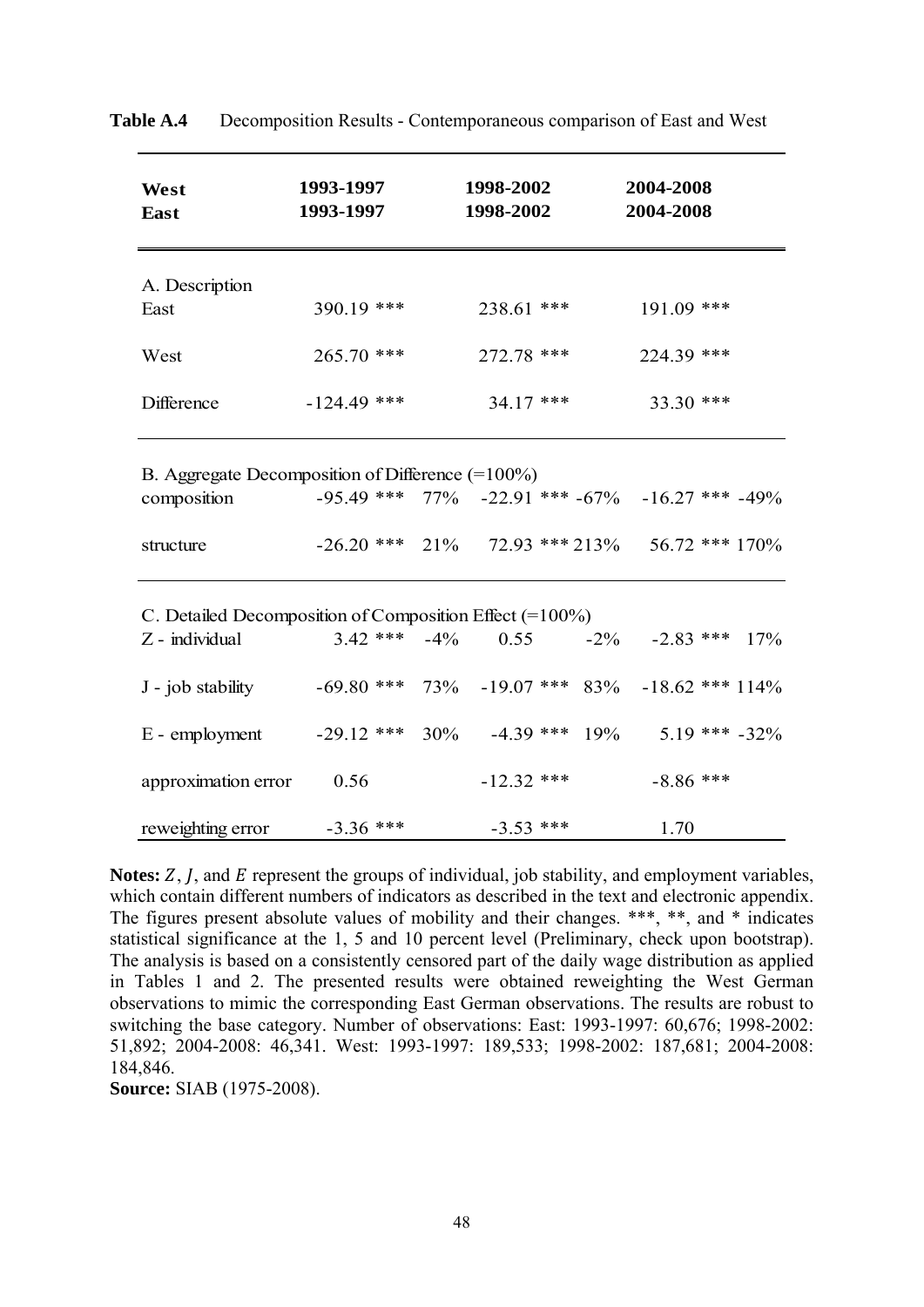**Table A.4** Decomposition Results - Contemporaneous comparison of East and West

| **West**<br>**East** | **1993-1997**<br>**1993-1997** | | **1998-2002**<br>**1998-2002** | | **2004-2008**<br>**2004-2008** | |
|---|---|---|---|---|---|---|
| A. Description | | | | | | |
| East | 390.19 *** | | 238.61 *** | | 191.09 *** | |
| West | 265.70 *** | | 272.78 *** | | 224.39 *** | |
| Difference | -124.49 *** | | 34.17 *** | | 33.30 *** | |
| B. Aggregate Decomposition of Difference (=100%) | | | | | | |
| composition | -95.49 *** | 77% | -22.91 *** | -67% | -16.27 *** | -49% |
| structure | -26.20 *** | 21% | 72.93 *** | 213% | 56.72 *** | 170% |
| C. Detailed Decomposition of Composition Effect (=100%) | | | | | | |
| Z - individual | 3.42 *** | -4% | 0.55 | -2% | -2.83 *** | 17% |
| J - job stability | -69.80 *** | 73% | -19.07 *** | 83% | -18.62 *** | 114% |
| E - employment | -29.12 *** | 30% | -4.39 *** | 19% | 5.19 *** | -32% |
| approximation error | 0.56 | | -12.32 *** | | -8.86 *** | |
| reweighting error | -3.36 *** | | -3.53 *** | | 1.70 | |

**Notes:** $Z$, $J$, and $E$ represent the groups of individual, job stability, and employment variables, which contain different numbers of indicators as described in the text and electronic appendix. The figures present absolute values of mobility and their changes. ***, **, and * indicates statistical significance at the 1, 5 and 10 percent level (Preliminary, check upon bootstrap). The analysis is based on a consistently censored part of the daily wage distribution as applied in Tables 1 and 2. The presented results were obtained reweighting the West German observations to mimic the corresponding East German observations. The results are robust to switching the base category. Number of observations: East: 1993-1997: 60,676; 1998-2002: 51,892; 2004-2008: 46,341. West: 1993-1997: 189,533; 1998-2002: 187,681; 2004-2008: 184,846.

**Source:** SIAB (1975-2008).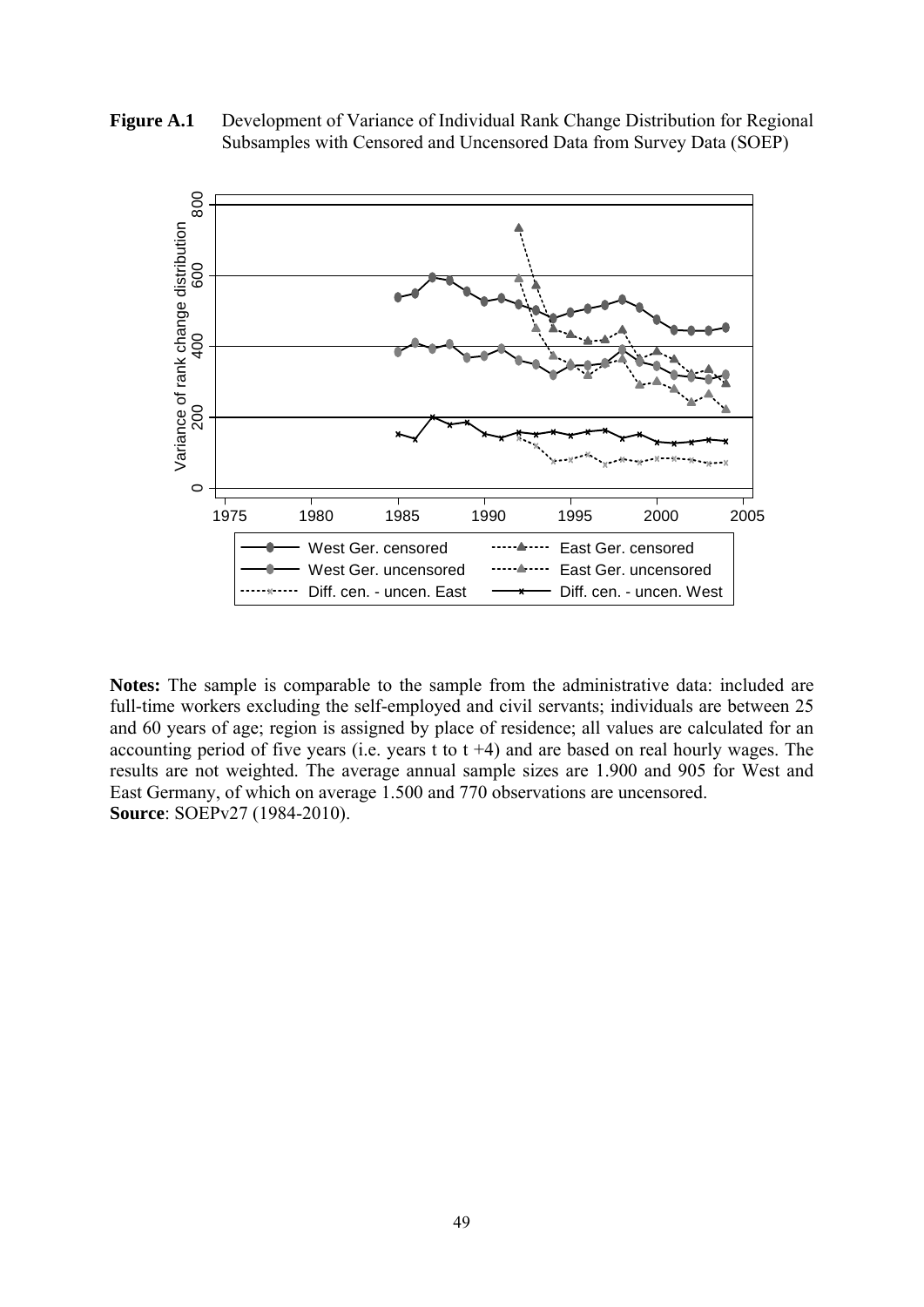**Figure A.1** Development of Variance of Individual Rank Change Distribution for Regional Subsamples with Censored and Uncensored Data from Survey Data (SOEP)

**Notes:** The sample is comparable to the sample from the administrative data: included are full-time workers excluding the self-employed and civil servants; individuals are between 25 and 60 years of age; region is assigned by place of residence; all values are calculated for an accounting period of five years (i.e. years t to t +4) and are based on real hourly wages. The results are not weighted. The average annual sample sizes are 1.900 and 905 for West and East Germany, of which on average 1.500 and 770 observations are uncensored.
**Source**: SOEPv27 (1984-2010).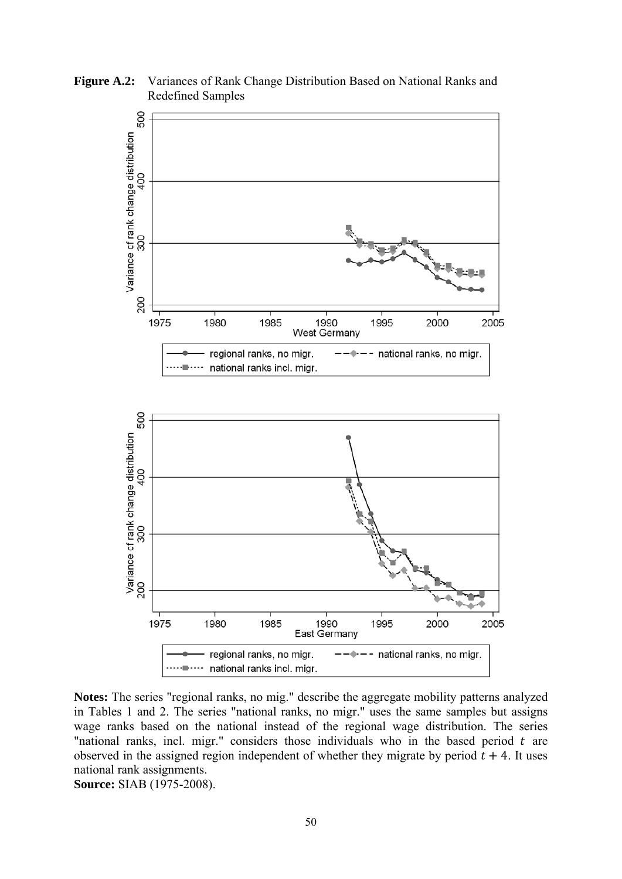**Figure A.2:** Variances of Rank Change Distribution Based on National Ranks and Redefined Samples

**Notes:** The series "regional ranks, no mig." describe the aggregate mobility patterns analyzed in Tables 1 and 2. The series "national ranks, no migr." uses the same samples but assigns wage ranks based on the national instead of the regional wage distribution. The series "national ranks, incl. migr." considers those individuals who in the based period $t$ are observed in the assigned region independent of whether they migrate by period $t + 4$. It uses national rank assignments.

**Source:** SIAB (1975-2008).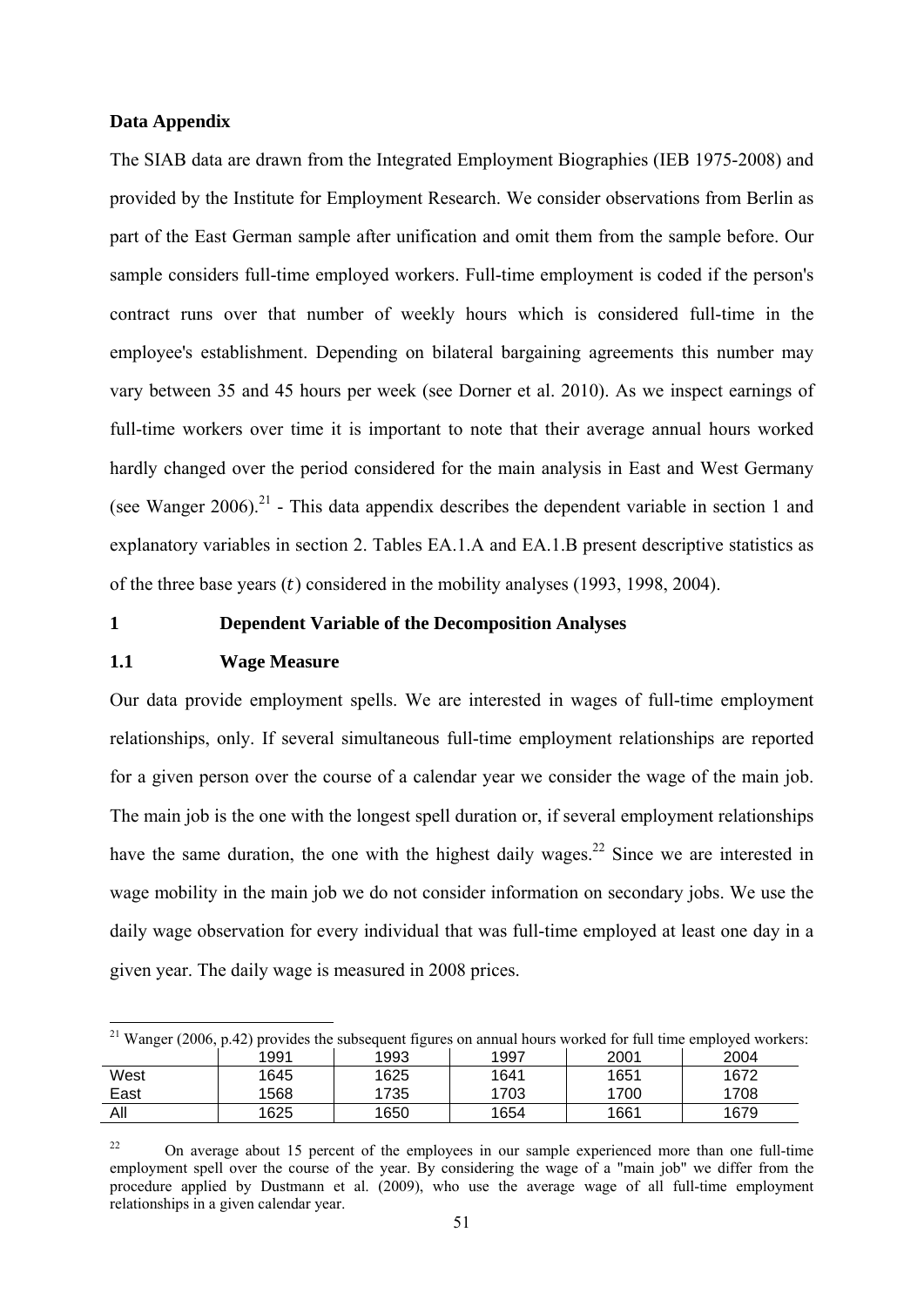**Data Appendix**

The SIAB data are drawn from the Integrated Employment Biographies (IEB 1975-2008) and provided by the Institute for Employment Research. We consider observations from Berlin as part of the East German sample after unification and omit them from the sample before. Our sample considers full-time employed workers. Full-time employment is coded if the person's contract runs over that number of weekly hours which is considered full-time in the employee's establishment. Depending on bilateral bargaining agreements this number may vary between 35 and 45 hours per week (see Dorner et al. 2010). As we inspect earnings of full-time workers over time it is important to note that their average annual hours worked hardly changed over the period considered for the main analysis in East and West Germany (see Wanger 2006).[21] - This data appendix describes the dependent variable in section 1 and explanatory variables in section 2. Tables EA.1.A and EA.1.B present descriptive statistics as of the three base years ($t$) considered in the mobility analyses (1993, 1998, 2004).

## 1 Dependent Variable of the Decomposition Analyses

### 1.1 Wage Measure

Our data provide employment spells. We are interested in wages of full-time employment relationships, only. If several simultaneous full-time employment relationships are reported for a given person over the course of a calendar year we consider the wage of the main job. The main job is the one with the longest spell duration or, if several employment relationships have the same duration, the one with the highest daily wages.[22] Since we are interested in wage mobility in the main job we do not consider information on secondary jobs. We use the daily wage observation for every individual that was full-time employed at least one day in a given year. The daily wage is measured in 2008 prices.

---

[21] Wanger (2006, p.42) provides the subsequent figures on annual hours worked for full time employed workers:

| | 1991 | 1993 | 1997 | 2001 | 2004 |
|---|---|---|---|---|---|
| West | 1645 | 1625 | 1641 | 1651 | 1672 |
| East | 1568 | 1735 | 1703 | 1700 | 1708 |
| All | 1625 | 1650 | 1654 | 1661 | 1679 |

[22] On average about 15 percent of the employees in our sample experienced more than one full-time employment spell over the course of the year. By considering the wage of a "main job" we differ from the procedure applied by Dustmann et al. (2009), who use the average wage of all full-time employment relationships in a given calendar year.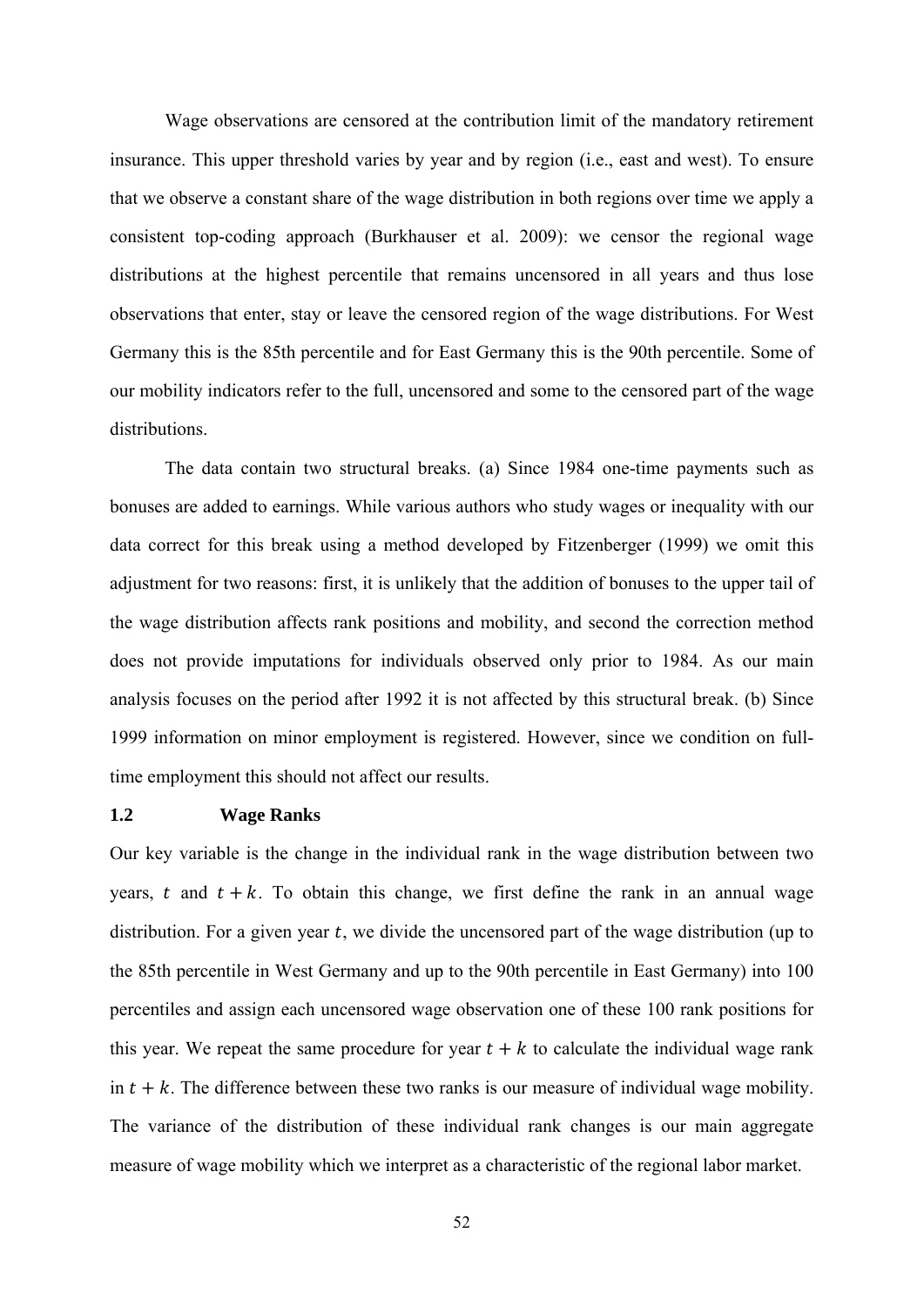Wage observations are censored at the contribution limit of the mandatory retirement insurance. This upper threshold varies by year and by region (i.e., east and west). To ensure that we observe a constant share of the wage distribution in both regions over time we apply a consistent top-coding approach (Burkhauser et al. 2009): we censor the regional wage distributions at the highest percentile that remains uncensored in all years and thus lose observations that enter, stay or leave the censored region of the wage distributions. For West Germany this is the 85th percentile and for East Germany this is the 90th percentile. Some of our mobility indicators refer to the full, uncensored and some to the censored part of the wage distributions.

The data contain two structural breaks. (a) Since 1984 one-time payments such as bonuses are added to earnings. While various authors who study wages or inequality with our data correct for this break using a method developed by Fitzenberger (1999) we omit this adjustment for two reasons: first, it is unlikely that the addition of bonuses to the upper tail of the wage distribution affects rank positions and mobility, and second the correction method does not provide imputations for individuals observed only prior to 1984. As our main analysis focuses on the period after 1992 it is not affected by this structural break. (b) Since 1999 information on minor employment is registered. However, since we condition on full-time employment this should not affect our results.

### 1.2 Wage Ranks

Our key variable is the change in the individual rank in the wage distribution between two years, $t$ and $t + k$. To obtain this change, we first define the rank in an annual wage distribution. For a given year $t$, we divide the uncensored part of the wage distribution (up to the 85th percentile in West Germany and up to the 90th percentile in East Germany) into 100 percentiles and assign each uncensored wage observation one of these 100 rank positions for this year. We repeat the same procedure for year $t + k$ to calculate the individual wage rank in $t + k$. The difference between these two ranks is our measure of individual wage mobility. The variance of the distribution of these individual rank changes is our main aggregate measure of wage mobility which we interpret as a characteristic of the regional labor market.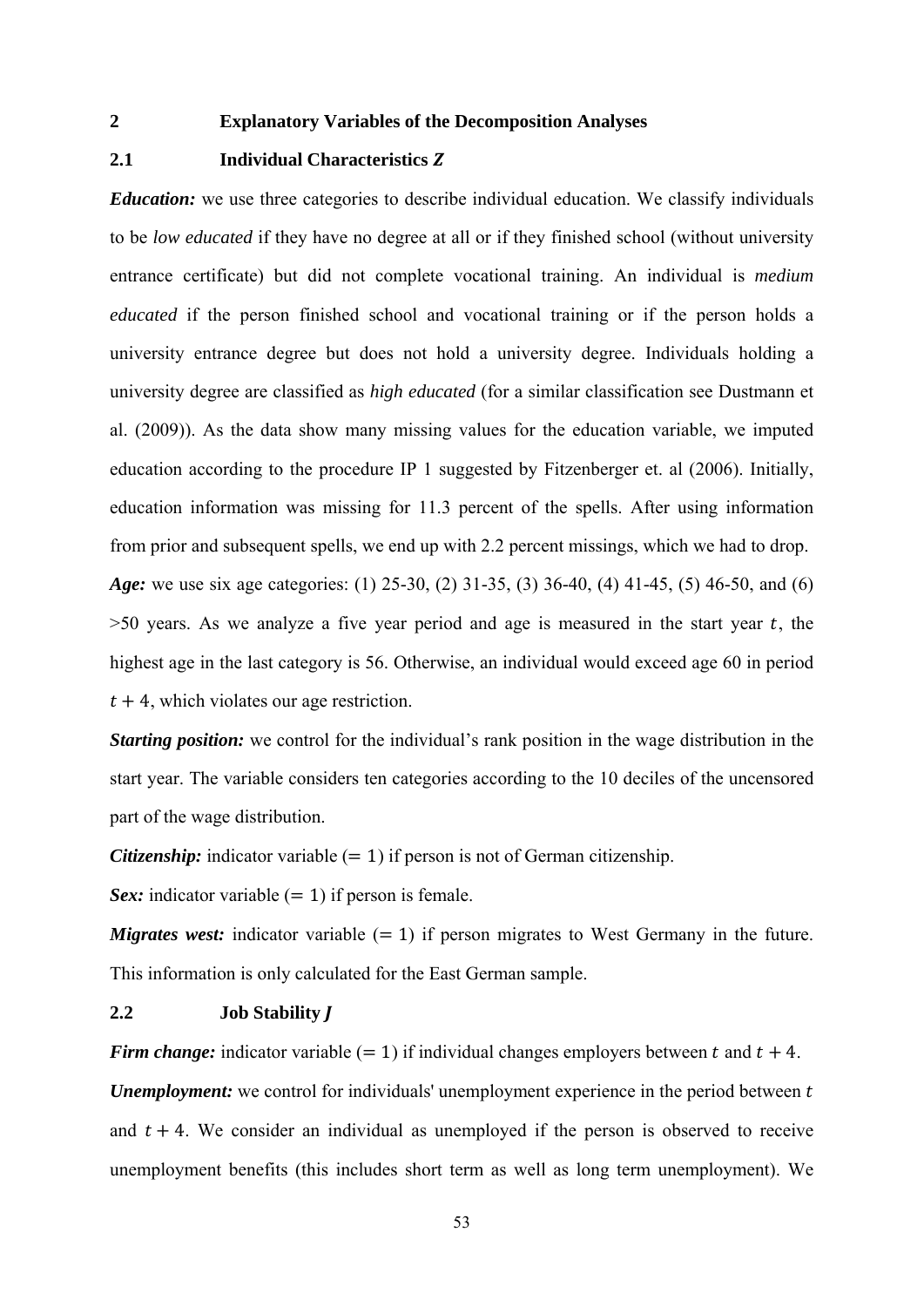## 2 Explanatory Variables of the Decomposition Analyses

### 2.1 Individual Characteristics *Z*

***Education:*** we use three categories to describe individual education. We classify individuals to be *low educated* if they have no degree at all or if they finished school (without university entrance certificate) but did not complete vocational training. An individual is *medium educated* if the person finished school and vocational training or if the person holds a university entrance degree but does not hold a university degree. Individuals holding a university degree are classified as *high educated* (for a similar classification see Dustmann et al. (2009)). As the data show many missing values for the education variable, we imputed education according to the procedure IP 1 suggested by Fitzenberger et. al (2006). Initially, education information was missing for 11.3 percent of the spells. After using information from prior and subsequent spells, we end up with 2.2 percent missings, which we had to drop.

***Age:*** we use six age categories: (1) 25-30, (2) 31-35, (3) 36-40, (4) 41-45, (5) 46-50, and (6) >50 years. As we analyze a five year period and age is measured in the start year $t$, the highest age in the last category is 56. Otherwise, an individual would exceed age 60 in period $t+4$, which violates our age restriction.

***Starting position:*** we control for the individual's rank position in the wage distribution in the start year. The variable considers ten categories according to the 10 deciles of the uncensored part of the wage distribution.

***Citizenship:*** indicator variable $(=1)$ if person is not of German citizenship.

***Sex:*** indicator variable $(=1)$ if person is female.

***Migrates west:*** indicator variable $(=1)$ if person migrates to West Germany in the future. This information is only calculated for the East German sample.

### 2.2 Job Stability *J*

***Firm change:*** indicator variable $(=1)$ if individual changes employers between $t$ and $t+4$.

***Unemployment:*** we control for individuals' unemployment experience in the period between $t$ and $t+4$. We consider an individual as unemployed if the person is observed to receive unemployment benefits (this includes short term as well as long term unemployment). We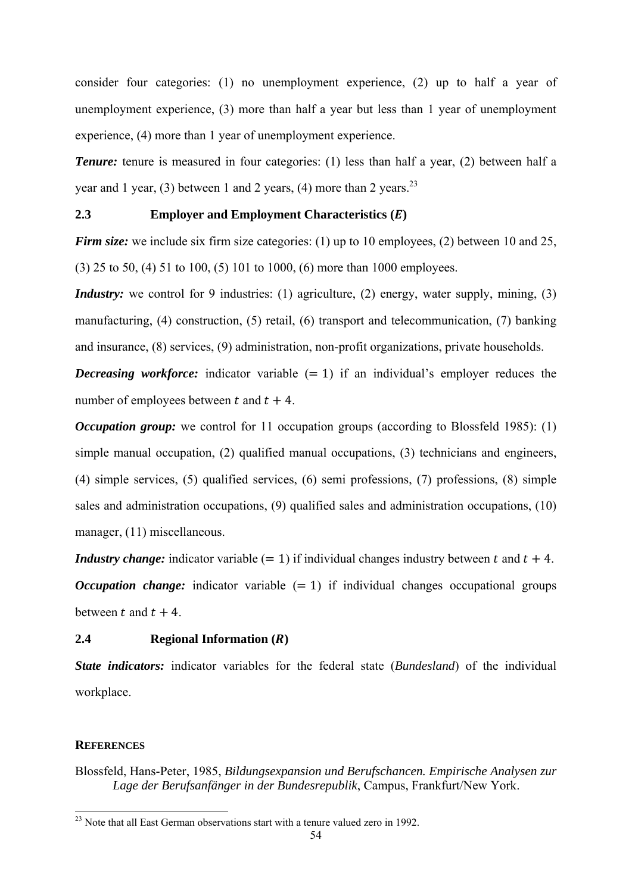consider four categories: (1) no unemployment experience, (2) up to half a year of unemployment experience, (3) more than half a year but less than 1 year of unemployment experience, (4) more than 1 year of unemployment experience.

***Tenure:*** tenure is measured in four categories: (1) less than half a year, (2) between half a year and 1 year, (3) between 1 and 2 years, (4) more than 2 years.[23]

## 2.3 Employer and Employment Characteristics (*E*)

***Firm size:*** we include six firm size categories: (1) up to 10 employees, (2) between 10 and 25, (3) 25 to 50, (4) 51 to 100, (5) 101 to 1000, (6) more than 1000 employees.

***Industry:*** we control for 9 industries: (1) agriculture, (2) energy, water supply, mining, (3) manufacturing, (4) construction, (5) retail, (6) transport and telecommunication, (7) banking and insurance, (8) services, (9) administration, non-profit organizations, private households.

***Decreasing workforce:*** indicator variable $(= 1)$ if an individual's employer reduces the number of employees between $t$ and $t + 4$.

***Occupation group:*** we control for 11 occupation groups (according to Blossfeld 1985): (1) simple manual occupation, (2) qualified manual occupations, (3) technicians and engineers, (4) simple services, (5) qualified services, (6) semi professions, (7) professions, (8) simple sales and administration occupations, (9) qualified sales and administration occupations, (10) manager, (11) miscellaneous.

***Industry change:*** indicator variable $(= 1)$ if individual changes industry between $t$ and $t + 4$.

***Occupation change:*** indicator variable $(= 1)$ if individual changes occupational groups between $t$ and $t + 4$.

## 2.4 Regional Information (*R*)

***State indicators:*** indicator variables for the federal state (*Bundesland*) of the individual workplace.

### REFERENCES

Blossfeld, Hans-Peter, 1985, *Bildungsexpansion und Berufschancen. Empirische Analysen zur Lage der Berufsanfänger in der Bundesrepublik*, Campus, Frankfurt/New York.

[23] Note that all East German observations start with a tenure valued zero in 1992.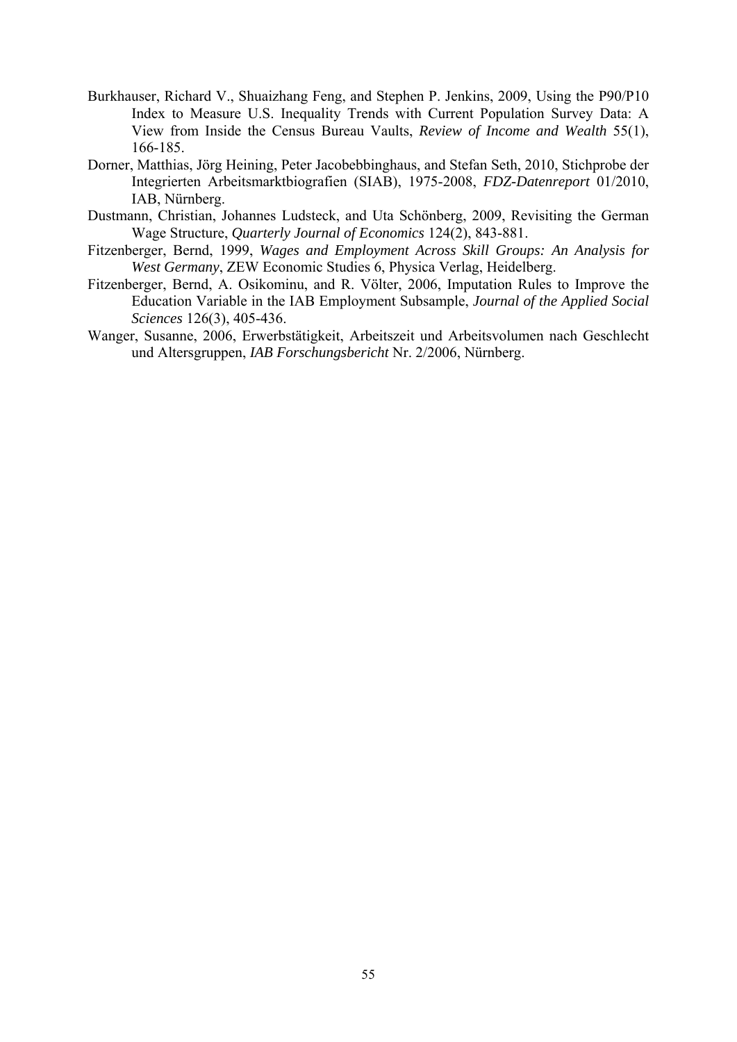Burkhauser, Richard V., Shuaizhang Feng, and Stephen P. Jenkins, 2009, Using the P90/P10 Index to Measure U.S. Inequality Trends with Current Population Survey Data: A View from Inside the Census Bureau Vaults, *Review of Income and Wealth* 55(1), 166-185.

Dorner, Matthias, Jörg Heining, Peter Jacobebbinghaus, and Stefan Seth, 2010, Stichprobe der Integrierten Arbeitsmarktbiografien (SIAB), 1975-2008, *FDZ-Datenreport* 01/2010, IAB, Nürnberg.

Dustmann, Christian, Johannes Ludsteck, and Uta Schönberg, 2009, Revisiting the German Wage Structure, *Quarterly Journal of Economics* 124(2), 843-881.

Fitzenberger, Bernd, 1999, *Wages and Employment Across Skill Groups: An Analysis for West Germany*, ZEW Economic Studies 6, Physica Verlag, Heidelberg.

Fitzenberger, Bernd, A. Osikominu, and R. Völter, 2006, Imputation Rules to Improve the Education Variable in the IAB Employment Subsample, *Journal of the Applied Social Sciences* 126(3), 405-436.

Wanger, Susanne, 2006, Erwerbstätigkeit, Arbeitszeit und Arbeitsvolumen nach Geschlecht und Altersgruppen, *IAB Forschungsbericht* Nr. 2/2006, Nürnberg.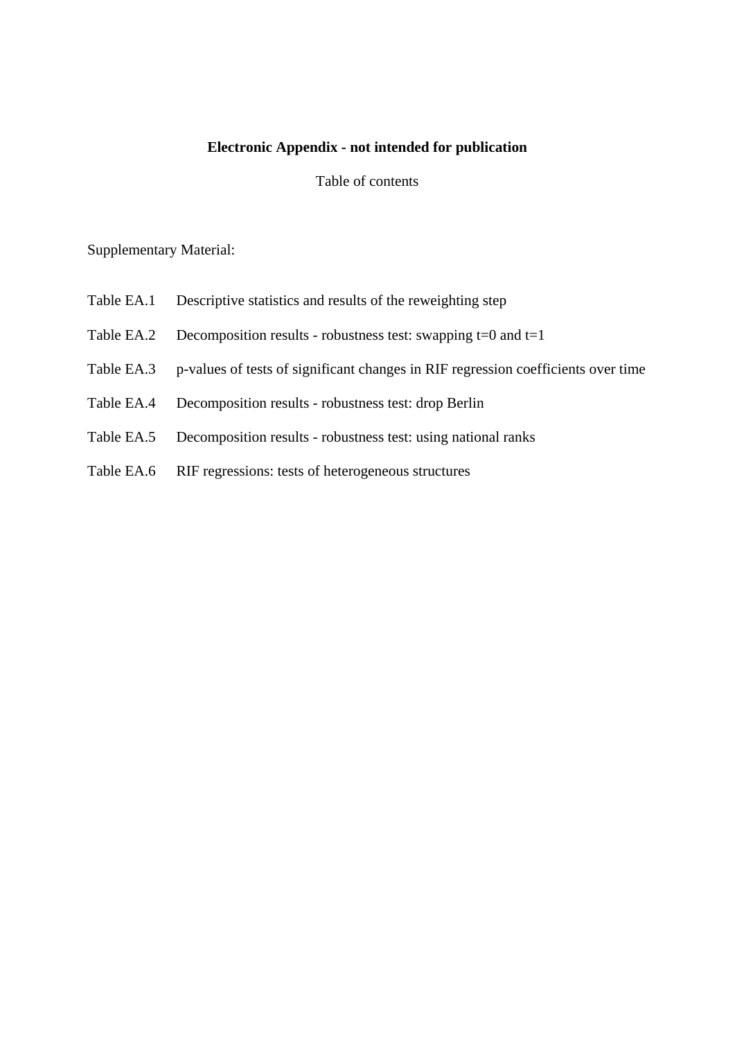**Electronic Appendix - not intended for publication**

Table of contents

Supplementary Material:

Table EA.1 Descriptive statistics and results of the reweighting step

Table EA.2 Decomposition results - robustness test: swapping t=0 and t=1

Table EA.3 p-values of tests of significant changes in RIF regression coefficients over time

Table EA.4 Decomposition results - robustness test: drop Berlin

Table EA.5 Decomposition results - robustness test: using national ranks

Table EA.6 RIF regressions: tests of heterogeneous structures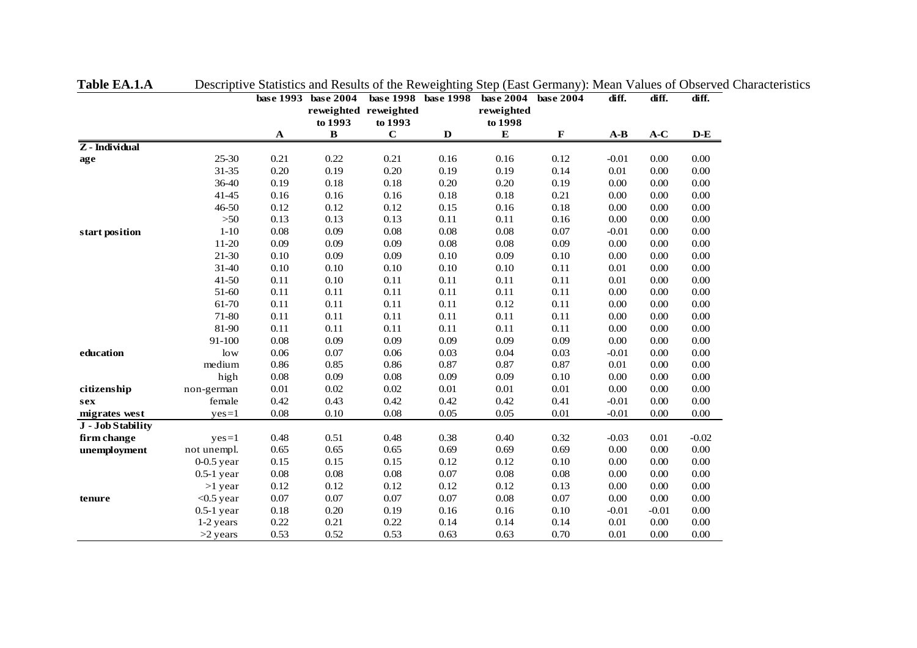**Table EA.1.A** Descriptive Statistics and Results of the Reweighting Step (East Germany): Mean Values of Observed Characteristics

| | | base 1993 | base 2004 reweighted to 1993 | base 1998 reweighted to 1993 | base 1998 | base 2004 reweighted to 1998 | base 2004 | diff. | diff. | diff. |
|---|---|---|---|---|---|---|---|---|---|---|
| | | A | B | C | D | E | F | A-B | A-C | D-E |
| **Z - Individual** | | | | | | | | | | |
| **age** | 25-30 | 0.21 | 0.22 | 0.21 | 0.16 | 0.16 | 0.12 | -0.01 | 0.00 | 0.00 |
| | 31-35 | 0.20 | 0.19 | 0.20 | 0.19 | 0.19 | 0.14 | 0.01 | 0.00 | 0.00 |
| | 36-40 | 0.19 | 0.18 | 0.18 | 0.20 | 0.20 | 0.19 | 0.00 | 0.00 | 0.00 |
| | 41-45 | 0.16 | 0.16 | 0.16 | 0.18 | 0.18 | 0.21 | 0.00 | 0.00 | 0.00 |
| | 46-50 | 0.12 | 0.12 | 0.12 | 0.15 | 0.16 | 0.18 | 0.00 | 0.00 | 0.00 |
| | >50 | 0.13 | 0.13 | 0.13 | 0.11 | 0.11 | 0.16 | 0.00 | 0.00 | 0.00 |
| **start position** | 1-10 | 0.08 | 0.09 | 0.08 | 0.08 | 0.08 | 0.07 | -0.01 | 0.00 | 0.00 |
| | 11-20 | 0.09 | 0.09 | 0.09 | 0.08 | 0.08 | 0.09 | 0.00 | 0.00 | 0.00 |
| | 21-30 | 0.10 | 0.09 | 0.09 | 0.10 | 0.09 | 0.10 | 0.00 | 0.00 | 0.00 |
| | 31-40 | 0.10 | 0.10 | 0.10 | 0.10 | 0.10 | 0.11 | 0.01 | 0.00 | 0.00 |
| | 41-50 | 0.11 | 0.10 | 0.11 | 0.11 | 0.11 | 0.11 | 0.01 | 0.00 | 0.00 |
| | 51-60 | 0.11 | 0.11 | 0.11 | 0.11 | 0.11 | 0.11 | 0.00 | 0.00 | 0.00 |
| | 61-70 | 0.11 | 0.11 | 0.11 | 0.11 | 0.12 | 0.11 | 0.00 | 0.00 | 0.00 |
| | 71-80 | 0.11 | 0.11 | 0.11 | 0.11 | 0.11 | 0.11 | 0.00 | 0.00 | 0.00 |
| | 81-90 | 0.11 | 0.11 | 0.11 | 0.11 | 0.11 | 0.11 | 0.00 | 0.00 | 0.00 |
| | 91-100 | 0.08 | 0.09 | 0.09 | 0.09 | 0.09 | 0.09 | 0.00 | 0.00 | 0.00 |
| **education** | low | 0.06 | 0.07 | 0.06 | 0.03 | 0.04 | 0.03 | -0.01 | 0.00 | 0.00 |
| | medium | 0.86 | 0.85 | 0.86 | 0.87 | 0.87 | 0.87 | 0.01 | 0.00 | 0.00 |
| | high | 0.08 | 0.09 | 0.08 | 0.09 | 0.09 | 0.10 | 0.00 | 0.00 | 0.00 |
| **citizenship** | non-german | 0.01 | 0.02 | 0.02 | 0.01 | 0.01 | 0.01 | 0.00 | 0.00 | 0.00 |
| **sex** | female | 0.42 | 0.43 | 0.42 | 0.42 | 0.42 | 0.41 | -0.01 | 0.00 | 0.00 |
| **migrates west** | yes=1 | 0.08 | 0.10 | 0.08 | 0.05 | 0.05 | 0.01 | -0.01 | 0.00 | 0.00 |
| **J - Job Stability** | | | | | | | | | | |
| **firm change** | yes=1 | 0.48 | 0.51 | 0.48 | 0.38 | 0.40 | 0.32 | -0.03 | 0.01 | -0.02 |
| **unemployment** | not unempl. | 0.65 | 0.65 | 0.65 | 0.69 | 0.69 | 0.69 | 0.00 | 0.00 | 0.00 |
| | 0-0.5 year | 0.15 | 0.15 | 0.15 | 0.12 | 0.12 | 0.10 | 0.00 | 0.00 | 0.00 |
| | 0.5-1 year | 0.08 | 0.08 | 0.08 | 0.07 | 0.08 | 0.08 | 0.00 | 0.00 | 0.00 |
| | >1 year | 0.12 | 0.12 | 0.12 | 0.12 | 0.12 | 0.13 | 0.00 | 0.00 | 0.00 |
| **tenure** | <0.5 year | 0.07 | 0.07 | 0.07 | 0.07 | 0.08 | 0.07 | 0.00 | 0.00 | 0.00 |
| | 0.5-1 year | 0.18 | 0.20 | 0.19 | 0.16 | 0.16 | 0.10 | -0.01 | -0.01 | 0.00 |
| | 1-2 years | 0.22 | 0.21 | 0.22 | 0.14 | 0.14 | 0.14 | 0.01 | 0.00 | 0.00 |
| | >2 years | 0.53 | 0.52 | 0.53 | 0.63 | 0.63 | 0.70 | 0.01 | 0.00 | 0.00 |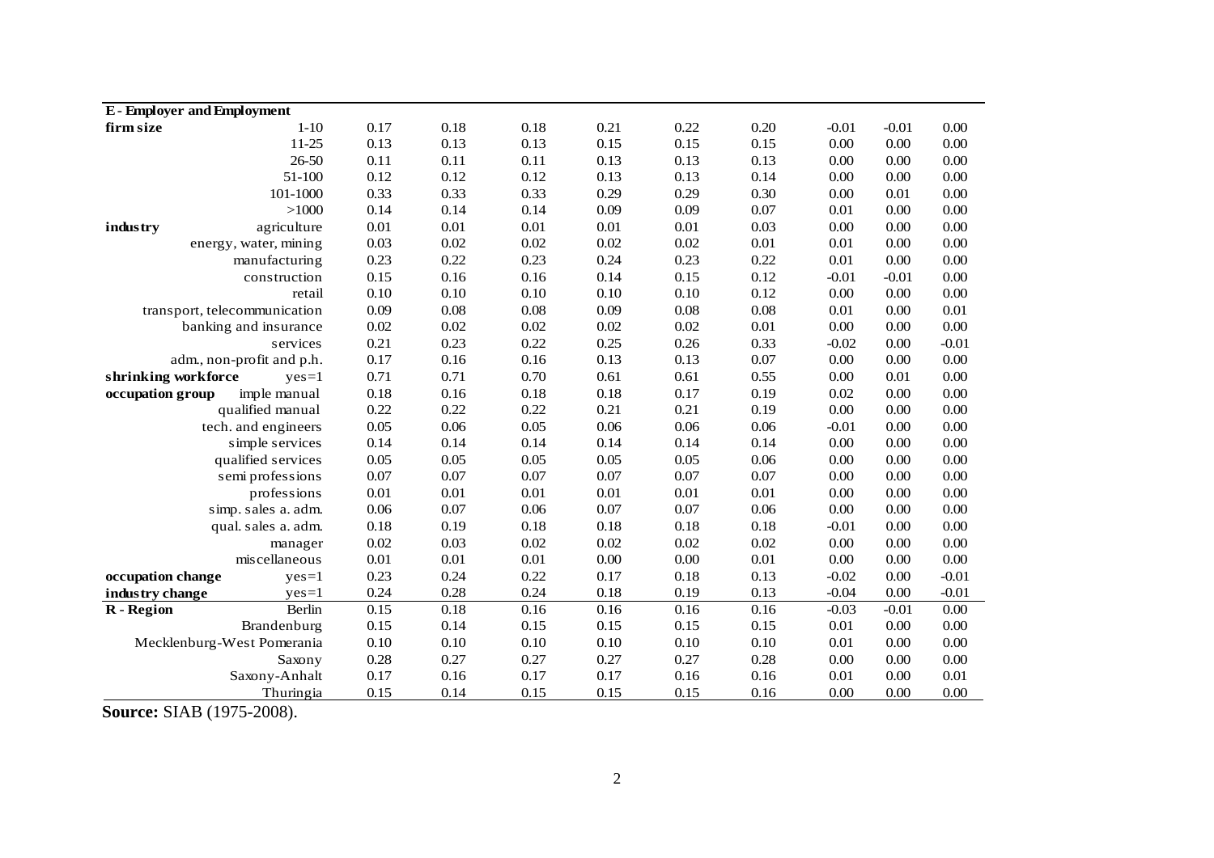| | | | | | | | | | | |
|---|---|---|---|---|---|---|---|---|---|---|
| **E - Employer and Employment** | | | | | | | | | | |
| **firm size** | 1-10 | 0.17 | 0.18 | 0.18 | 0.21 | 0.22 | 0.20 | -0.01 | -0.01 | 0.00 |
| | 11-25 | 0.13 | 0.13 | 0.13 | 0.15 | 0.15 | 0.15 | 0.00 | 0.00 | 0.00 |
| | 26-50 | 0.11 | 0.11 | 0.11 | 0.13 | 0.13 | 0.13 | 0.00 | 0.00 | 0.00 |
| | 51-100 | 0.12 | 0.12 | 0.12 | 0.13 | 0.13 | 0.14 | 0.00 | 0.00 | 0.00 |
| | 101-1000 | 0.33 | 0.33 | 0.33 | 0.29 | 0.29 | 0.30 | 0.00 | 0.01 | 0.00 |
| | >1000 | 0.14 | 0.14 | 0.14 | 0.09 | 0.09 | 0.07 | 0.01 | 0.00 | 0.00 |
| **industry** | agriculture | 0.01 | 0.01 | 0.01 | 0.01 | 0.01 | 0.03 | 0.00 | 0.00 | 0.00 |
| | energy, water, mining | 0.03 | 0.02 | 0.02 | 0.02 | 0.02 | 0.01 | 0.01 | 0.00 | 0.00 |
| | manufacturing | 0.23 | 0.22 | 0.23 | 0.24 | 0.23 | 0.22 | 0.01 | 0.00 | 0.00 |
| | construction | 0.15 | 0.16 | 0.16 | 0.14 | 0.15 | 0.12 | -0.01 | -0.01 | 0.00 |
| | retail | 0.10 | 0.10 | 0.10 | 0.10 | 0.10 | 0.12 | 0.00 | 0.00 | 0.00 |
| | transport, telecommunication | 0.09 | 0.08 | 0.08 | 0.09 | 0.08 | 0.08 | 0.01 | 0.00 | 0.01 |
| | banking and insurance | 0.02 | 0.02 | 0.02 | 0.02 | 0.02 | 0.01 | 0.00 | 0.00 | 0.00 |
| | services | 0.21 | 0.23 | 0.22 | 0.25 | 0.26 | 0.33 | -0.02 | 0.00 | -0.01 |
| | adm., non-profit and p.h. | 0.17 | 0.16 | 0.16 | 0.13 | 0.13 | 0.07 | 0.00 | 0.00 | 0.00 |
| **shrinking workforce** | yes=1 | 0.71 | 0.71 | 0.70 | 0.61 | 0.61 | 0.55 | 0.00 | 0.01 | 0.00 |
| **occupation group** | imple manual | 0.18 | 0.16 | 0.18 | 0.18 | 0.17 | 0.19 | 0.02 | 0.00 | 0.00 |
| | qualified manual | 0.22 | 0.22 | 0.22 | 0.21 | 0.21 | 0.19 | 0.00 | 0.00 | 0.00 |
| | tech. and engineers | 0.05 | 0.06 | 0.05 | 0.06 | 0.06 | 0.06 | -0.01 | 0.00 | 0.00 |
| | simple services | 0.14 | 0.14 | 0.14 | 0.14 | 0.14 | 0.14 | 0.00 | 0.00 | 0.00 |
| | qualified services | 0.05 | 0.05 | 0.05 | 0.05 | 0.05 | 0.06 | 0.00 | 0.00 | 0.00 |
| | semi professions | 0.07 | 0.07 | 0.07 | 0.07 | 0.07 | 0.07 | 0.00 | 0.00 | 0.00 |
| | professions | 0.01 | 0.01 | 0.01 | 0.01 | 0.01 | 0.01 | 0.00 | 0.00 | 0.00 |
| | simp. sales a. adm. | 0.06 | 0.07 | 0.06 | 0.07 | 0.07 | 0.06 | 0.00 | 0.00 | 0.00 |
| | qual. sales a. adm. | 0.18 | 0.19 | 0.18 | 0.18 | 0.18 | 0.18 | -0.01 | 0.00 | 0.00 |
| | manager | 0.02 | 0.03 | 0.02 | 0.02 | 0.02 | 0.02 | 0.00 | 0.00 | 0.00 |
| | miscellaneous | 0.01 | 0.01 | 0.01 | 0.00 | 0.00 | 0.01 | 0.00 | 0.00 | 0.00 |
| **occupation change** | yes=1 | 0.23 | 0.24 | 0.22 | 0.17 | 0.18 | 0.13 | -0.02 | 0.00 | -0.01 |
| **industry change** | yes=1 | 0.24 | 0.28 | 0.24 | 0.18 | 0.19 | 0.13 | -0.04 | 0.00 | -0.01 |
| **R - Region** | Berlin | 0.15 | 0.18 | 0.16 | 0.16 | 0.16 | 0.16 | -0.03 | -0.01 | 0.00 |
| | Brandenburg | 0.15 | 0.14 | 0.15 | 0.15 | 0.15 | 0.15 | 0.01 | 0.00 | 0.00 |
| | Mecklenburg-West Pomerania | 0.10 | 0.10 | 0.10 | 0.10 | 0.10 | 0.10 | 0.01 | 0.00 | 0.00 |
| | Saxony | 0.28 | 0.27 | 0.27 | 0.27 | 0.27 | 0.28 | 0.00 | 0.00 | 0.00 |
| | Saxony-Anhalt | 0.17 | 0.16 | 0.17 | 0.17 | 0.16 | 0.16 | 0.01 | 0.00 | 0.01 |
| | Thuringia | 0.15 | 0.14 | 0.15 | 0.15 | 0.15 | 0.16 | 0.00 | 0.00 | 0.00 |

**Source:** SIAB (1975-2008).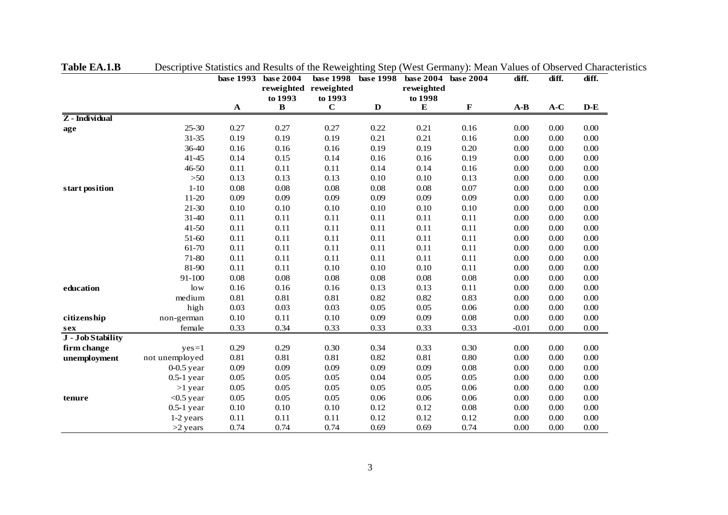**Table EA.1.B** Descriptive Statistics and Results of the Reweighting Step (West Germany): Mean Values of Observed Characteristics

| | | base 1993 | base 2004 reweighted to 1993 | base 1998 reweighted to 1993 | base 1998 | base 2004 reweighted to 1998 | base 2004 | diff. | diff. | diff. |
|---|---|---|---|---|---|---|---|---|---|---|
| | | A | B | C | D | E | F | A-B | A-C | D-E |
| **Z - Individual** | | | | | | | | | | |
| **age** | 25-30 | 0.27 | 0.27 | 0.27 | 0.22 | 0.21 | 0.16 | 0.00 | 0.00 | 0.00 |
| | 31-35 | 0.19 | 0.19 | 0.19 | 0.21 | 0.21 | 0.16 | 0.00 | 0.00 | 0.00 |
| | 36-40 | 0.16 | 0.16 | 0.16 | 0.19 | 0.19 | 0.20 | 0.00 | 0.00 | 0.00 |
| | 41-45 | 0.14 | 0.15 | 0.14 | 0.16 | 0.16 | 0.19 | 0.00 | 0.00 | 0.00 |
| | 46-50 | 0.11 | 0.11 | 0.11 | 0.14 | 0.14 | 0.16 | 0.00 | 0.00 | 0.00 |
| | >50 | 0.13 | 0.13 | 0.13 | 0.10 | 0.10 | 0.13 | 0.00 | 0.00 | 0.00 |
| **start position** | 1-10 | 0.08 | 0.08 | 0.08 | 0.08 | 0.08 | 0.07 | 0.00 | 0.00 | 0.00 |
| | 11-20 | 0.09 | 0.09 | 0.09 | 0.09 | 0.09 | 0.09 | 0.00 | 0.00 | 0.00 |
| | 21-30 | 0.10 | 0.10 | 0.10 | 0.10 | 0.10 | 0.10 | 0.00 | 0.00 | 0.00 |
| | 31-40 | 0.11 | 0.11 | 0.11 | 0.11 | 0.11 | 0.11 | 0.00 | 0.00 | 0.00 |
| | 41-50 | 0.11 | 0.11 | 0.11 | 0.11 | 0.11 | 0.11 | 0.00 | 0.00 | 0.00 |
| | 51-60 | 0.11 | 0.11 | 0.11 | 0.11 | 0.11 | 0.11 | 0.00 | 0.00 | 0.00 |
| | 61-70 | 0.11 | 0.11 | 0.11 | 0.11 | 0.11 | 0.11 | 0.00 | 0.00 | 0.00 |
| | 71-80 | 0.11 | 0.11 | 0.11 | 0.11 | 0.11 | 0.11 | 0.00 | 0.00 | 0.00 |
| | 81-90 | 0.11 | 0.11 | 0.10 | 0.10 | 0.10 | 0.11 | 0.00 | 0.00 | 0.00 |
| | 91-100 | 0.08 | 0.08 | 0.08 | 0.08 | 0.08 | 0.08 | 0.00 | 0.00 | 0.00 |
| **education** | low | 0.16 | 0.16 | 0.16 | 0.13 | 0.13 | 0.11 | 0.00 | 0.00 | 0.00 |
| | medium | 0.81 | 0.81 | 0.81 | 0.82 | 0.82 | 0.83 | 0.00 | 0.00 | 0.00 |
| | high | 0.03 | 0.03 | 0.03 | 0.05 | 0.05 | 0.06 | 0.00 | 0.00 | 0.00 |
| **citizenship** | non-german | 0.10 | 0.11 | 0.10 | 0.09 | 0.09 | 0.08 | 0.00 | 0.00 | 0.00 |
| **sex** | female | 0.33 | 0.34 | 0.33 | 0.33 | 0.33 | 0.33 | -0.01 | 0.00 | 0.00 |
| **J - Job Stability** | | | | | | | | | | |
| **firm change** | yes=1 | 0.29 | 0.29 | 0.30 | 0.34 | 0.33 | 0.30 | 0.00 | 0.00 | 0.00 |
| **unemployment** | not unemployed | 0.81 | 0.81 | 0.81 | 0.82 | 0.81 | 0.80 | 0.00 | 0.00 | 0.00 |
| | 0-0.5 year | 0.09 | 0.09 | 0.09 | 0.09 | 0.09 | 0.08 | 0.00 | 0.00 | 0.00 |
| | 0.5-1 year | 0.05 | 0.05 | 0.05 | 0.04 | 0.05 | 0.05 | 0.00 | 0.00 | 0.00 |
| | >1 year | 0.05 | 0.05 | 0.05 | 0.05 | 0.05 | 0.06 | 0.00 | 0.00 | 0.00 |
| **tenure** | <0.5 year | 0.05 | 0.05 | 0.05 | 0.06 | 0.06 | 0.06 | 0.00 | 0.00 | 0.00 |
| | 0.5-1 year | 0.10 | 0.10 | 0.10 | 0.12 | 0.12 | 0.08 | 0.00 | 0.00 | 0.00 |
| | 1-2 years | 0.11 | 0.11 | 0.11 | 0.12 | 0.12 | 0.12 | 0.00 | 0.00 | 0.00 |
| | >2 years | 0.74 | 0.74 | 0.74 | 0.69 | 0.69 | 0.74 | 0.00 | 0.00 | 0.00 |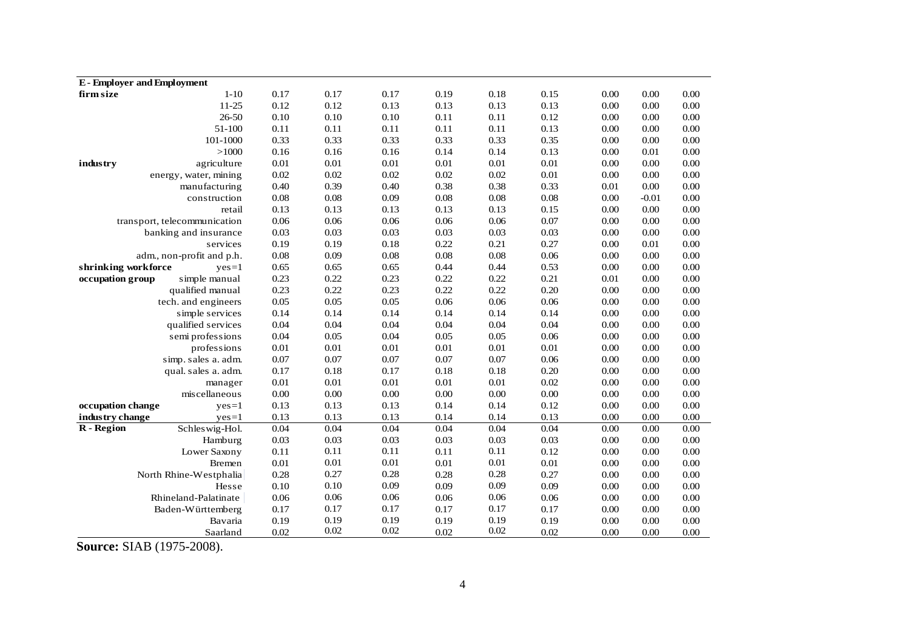| E - Employer and Employment | | | | | | | | | | |
|---|---|---|---|---|---|---|---|---|---|---|
| firm size | 1-10 | 0.17 | 0.17 | 0.17 | 0.19 | 0.18 | 0.15 | 0.00 | 0.00 | 0.00 |
| | 11-25 | 0.12 | 0.12 | 0.13 | 0.13 | 0.13 | 0.13 | 0.00 | 0.00 | 0.00 |
| | 26-50 | 0.10 | 0.10 | 0.10 | 0.11 | 0.11 | 0.12 | 0.00 | 0.00 | 0.00 |
| | 51-100 | 0.11 | 0.11 | 0.11 | 0.11 | 0.11 | 0.13 | 0.00 | 0.00 | 0.00 |
| | 101-1000 | 0.33 | 0.33 | 0.33 | 0.33 | 0.33 | 0.35 | 0.00 | 0.00 | 0.00 |
| | >1000 | 0.16 | 0.16 | 0.16 | 0.14 | 0.14 | 0.13 | 0.00 | 0.01 | 0.00 |
| industry | agriculture | 0.01 | 0.01 | 0.01 | 0.01 | 0.01 | 0.01 | 0.00 | 0.00 | 0.00 |
| | energy, water, mining | 0.02 | 0.02 | 0.02 | 0.02 | 0.02 | 0.01 | 0.00 | 0.00 | 0.00 |
| | manufacturing | 0.40 | 0.39 | 0.40 | 0.38 | 0.38 | 0.33 | 0.01 | 0.00 | 0.00 |
| | construction | 0.08 | 0.08 | 0.09 | 0.08 | 0.08 | 0.08 | 0.00 | -0.01 | 0.00 |
| | retail | 0.13 | 0.13 | 0.13 | 0.13 | 0.13 | 0.15 | 0.00 | 0.00 | 0.00 |
| | transport, telecommunication | 0.06 | 0.06 | 0.06 | 0.06 | 0.06 | 0.07 | 0.00 | 0.00 | 0.00 |
| | banking and insurance | 0.03 | 0.03 | 0.03 | 0.03 | 0.03 | 0.03 | 0.00 | 0.00 | 0.00 |
| | services | 0.19 | 0.19 | 0.18 | 0.22 | 0.21 | 0.27 | 0.00 | 0.01 | 0.00 |
| | adm., non-profit and p.h. | 0.08 | 0.09 | 0.08 | 0.08 | 0.08 | 0.06 | 0.00 | 0.00 | 0.00 |
| shrinking workforce | yes=1 | 0.65 | 0.65 | 0.65 | 0.44 | 0.44 | 0.53 | 0.00 | 0.00 | 0.00 |
| occupation group | simple manual | 0.23 | 0.22 | 0.23 | 0.22 | 0.22 | 0.21 | 0.01 | 0.00 | 0.00 |
| | qualified manual | 0.23 | 0.22 | 0.23 | 0.22 | 0.22 | 0.20 | 0.00 | 0.00 | 0.00 |
| | tech. and engineers | 0.05 | 0.05 | 0.05 | 0.06 | 0.06 | 0.06 | 0.00 | 0.00 | 0.00 |
| | simple services | 0.14 | 0.14 | 0.14 | 0.14 | 0.14 | 0.14 | 0.00 | 0.00 | 0.00 |
| | qualified services | 0.04 | 0.04 | 0.04 | 0.04 | 0.04 | 0.04 | 0.00 | 0.00 | 0.00 |
| | semi professions | 0.04 | 0.05 | 0.04 | 0.05 | 0.05 | 0.06 | 0.00 | 0.00 | 0.00 |
| | professions | 0.01 | 0.01 | 0.01 | 0.01 | 0.01 | 0.01 | 0.00 | 0.00 | 0.00 |
| | simp. sales a. adm. | 0.07 | 0.07 | 0.07 | 0.07 | 0.07 | 0.06 | 0.00 | 0.00 | 0.00 |
| | qual. sales a. adm. | 0.17 | 0.18 | 0.17 | 0.18 | 0.18 | 0.20 | 0.00 | 0.00 | 0.00 |
| | manager | 0.01 | 0.01 | 0.01 | 0.01 | 0.01 | 0.02 | 0.00 | 0.00 | 0.00 |
| | miscellaneous | 0.00 | 0.00 | 0.00 | 0.00 | 0.00 | 0.00 | 0.00 | 0.00 | 0.00 |
| occupation change | yes=1 | 0.13 | 0.13 | 0.13 | 0.14 | 0.14 | 0.12 | 0.00 | 0.00 | 0.00 |
| industry change | yes=1 | 0.13 | 0.13 | 0.13 | 0.14 | 0.14 | 0.13 | 0.00 | 0.00 | 0.00 |
| R - Region | Schleswig-Hol. | 0.04 | 0.04 | 0.04 | 0.04 | 0.04 | 0.04 | 0.00 | 0.00 | 0.00 |
| | Hamburg | 0.03 | 0.03 | 0.03 | 0.03 | 0.03 | 0.03 | 0.00 | 0.00 | 0.00 |
| | Lower Saxony | 0.11 | 0.11 | 0.11 | 0.11 | 0.11 | 0.12 | 0.00 | 0.00 | 0.00 |
| | Bremen | 0.01 | 0.01 | 0.01 | 0.01 | 0.01 | 0.01 | 0.00 | 0.00 | 0.00 |
| | North Rhine-Westphalia | 0.28 | 0.27 | 0.28 | 0.28 | 0.28 | 0.27 | 0.00 | 0.00 | 0.00 |
| | Hesse | 0.10 | 0.10 | 0.09 | 0.09 | 0.09 | 0.09 | 0.00 | 0.00 | 0.00 |
| | Rhineland-Palatinate | 0.06 | 0.06 | 0.06 | 0.06 | 0.06 | 0.06 | 0.00 | 0.00 | 0.00 |
| | Baden-Württemberg | 0.17 | 0.17 | 0.17 | 0.17 | 0.17 | 0.17 | 0.00 | 0.00 | 0.00 |
| | Bavaria | 0.19 | 0.19 | 0.19 | 0.19 | 0.19 | 0.19 | 0.00 | 0.00 | 0.00 |
| | Saarland | 0.02 | 0.02 | 0.02 | 0.02 | 0.02 | 0.02 | 0.00 | 0.00 | 0.00 |

**Source:** SIAB (1975-2008).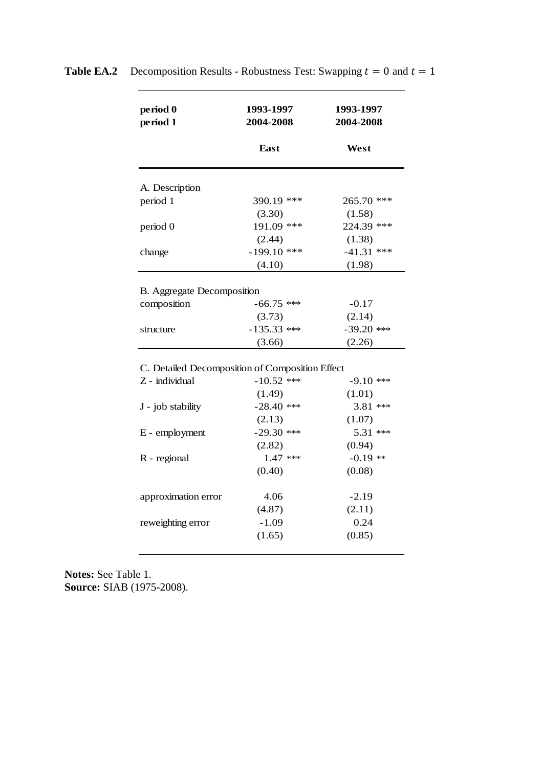**Table EA.2** Decomposition Results - Robustness Test: Swapping $t = 0$ and $t = 1$

| **period 0** | **1993-1997** | **1993-1997** |
|---|---|---|
| **period 1** | **2004-2008** | **2004-2008** |
| | **East** | **West** |
| A. Description | | |
| period 1 | 390.19 *** | 265.70 *** |
| | (3.30) | (1.58) |
| period 0 | 191.09 *** | 224.39 *** |
| | (2.44) | (1.38) |
| change | -199.10 *** | -41.31 *** |
| | (4.10) | (1.98) |
| B. Aggregate Decomposition | | |
| composition | -66.75 *** | -0.17 |
| | (3.73) | (2.14) |
| structure | -135.33 *** | -39.20 *** |
| | (3.66) | (2.26) |
| C. Detailed Decomposition of Composition Effect | | |
| Z - individual | -10.52 *** | -9.10 *** |
| | (1.49) | (1.01) |
| J - job stability | -28.40 *** | 3.81 *** |
| | (2.13) | (1.07) |
| E - employment | -29.30 *** | 5.31 *** |
| | (2.82) | (0.94) |
| R - regional | 1.47 *** | -0.19 ** |
| | (0.40) | (0.08) |
| approximation error | 4.06 | -2.19 |
| | (4.87) | (2.11) |
| reweighting error | -1.09 | 0.24 |
| | (1.65) | (0.85) |

**Notes:** See Table 1.
**Source:** SIAB (1975-2008).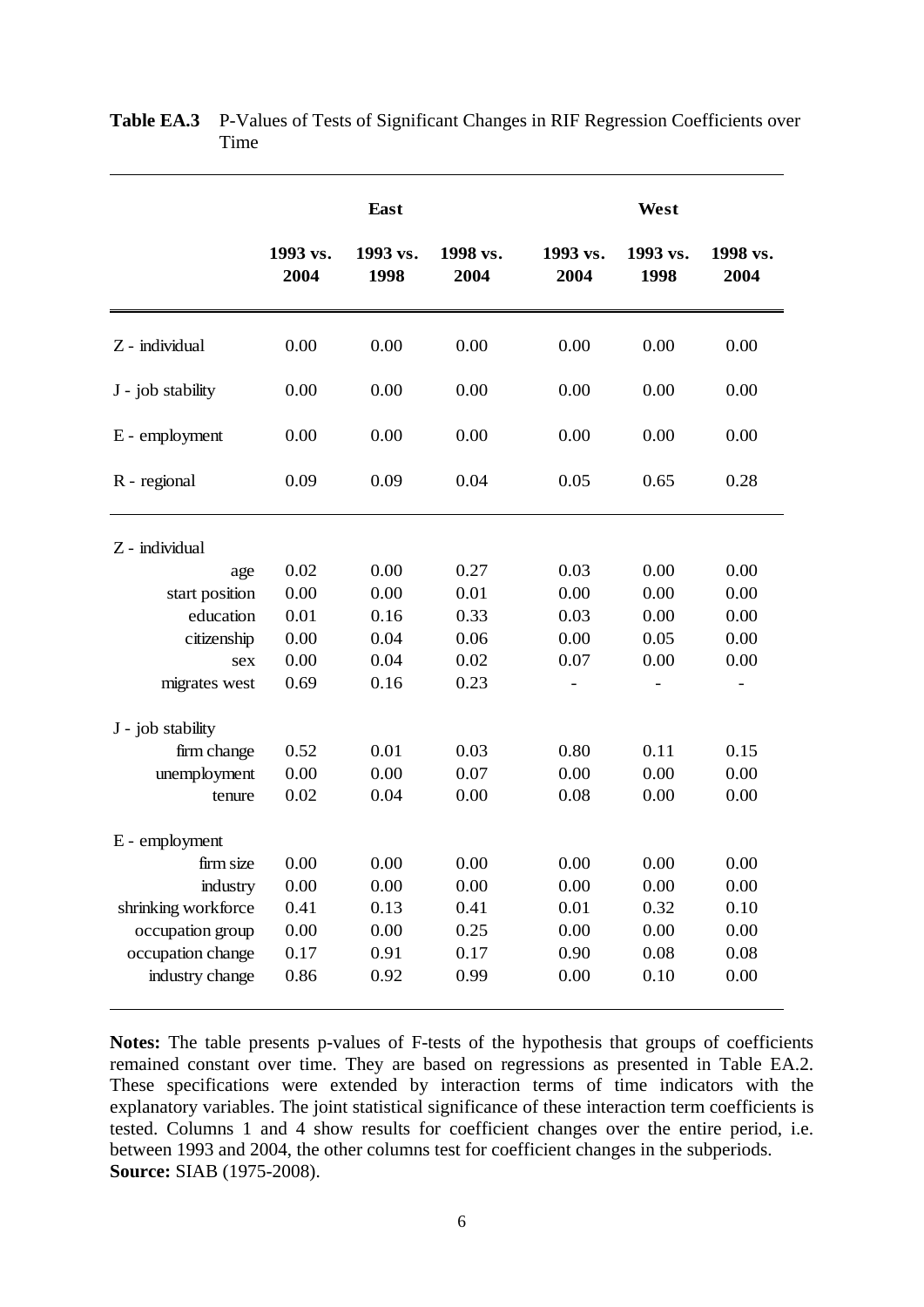**Table EA.3** P-Values of Tests of Significant Changes in RIF Regression Coefficients over Time

| | East | | | West | | |
|---|---|---|---|---|---|---|
| | 1993 vs. 2004 | 1993 vs. 1998 | 1998 vs. 2004 | 1993 vs. 2004 | 1993 vs. 1998 | 1998 vs. 2004 |
| Z - individual | 0.00 | 0.00 | 0.00 | 0.00 | 0.00 | 0.00 |
| J - job stability | 0.00 | 0.00 | 0.00 | 0.00 | 0.00 | 0.00 |
| E - employment | 0.00 | 0.00 | 0.00 | 0.00 | 0.00 | 0.00 |
| R - regional | 0.09 | 0.09 | 0.04 | 0.05 | 0.65 | 0.28 |
| Z - individual | | | | | | |
| age | 0.02 | 0.00 | 0.27 | 0.03 | 0.00 | 0.00 |
| start position | 0.00 | 0.00 | 0.01 | 0.00 | 0.00 | 0.00 |
| education | 0.01 | 0.16 | 0.33 | 0.03 | 0.00 | 0.00 |
| citizenship | 0.00 | 0.04 | 0.06 | 0.00 | 0.05 | 0.00 |
| sex | 0.00 | 0.04 | 0.02 | 0.07 | 0.00 | 0.00 |
| migrates west | 0.69 | 0.16 | 0.23 | - | - | - |
| J - job stability | | | | | | |
| firm change | 0.52 | 0.01 | 0.03 | 0.80 | 0.11 | 0.15 |
| unemployment | 0.00 | 0.00 | 0.07 | 0.00 | 0.00 | 0.00 |
| tenure | 0.02 | 0.04 | 0.00 | 0.08 | 0.00 | 0.00 |
| E - employment | | | | | | |
| firm size | 0.00 | 0.00 | 0.00 | 0.00 | 0.00 | 0.00 |
| industry | 0.00 | 0.00 | 0.00 | 0.00 | 0.00 | 0.00 |
| shrinking workforce | 0.41 | 0.13 | 0.41 | 0.01 | 0.32 | 0.10 |
| occupation group | 0.00 | 0.00 | 0.25 | 0.00 | 0.00 | 0.00 |
| occupation change | 0.17 | 0.91 | 0.17 | 0.90 | 0.08 | 0.08 |
| industry change | 0.86 | 0.92 | 0.99 | 0.00 | 0.10 | 0.00 |

**Notes:** The table presents p-values of F-tests of the hypothesis that groups of coefficients remained constant over time. They are based on regressions as presented in Table EA.2. These specifications were extended by interaction terms of time indicators with the explanatory variables. The joint statistical significance of these interaction term coefficients is tested. Columns 1 and 4 show results for coefficient changes over the entire period, i.e. between 1993 and 2004, the other columns test for coefficient changes in the subperiods.
**Source:** SIAB (1975-2008).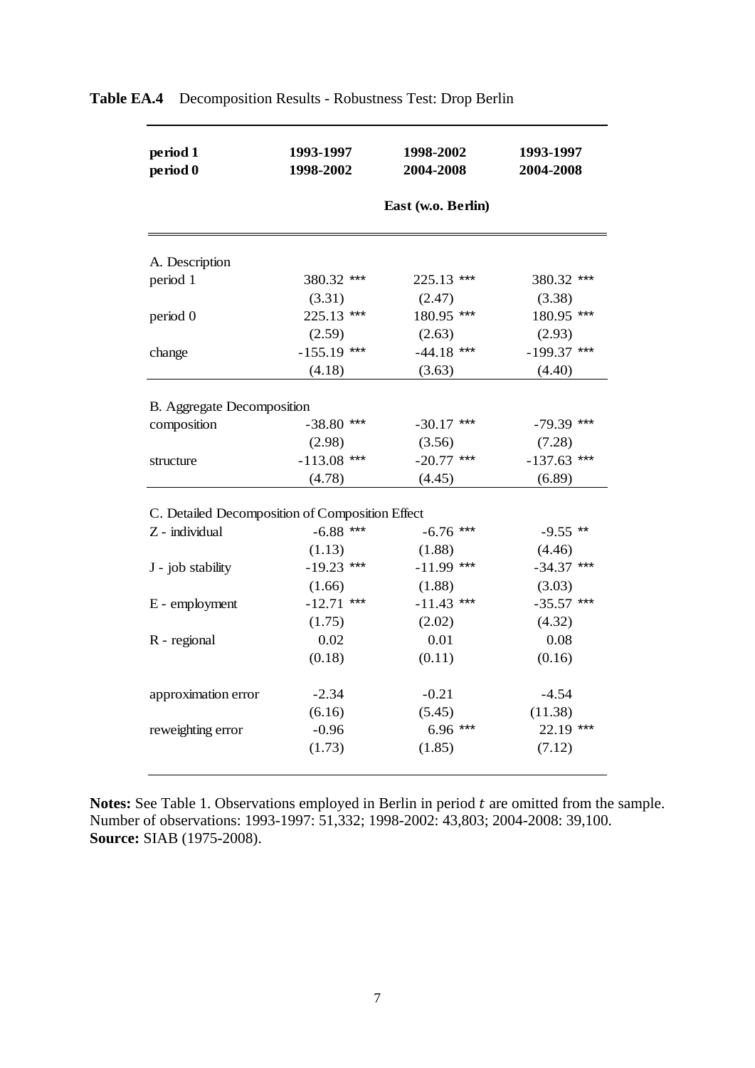**Table EA.4** Decomposition Results - Robustness Test: Drop Berlin

| **period 1** | **1993-1997** | **1998-2002** | **1993-1997** |
|---|---|---|---|
| **period 0** | **1998-2002** | **2004-2008** | **2004-2008** |
| | | **East (w.o. Berlin)** | |
| A. Description | | | |
| period 1 | 380.32 *** | 225.13 *** | 380.32 *** |
| | (3.31) | (2.47) | (3.38) |
| period 0 | 225.13 *** | 180.95 *** | 180.95 *** |
| | (2.59) | (2.63) | (2.93) |
| change | -155.19 *** | -44.18 *** | -199.37 *** |
| | (4.18) | (3.63) | (4.40) |
| B. Aggregate Decomposition | | | |
| composition | -38.80 *** | -30.17 *** | -79.39 *** |
| | (2.98) | (3.56) | (7.28) |
| structure | -113.08 *** | -20.77 *** | -137.63 *** |
| | (4.78) | (4.45) | (6.89) |
| C. Detailed Decomposition of Composition Effect | | | |
| Z - individual | -6.88 *** | -6.76 *** | -9.55 ** |
| | (1.13) | (1.88) | (4.46) |
| J - job stability | -19.23 *** | -11.99 *** | -34.37 *** |
| | (1.66) | (1.88) | (3.03) |
| E - employment | -12.71 *** | -11.43 *** | -35.57 *** |
| | (1.75) | (2.02) | (4.32) |
| R - regional | 0.02 | 0.01 | 0.08 |
| | (0.18) | (0.11) | (0.16) |
| approximation error | -2.34 | -0.21 | -4.54 |
| | (6.16) | (5.45) | (11.38) |
| reweighting error | -0.96 | 6.96 *** | 22.19 *** |
| | (1.73) | (1.85) | (7.12) |

**Notes:** See Table 1. Observations employed in Berlin in period $t$ are omitted from the sample. Number of observations: 1993-1997: 51,332; 1998-2002: 43,803; 2004-2008: 39,100.
**Source:** SIAB (1975-2008).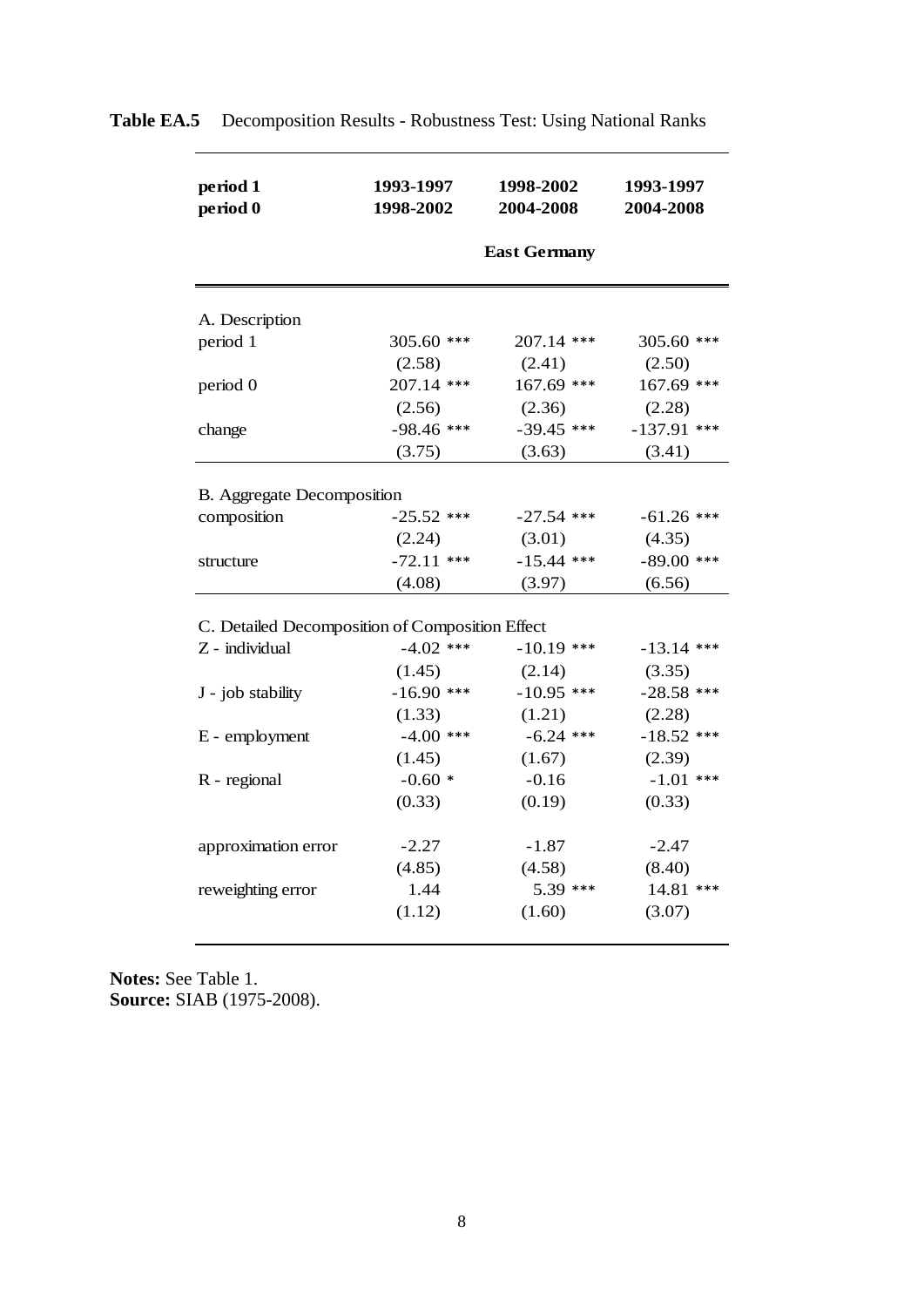**Table EA.5** Decomposition Results - Robustness Test: Using National Ranks

| period 1 | 1993-1997 | 1998-2002 | 1993-1997 |
|---|---|---|---|
| period 0 | 1998-2002 | 2004-2008 | 2004-2008 |
| | | East Germany | |
| A. Description | | | |
| period 1 | 305.60 *** | 207.14 *** | 305.60 *** |
| | (2.58) | (2.41) | (2.50) |
| period 0 | 207.14 *** | 167.69 *** | 167.69 *** |
| | (2.56) | (2.36) | (2.28) |
| change | -98.46 *** | -39.45 *** | -137.91 *** |
| | (3.75) | (3.63) | (3.41) |
| B. Aggregate Decomposition | | | |
| composition | -25.52 *** | -27.54 *** | -61.26 *** |
| | (2.24) | (3.01) | (4.35) |
| structure | -72.11 *** | -15.44 *** | -89.00 *** |
| | (4.08) | (3.97) | (6.56) |
| C. Detailed Decomposition of Composition Effect | | | |
| Z - individual | -4.02 *** | -10.19 *** | -13.14 *** |
| | (1.45) | (2.14) | (3.35) |
| J - job stability | -16.90 *** | -10.95 *** | -28.58 *** |
| | (1.33) | (1.21) | (2.28) |
| E - employment | -4.00 *** | -6.24 *** | -18.52 *** |
| | (1.45) | (1.67) | (2.39) |
| R - regional | -0.60 * | -0.16 | -1.01 *** |
| | (0.33) | (0.19) | (0.33) |
| approximation error | -2.27 | -1.87 | -2.47 |
| | (4.85) | (4.58) | (8.40) |
| reweighting error | 1.44 | 5.39 *** | 14.81 *** |
| | (1.12) | (1.60) | (3.07) |

**Notes:** See Table 1.
**Source:** SIAB (1975-2008).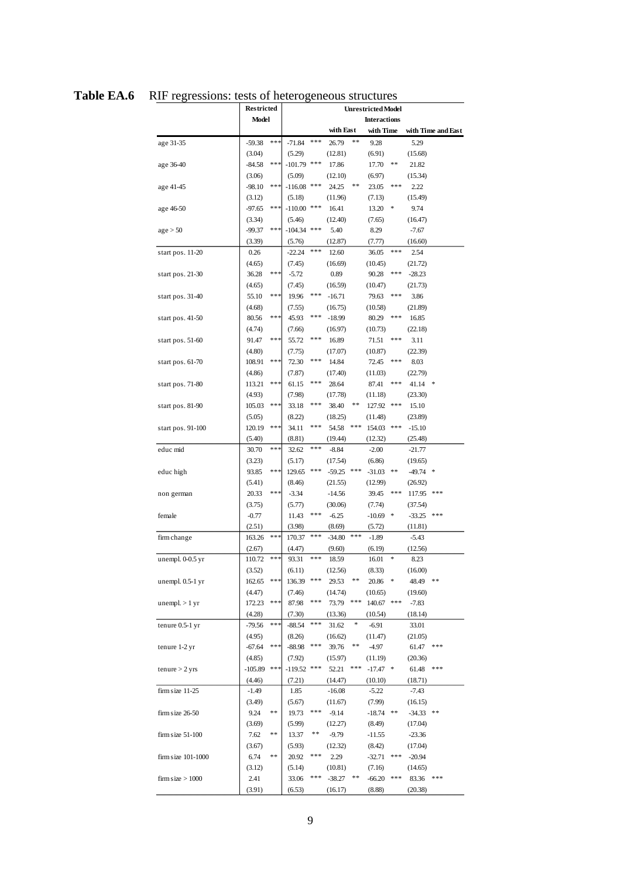**Table EA.6** RIF regressions: tests of heterogeneous structures

| | Restricted Model | Unrestricted Model | | | |
|---|---|---|---|---|---|
| | | | Interactions | | |
| | | | with East | with Time | with Time and East |
| age 31-35 | -59.38 *** | -71.84 *** | 26.79 ** | 9.28 | 5.29 |
| | (3.04) | (5.29) | (12.81) | (6.91) | (15.68) |
| age 36-40 | -84.58 *** | -101.79 *** | 17.86 | 17.70 ** | 21.82 |
| | (3.06) | (5.09) | (12.10) | (6.97) | (15.34) |
| age 41-45 | -98.10 *** | -116.08 *** | 24.25 ** | 23.05 *** | 2.22 |
| | (3.12) | (5.18) | (11.96) | (7.13) | (15.49) |
| age 46-50 | -97.65 *** | -110.00 *** | 16.41 | 13.20 * | 9.74 |
| | (3.34) | (5.46) | (12.40) | (7.65) | (16.47) |
| age > 50 | -99.37 *** | -104.34 *** | 5.40 | 8.29 | -7.67 |
| | (3.39) | (5.76) | (12.87) | (7.77) | (16.60) |
| start pos. 11-20 | 0.26 | -22.24 *** | 12.60 | 36.05 *** | 2.54 |
| | (4.65) | (7.45) | (16.69) | (10.45) | (21.72) |
| start pos. 21-30 | 36.28 *** | -5.72 | 0.89 | 90.28 *** | -28.23 |
| | (4.65) | (7.45) | (16.59) | (10.47) | (21.73) |
| start pos. 31-40 | 55.10 *** | 19.96 *** | -16.71 | 79.63 *** | 3.86 |
| | (4.68) | (7.55) | (16.75) | (10.58) | (21.89) |
| start pos. 41-50 | 80.56 *** | 45.93 *** | -18.99 | 80.29 *** | 16.85 |
| | (4.74) | (7.66) | (16.97) | (10.73) | (22.18) |
| start pos. 51-60 | 91.47 *** | 55.72 *** | 16.89 | 71.51 *** | 3.11 |
| | (4.80) | (7.75) | (17.07) | (10.87) | (22.39) |
| start pos. 61-70 | 108.91 *** | 72.30 *** | 14.84 | 72.45 *** | 8.03 |
| | (4.86) | (7.87) | (17.40) | (11.03) | (22.79) |
| start pos. 71-80 | 113.21 *** | 61.15 *** | 28.64 | 87.41 *** | 41.14 * |
| | (4.93) | (7.98) | (17.78) | (11.18) | (23.30) |
| start pos. 81-90 | 105.03 *** | 33.18 *** | 38.40 ** | 127.92 *** | 15.10 |
| | (5.05) | (8.22) | (18.25) | (11.48) | (23.89) |
| start pos. 91-100 | 120.19 *** | 34.11 *** | 54.58 *** | 154.03 *** | -15.10 |
| | (5.40) | (8.81) | (19.44) | (12.32) | (25.48) |
| educ mid | 30.70 *** | 32.62 *** | -8.84 | -2.00 | -21.77 |
| | (3.23) | (5.17) | (17.54) | (6.86) | (19.65) |
| educ high | 93.85 *** | 129.65 *** | -59.25 *** | -31.03 ** | -49.74 * |
| | (5.41) | (8.46) | (21.55) | (12.99) | (26.92) |
| non german | 20.33 *** | -3.34 | -14.56 | 39.45 *** | 117.95 *** |
| | (3.75) | (5.77) | (30.06) | (7.74) | (37.54) |
| female | -0.77 | 11.43 *** | -6.25 | -10.69 * | -33.25 *** |
| | (2.51) | (3.98) | (8.69) | (5.72) | (11.81) |
| firm change | 163.26 *** | 170.37 *** | -34.80 *** | -1.89 | -5.43 |
| | (2.67) | (4.47) | (9.60) | (6.19) | (12.56) |
| unempl. 0-0.5 yr | 110.72 *** | 93.31 *** | 18.59 | 16.01 * | 8.23 |
| | (3.52) | (6.11) | (12.56) | (8.33) | (16.00) |
| unempl. 0.5-1 yr | 162.65 *** | 136.39 *** | 29.53 ** | 20.86 * | 48.49 ** |
| | (4.47) | (7.46) | (14.74) | (10.65) | (19.60) |
| unempl. > 1 yr | 172.23 *** | 87.98 *** | 73.79 *** | 140.67 *** | -7.83 |
| | (4.28) | (7.30) | (13.36) | (10.54) | (18.14) |
| tenure 0.5-1 yr | -79.56 *** | -88.54 *** | 31.62 * | -6.91 | 33.01 |
| | (4.95) | (8.26) | (16.62) | (11.47) | (21.05) |
| tenure 1-2 yr | -67.64 *** | -88.98 *** | 39.76 ** | -4.97 | 61.47 *** |
| | (4.85) | (7.92) | (15.97) | (11.19) | (20.36) |
| tenure > 2 yrs | -105.89 *** | -119.52 *** | 52.21 *** | -17.47 * | 61.48 *** |
| | (4.46) | (7.21) | (14.47) | (10.10) | (18.71) |
| firm size 11-25 | -1.49 | 1.85 | -16.08 | -5.22 | -7.43 |
| | (3.49) | (5.67) | (11.67) | (7.99) | (16.15) |
| firm size 26-50 | 9.24 ** | 19.73 *** | -9.14 | -18.74 ** | -34.33 ** |
| | (3.69) | (5.99) | (12.27) | (8.49) | (17.04) |
| firm size 51-100 | 7.62 ** | 13.37 ** | -9.79 | -11.55 | -23.36 |
| | (3.67) | (5.93) | (12.32) | (8.42) | (17.04) |
| firm size 101-1000 | 6.74 ** | 20.92 *** | 2.29 | -32.71 *** | -20.94 |
| | (3.12) | (5.14) | (10.81) | (7.16) | (14.65) |
| firm size > 1000 | 2.41 | 33.06 *** | -38.27 ** | -66.20 *** | 83.36 *** |
| | (3.91) | (6.53) | (16.17) | (8.88) | (20.38) |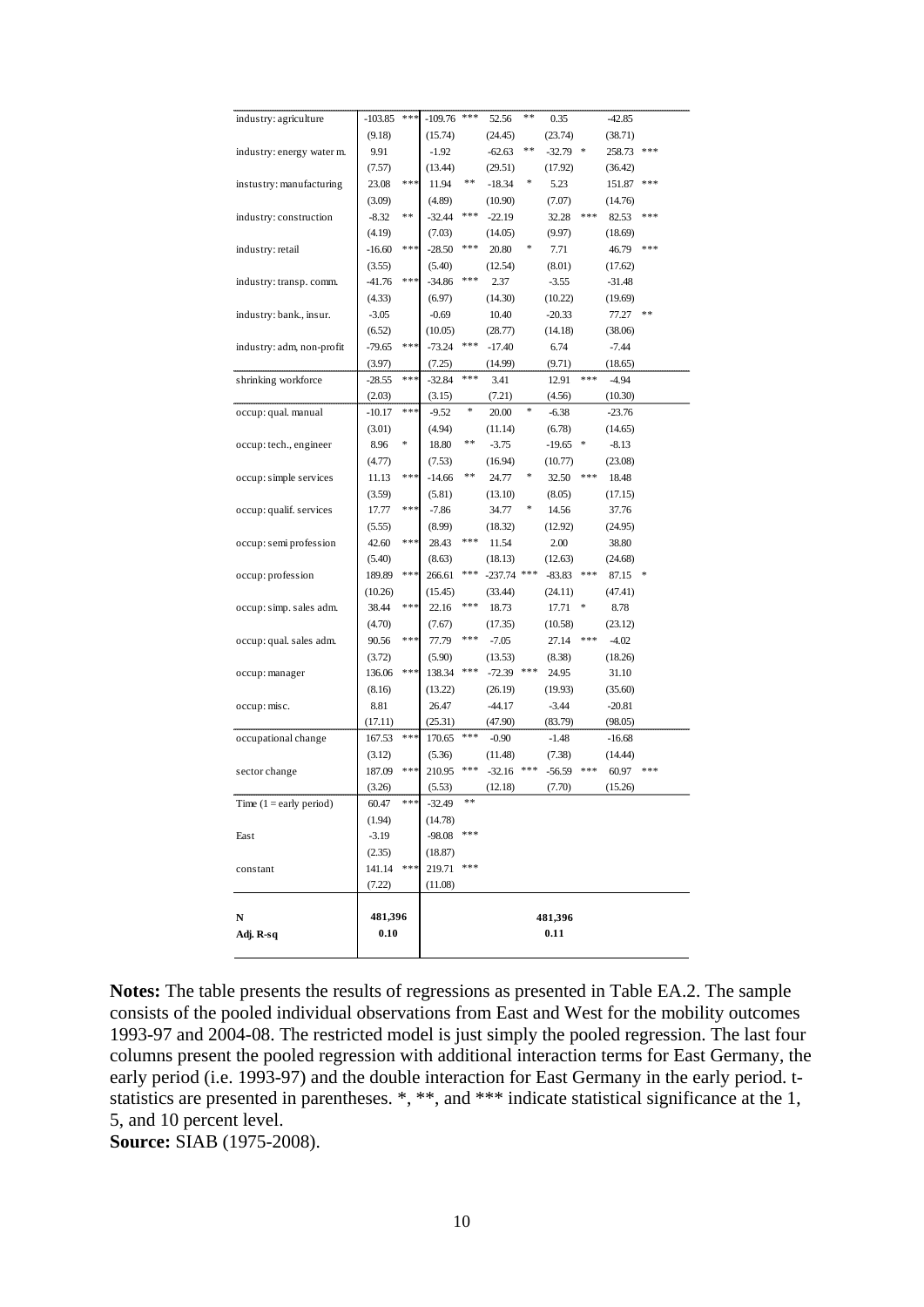| | | | | | |
|---|---|---|---|---|---|
| industry: agriculture | -103.85 *** | -109.76 *** | 52.56 ** | 0.35 | -42.85 |
| | (9.18) | (15.74) | (24.45) | (23.74) | (38.71) |
| industry: energy water m. | 9.91 | -1.92 | -62.63 ** | -32.79 * | 258.73 *** |
| | (7.57) | (13.44) | (29.51) | (17.92) | (36.42) |
| instustry: manufacturing | 23.08 *** | 11.94 ** | -18.34 * | 5.23 | 151.87 *** |
| | (3.09) | (4.89) | (10.90) | (7.07) | (14.76) |
| industry: construction | -8.32 ** | -32.44 *** | -22.19 | 32.28 *** | 82.53 *** |
| | (4.19) | (7.03) | (14.05) | (9.97) | (18.69) |
| industry: retail | -16.60 *** | -28.50 *** | 20.80 * | 7.71 | 46.79 *** |
| | (3.55) | (5.40) | (12.54) | (8.01) | (17.62) |
| industry: transp. comm. | -41.76 *** | -34.86 *** | 2.37 | -3.55 | -31.48 |
| | (4.33) | (6.97) | (14.30) | (10.22) | (19.69) |
| industry: bank., insur. | -3.05 | -0.69 | 10.40 | -20.33 | 77.27 ** |
| | (6.52) | (10.05) | (28.77) | (14.18) | (38.06) |
| industry: adm, non-profit | -79.65 *** | -73.24 *** | -17.40 | 6.74 | -7.44 |
| | (3.97) | (7.25) | (14.99) | (9.71) | (18.65) |
| shrinking workforce | -28.55 *** | -32.84 *** | 3.41 | 12.91 *** | -4.94 |
| | (2.03) | (3.15) | (7.21) | (4.56) | (10.30) |
| occup: qual. manual | -10.17 *** | -9.52 * | 20.00 * | -6.38 | -23.76 |
| | (3.01) | (4.94) | (11.14) | (6.78) | (14.65) |
| occup: tech., engineer | 8.96 * | 18.80 ** | -3.75 | -19.65 * | -8.13 |
| | (4.77) | (7.53) | (16.94) | (10.77) | (23.08) |
| occup: simple services | 11.13 *** | -14.66 ** | 24.77 * | 32.50 *** | 18.48 |
| | (3.59) | (5.81) | (13.10) | (8.05) | (17.15) |
| occup: qualif. services | 17.77 *** | -7.86 | 34.77 * | 14.56 | 37.76 |
| | (5.55) | (8.99) | (18.32) | (12.92) | (24.95) |
| occup: semi profession | 42.60 *** | 28.43 *** | 11.54 | 2.00 | 38.80 |
| | (5.40) | (8.63) | (18.13) | (12.63) | (24.68) |
| occup: profession | 189.89 *** | 266.61 *** | -237.74 *** | -83.83 *** | 87.15 * |
| | (10.26) | (15.45) | (33.44) | (24.11) | (47.41) |
| occup: simp. sales adm. | 38.44 *** | 22.16 *** | 18.73 | 17.71 * | 8.78 |
| | (4.70) | (7.67) | (17.35) | (10.58) | (23.12) |
| occup: qual. sales adm. | 90.56 *** | 77.79 *** | -7.05 | 27.14 *** | -4.02 |
| | (3.72) | (5.90) | (13.53) | (8.38) | (18.26) |
| occup: manager | 136.06 *** | 138.34 *** | -72.39 *** | 24.95 | 31.10 |
| | (8.16) | (13.22) | (26.19) | (19.93) | (35.60) |
| occup: misc. | 8.81 | 26.47 | -44.17 | -3.44 | -20.81 |
| | (17.11) | (25.31) | (47.90) | (83.79) | (98.05) |
| occupational change | 167.53 *** | 170.65 *** | -0.90 | -1.48 | -16.68 |
| | (3.12) | (5.36) | (11.48) | (7.38) | (14.44) |
| sector change | 187.09 *** | 210.95 *** | -32.16 *** | -56.59 *** | 60.97 *** |
| | (3.26) | (5.53) | (12.18) | (7.70) | (15.26) |
| Time (1 = early period) | 60.47 *** | -32.49 ** | | | |
| | (1.94) | (14.78) | | | |
| East | -3.19 | -98.08 *** | | | |
| | (2.35) | (18.87) | | | |
| constant | 141.14 *** | 219.71 *** | | | |
| | (7.22) | (11.08) | | | |
| **N** | **481,396** | | | **481,396** | |
| **Adj. R-sq** | **0.10** | | | **0.11** | |

**Notes:** The table presents the results of regressions as presented in Table EA.2. The sample consists of the pooled individual observations from East and West for the mobility outcomes 1993-97 and 2004-08. The restricted model is just simply the pooled regression. The last four columns present the pooled regression with additional interaction terms for East Germany, the early period (i.e. 1993-97) and the double interaction for East Germany in the early period. t-statistics are presented in parentheses. *, **, and *** indicate statistical significance at the 1, 5, and 10 percent level.
**Source:** SIAB (1975-2008).